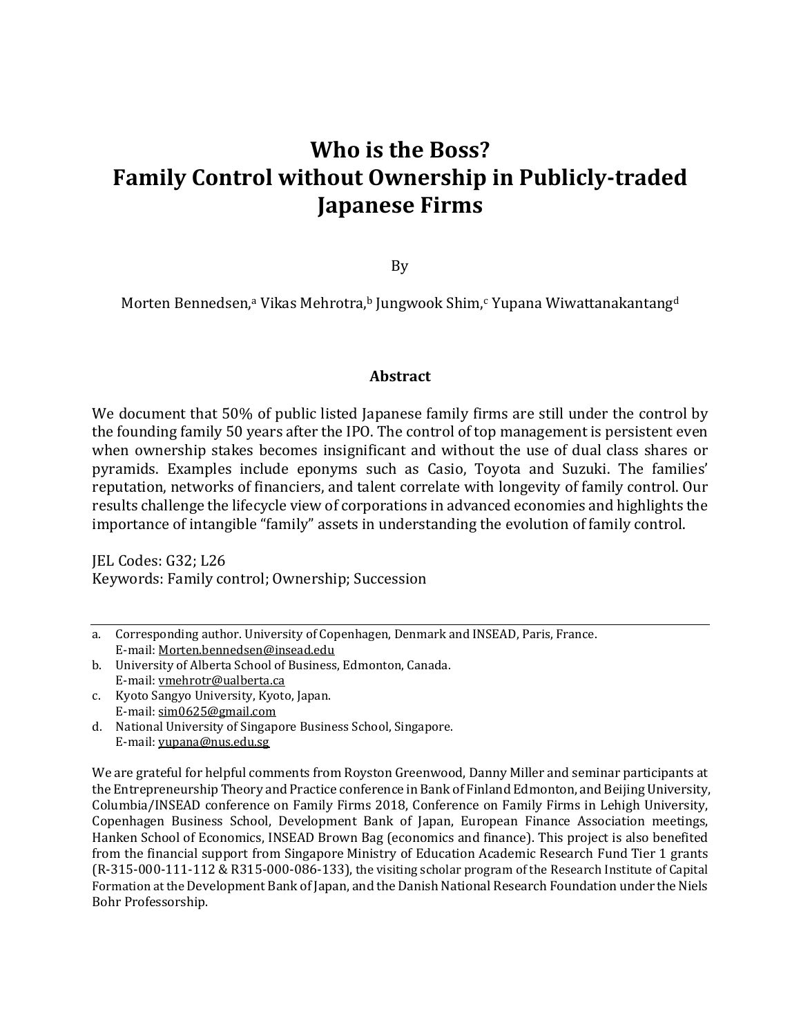# Who is the Boss?
# Family Control without Ownership in Publicly-traded Japanese Firms

By

Morten Bennedsen,[a] Vikas Mehrotra,[b] Jungwook Shim,[c] Yupana Wiwattanakantang[d]

## Abstract

We document that 50% of public listed Japanese family firms are still under the control by the founding family 50 years after the IPO. The control of top management is persistent even when ownership stakes becomes insignificant and without the use of dual class shares or pyramids. Examples include eponyms such as Casio, Toyota and Suzuki. The families' reputation, networks of financiers, and talent correlate with longevity of family control. Our results challenge the lifecycle view of corporations in advanced economies and highlights the importance of intangible "family" assets in understanding the evolution of family control.

JEL Codes: G32; L26
Keywords: Family control; Ownership; Succession

---

a. Corresponding author. University of Copenhagen, Denmark and INSEAD, Paris, France.
E-mail: Morten.bennedsen@insead.edu

b. University of Alberta School of Business, Edmonton, Canada.
E-mail: vmehrotr@ualberta.ca

c. Kyoto Sangyo University, Kyoto, Japan.
E-mail: sim0625@gmail.com

d. National University of Singapore Business School, Singapore.
E-mail: yupana@nus.edu.sg

We are grateful for helpful comments from Royston Greenwood, Danny Miller and seminar participants at the Entrepreneurship Theory and Practice conference in Bank of Finland Edmonton, and Beijing University, Columbia/INSEAD conference on Family Firms 2018, Conference on Family Firms in Lehigh University, Copenhagen Business School, Development Bank of Japan, European Finance Association meetings, Hanken School of Economics, INSEAD Brown Bag (economics and finance). This project is also benefited from the financial support from Singapore Ministry of Education Academic Research Fund Tier 1 grants (R-315-000-111-112 & R315-000-086-133), the visiting scholar program of the Research Institute of Capital Formation at the Development Bank of Japan, and the Danish National Research Foundation under the Niels Bohr Professorship.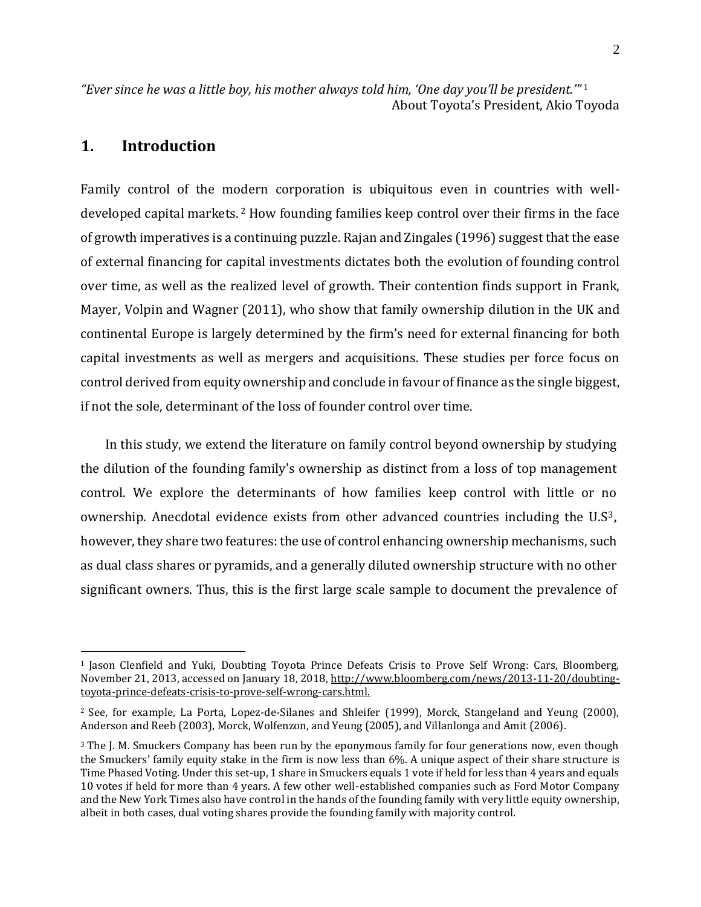*"Ever since he was a little boy, his mother always told him, 'One day you'll be president.'"*[1]
About Toyota's President, Akio Toyoda

## 1. Introduction

Family control of the modern corporation is ubiquitous even in countries with well-developed capital markets.[2] How founding families keep control over their firms in the face of growth imperatives is a continuing puzzle. Rajan and Zingales (1996) suggest that the ease of external financing for capital investments dictates both the evolution of founding control over time, as well as the realized level of growth. Their contention finds support in Frank, Mayer, Volpin and Wagner (2011), who show that family ownership dilution in the UK and continental Europe is largely determined by the firm's need for external financing for both capital investments as well as mergers and acquisitions. These studies per force focus on control derived from equity ownership and conclude in favour of finance as the single biggest, if not the sole, determinant of the loss of founder control over time.

In this study, we extend the literature on family control beyond ownership by studying the dilution of the founding family's ownership as distinct from a loss of top management control. We explore the determinants of how families keep control with little or no ownership. Anecdotal evidence exists from other advanced countries including the U.S[3], however, they share two features: the use of control enhancing ownership mechanisms, such as dual class shares or pyramids, and a generally diluted ownership structure with no other significant owners. Thus, this is the first large scale sample to document the prevalence of

---

[1] Jason Clenfield and Yuki, Doubting Toyota Prince Defeats Crisis to Prove Self Wrong: Cars, Bloomberg, November 21, 2013, accessed on January 18, 2018, http://www.bloomberg.com/news/2013-11-20/doubting-toyota-prince-defeats-crisis-to-prove-self-wrong-cars.html.

[2] See, for example, La Porta, Lopez-de-Silanes and Shleifer (1999), Morck, Stangeland and Yeung (2000), Anderson and Reeb (2003), Morck, Wolfenzon, and Yeung (2005), and Villanlonga and Amit (2006).

[3] The J. M. Smuckers Company has been run by the eponymous family for four generations now, even though the Smuckers' family equity stake in the firm is now less than 6%. A unique aspect of their share structure is Time Phased Voting. Under this set-up, 1 share in Smuckers equals 1 vote if held for less than 4 years and equals 10 votes if held for more than 4 years. A few other well-established companies such as Ford Motor Company and the New York Times also have control in the hands of the founding family with very little equity ownership, albeit in both cases, dual voting shares provide the founding family with majority control.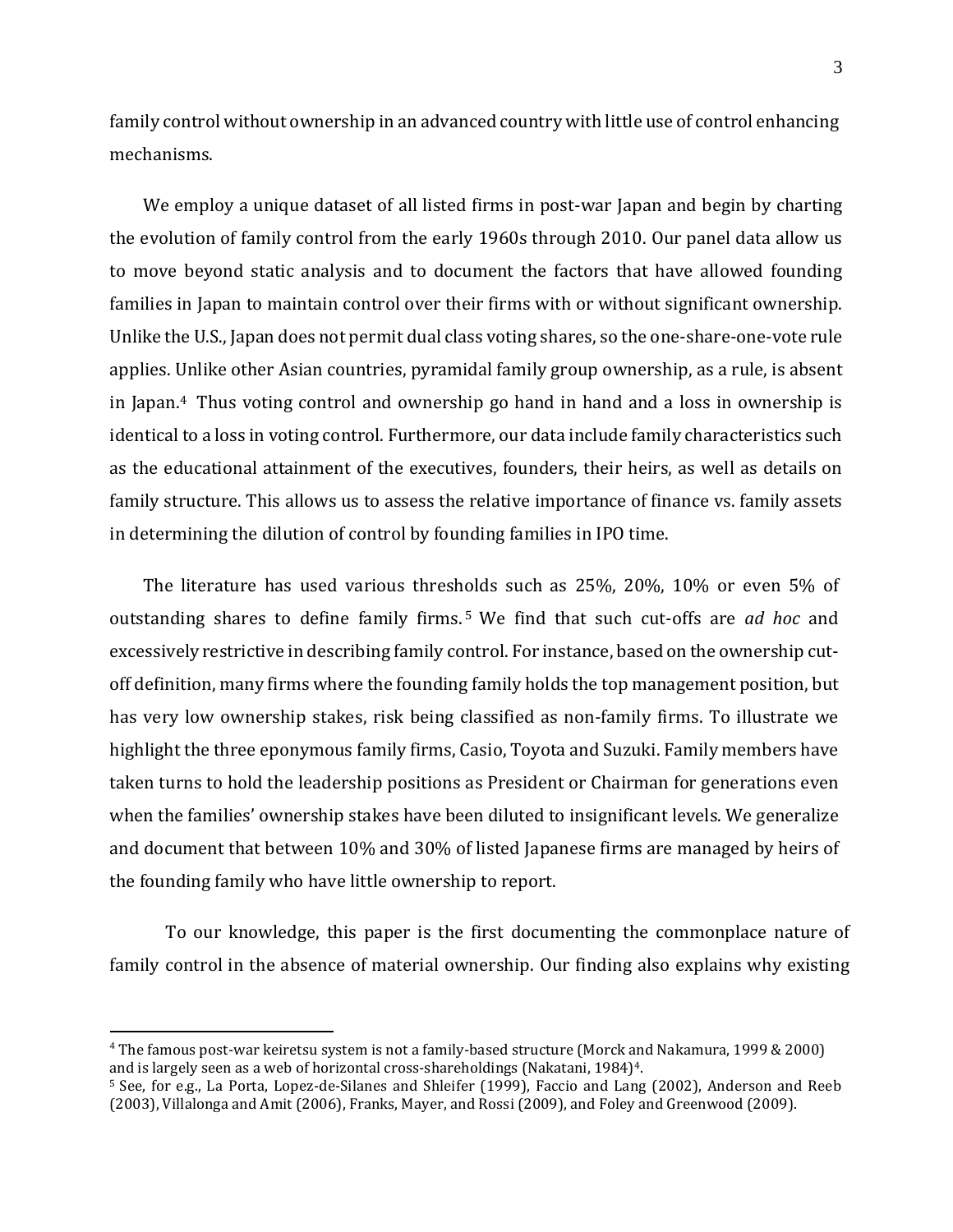family control without ownership in an advanced country with little use of control enhancing mechanisms.

We employ a unique dataset of all listed firms in post-war Japan and begin by charting the evolution of family control from the early 1960s through 2010. Our panel data allow us to move beyond static analysis and to document the factors that have allowed founding families in Japan to maintain control over their firms with or without significant ownership. Unlike the U.S., Japan does not permit dual class voting shares, so the one-share-one-vote rule applies. Unlike other Asian countries, pyramidal family group ownership, as a rule, is absent in Japan.[4] Thus voting control and ownership go hand in hand and a loss in ownership is identical to a loss in voting control. Furthermore, our data include family characteristics such as the educational attainment of the executives, founders, their heirs, as well as details on family structure. This allows us to assess the relative importance of finance vs. family assets in determining the dilution of control by founding families in IPO time.

The literature has used various thresholds such as 25%, 20%, 10% or even 5% of outstanding shares to define family firms.[5] We find that such cut-offs are *ad hoc* and excessively restrictive in describing family control. For instance, based on the ownership cut-off definition, many firms where the founding family holds the top management position, but has very low ownership stakes, risk being classified as non-family firms. To illustrate we highlight the three eponymous family firms, Casio, Toyota and Suzuki. Family members have taken turns to hold the leadership positions as President or Chairman for generations even when the families' ownership stakes have been diluted to insignificant levels. We generalize and document that between 10% and 30% of listed Japanese firms are managed by heirs of the founding family who have little ownership to report.

To our knowledge, this paper is the first documenting the commonplace nature of family control in the absence of material ownership. Our finding also explains why existing

[4] The famous post-war keiretsu system is not a family-based structure (Morck and Nakamura, 1999 & 2000) and is largely seen as a web of horizontal cross-shareholdings (Nakatani, 1984)[4].

[5] See, for e.g., La Porta, Lopez-de-Silanes and Shleifer (1999), Faccio and Lang (2002), Anderson and Reeb (2003), Villalonga and Amit (2006), Franks, Mayer, and Rossi (2009), and Foley and Greenwood (2009).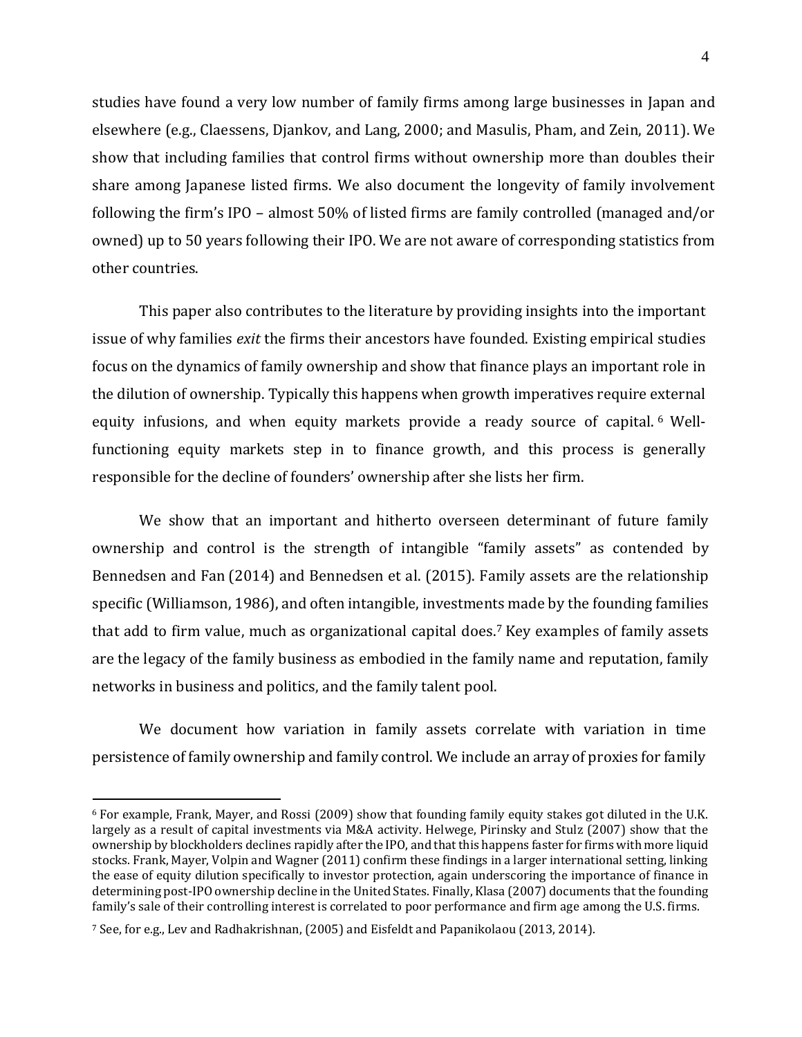studies have found a very low number of family firms among large businesses in Japan and elsewhere (e.g., Claessens, Djankov, and Lang, 2000; and Masulis, Pham, and Zein, 2011). We show that including families that control firms without ownership more than doubles their share among Japanese listed firms. We also document the longevity of family involvement following the firm's IPO – almost 50% of listed firms are family controlled (managed and/or owned) up to 50 years following their IPO. We are not aware of corresponding statistics from other countries.

This paper also contributes to the literature by providing insights into the important issue of why families *exit* the firms their ancestors have founded. Existing empirical studies focus on the dynamics of family ownership and show that finance plays an important role in the dilution of ownership. Typically this happens when growth imperatives require external equity infusions, and when equity markets provide a ready source of capital.[6] Well-functioning equity markets step in to finance growth, and this process is generally responsible for the decline of founders' ownership after she lists her firm.

We show that an important and hitherto overseen determinant of future family ownership and control is the strength of intangible "family assets" as contended by Bennedsen and Fan (2014) and Bennedsen et al. (2015). Family assets are the relationship specific (Williamson, 1986), and often intangible, investments made by the founding families that add to firm value, much as organizational capital does.[7] Key examples of family assets are the legacy of the family business as embodied in the family name and reputation, family networks in business and politics, and the family talent pool.

We document how variation in family assets correlate with variation in time persistence of family ownership and family control. We include an array of proxies for family

[6] For example, Frank, Mayer, and Rossi (2009) show that founding family equity stakes got diluted in the U.K. largely as a result of capital investments via M&A activity. Helwege, Pirinsky and Stulz (2007) show that the ownership by blockholders declines rapidly after the IPO, and that this happens faster for firms with more liquid stocks. Frank, Mayer, Volpin and Wagner (2011) confirm these findings in a larger international setting, linking the ease of equity dilution specifically to investor protection, again underscoring the importance of finance in determining post-IPO ownership decline in the United States. Finally, Klasa (2007) documents that the founding family's sale of their controlling interest is correlated to poor performance and firm age among the U.S. firms.

[7] See, for e.g., Lev and Radhakrishnan, (2005) and Eisfeldt and Papanikolaou (2013, 2014).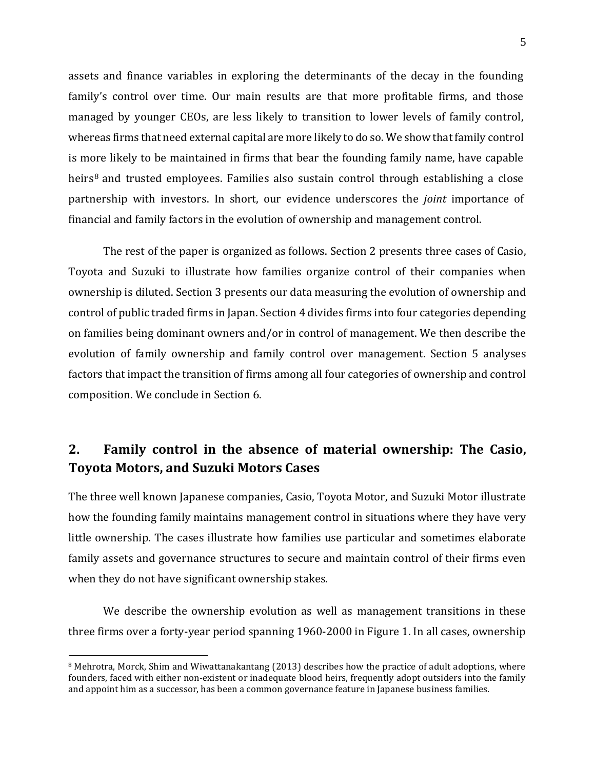assets and finance variables in exploring the determinants of the decay in the founding family's control over time. Our main results are that more profitable firms, and those managed by younger CEOs, are less likely to transition to lower levels of family control, whereas firms that need external capital are more likely to do so. We show that family control is more likely to be maintained in firms that bear the founding family name, have capable heirs[8] and trusted employees. Families also sustain control through establishing a close partnership with investors. In short, our evidence underscores the *joint* importance of financial and family factors in the evolution of ownership and management control.

The rest of the paper is organized as follows. Section 2 presents three cases of Casio, Toyota and Suzuki to illustrate how families organize control of their companies when ownership is diluted. Section 3 presents our data measuring the evolution of ownership and control of public traded firms in Japan. Section 4 divides firms into four categories depending on families being dominant owners and/or in control of management. We then describe the evolution of family ownership and family control over management. Section 5 analyses factors that impact the transition of firms among all four categories of ownership and control composition. We conclude in Section 6.

## 2. Family control in the absence of material ownership: The Casio, Toyota Motors, and Suzuki Motors Cases

The three well known Japanese companies, Casio, Toyota Motor, and Suzuki Motor illustrate how the founding family maintains management control in situations where they have very little ownership. The cases illustrate how families use particular and sometimes elaborate family assets and governance structures to secure and maintain control of their firms even when they do not have significant ownership stakes.

We describe the ownership evolution as well as management transitions in these three firms over a forty-year period spanning 1960-2000 in Figure 1. In all cases, ownership

[8] Mehrotra, Morck, Shim and Wiwattanakantang (2013) describes how the practice of adult adoptions, where founders, faced with either non-existent or inadequate blood heirs, frequently adopt outsiders into the family and appoint him as a successor, has been a common governance feature in Japanese business families.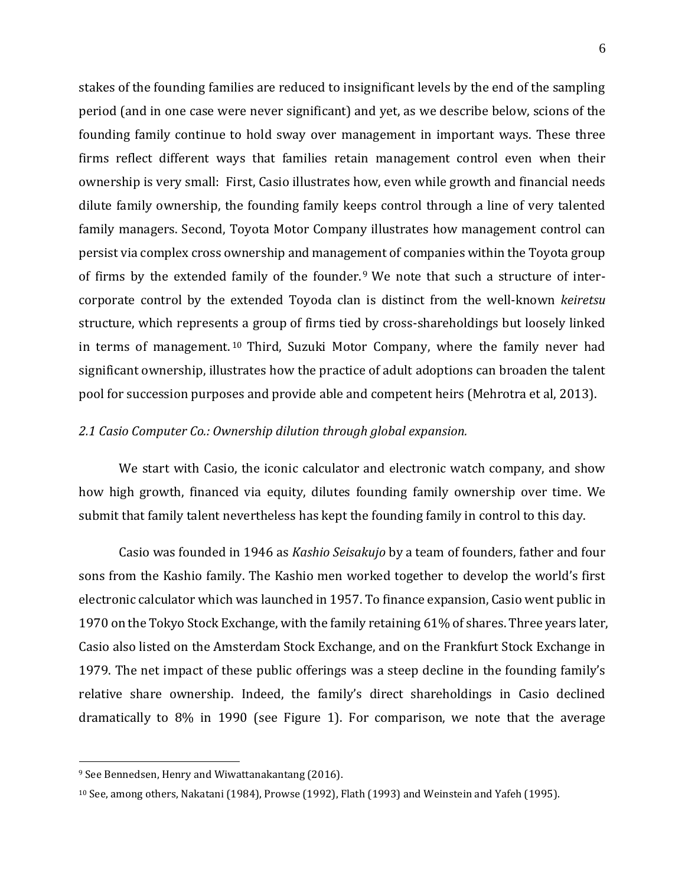stakes of the founding families are reduced to insignificant levels by the end of the sampling period (and in one case were never significant) and yet, as we describe below, scions of the founding family continue to hold sway over management in important ways. These three firms reflect different ways that families retain management control even when their ownership is very small: First, Casio illustrates how, even while growth and financial needs dilute family ownership, the founding family keeps control through a line of very talented family managers. Second, Toyota Motor Company illustrates how management control can persist via complex cross ownership and management of companies within the Toyota group of firms by the extended family of the founder.[9] We note that such a structure of inter-corporate control by the extended Toyoda clan is distinct from the well-known *keiretsu* structure, which represents a group of firms tied by cross-shareholdings but loosely linked in terms of management.[10] Third, Suzuki Motor Company, where the family never had significant ownership, illustrates how the practice of adult adoptions can broaden the talent pool for succession purposes and provide able and competent heirs (Mehrotra et al, 2013).

### *2.1 Casio Computer Co.: Ownership dilution through global expansion.*

We start with Casio, the iconic calculator and electronic watch company, and show how high growth, financed via equity, dilutes founding family ownership over time. We submit that family talent nevertheless has kept the founding family in control to this day.

Casio was founded in 1946 as *Kashio Seisakujo* by a team of founders, father and four sons from the Kashio family. The Kashio men worked together to develop the world's first electronic calculator which was launched in 1957. To finance expansion, Casio went public in 1970 on the Tokyo Stock Exchange, with the family retaining 61% of shares. Three years later, Casio also listed on the Amsterdam Stock Exchange, and on the Frankfurt Stock Exchange in 1979. The net impact of these public offerings was a steep decline in the founding family's relative share ownership. Indeed, the family's direct shareholdings in Casio declined dramatically to 8% in 1990 (see Figure 1). For comparison, we note that the average

---

[9] See Bennedsen, Henry and Wiwattanakantang (2016).

[10] See, among others, Nakatani (1984), Prowse (1992), Flath (1993) and Weinstein and Yafeh (1995).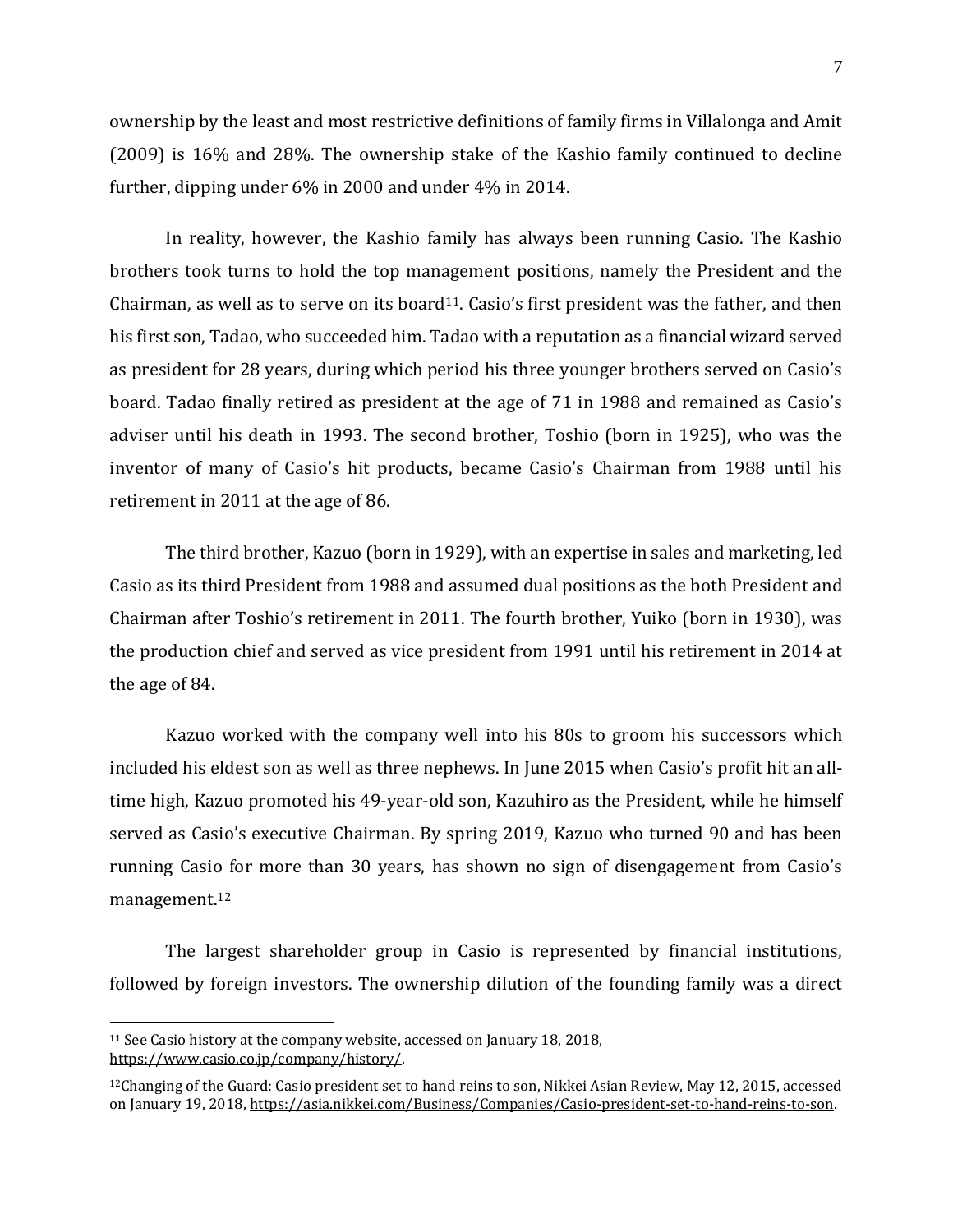ownership by the least and most restrictive definitions of family firms in Villalonga and Amit (2009) is 16% and 28%. The ownership stake of the Kashio family continued to decline further, dipping under 6% in 2000 and under 4% in 2014.

In reality, however, the Kashio family has always been running Casio. The Kashio brothers took turns to hold the top management positions, namely the President and the Chairman, as well as to serve on its board[11]. Casio's first president was the father, and then his first son, Tadao, who succeeded him. Tadao with a reputation as a financial wizard served as president for 28 years, during which period his three younger brothers served on Casio's board. Tadao finally retired as president at the age of 71 in 1988 and remained as Casio's adviser until his death in 1993. The second brother, Toshio (born in 1925), who was the inventor of many of Casio's hit products, became Casio's Chairman from 1988 until his retirement in 2011 at the age of 86.

The third brother, Kazuo (born in 1929), with an expertise in sales and marketing, led Casio as its third President from 1988 and assumed dual positions as the both President and Chairman after Toshio's retirement in 2011. The fourth brother, Yuiko (born in 1930), was the production chief and served as vice president from 1991 until his retirement in 2014 at the age of 84.

Kazuo worked with the company well into his 80s to groom his successors which included his eldest son as well as three nephews. In June 2015 when Casio's profit hit an all-time high, Kazuo promoted his 49-year-old son, Kazuhiro as the President, while he himself served as Casio's executive Chairman. By spring 2019, Kazuo who turned 90 and has been running Casio for more than 30 years, has shown no sign of disengagement from Casio's management.[12]

The largest shareholder group in Casio is represented by financial institutions, followed by foreign investors. The ownership dilution of the founding family was a direct

---

[11] See Casio history at the company website, accessed on January 18, 2018, https://www.casio.co.jp/company/history/.

[12] Changing of the Guard: Casio president set to hand reins to son, Nikkei Asian Review, May 12, 2015, accessed on January 19, 2018, https://asia.nikkei.com/Business/Companies/Casio-president-set-to-hand-reins-to-son.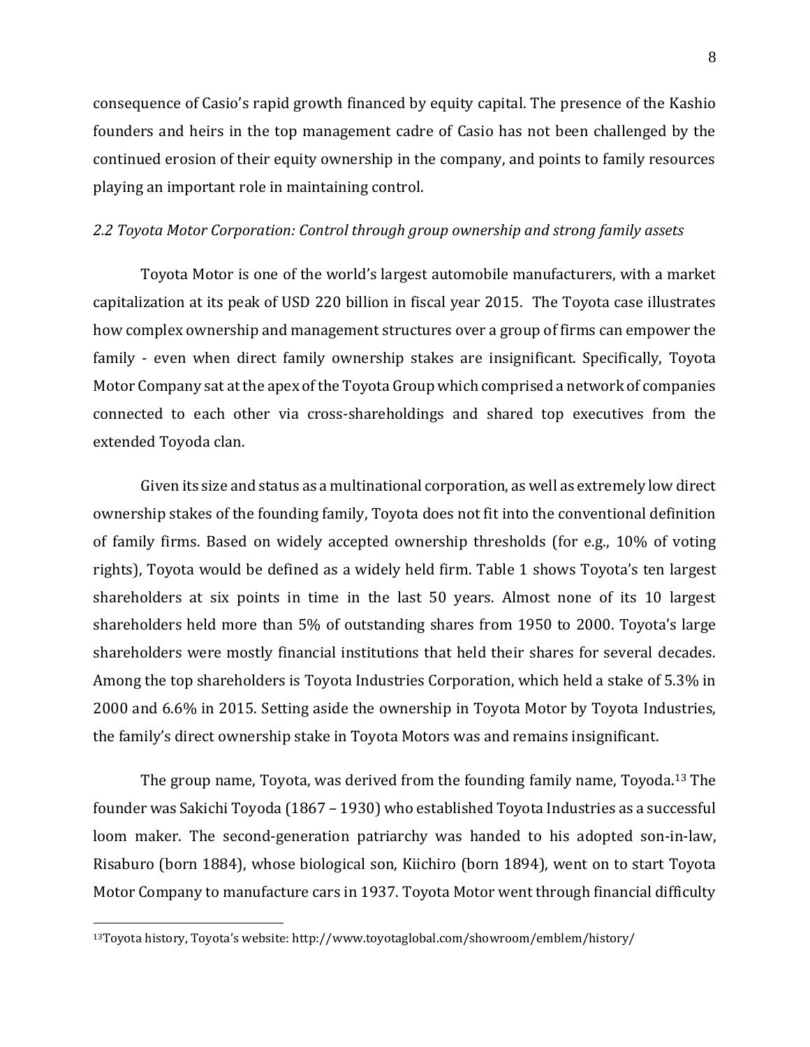consequence of Casio's rapid growth financed by equity capital. The presence of the Kashio founders and heirs in the top management cadre of Casio has not been challenged by the continued erosion of their equity ownership in the company, and points to family resources playing an important role in maintaining control.

### *2.2 Toyota Motor Corporation: Control through group ownership and strong family assets*

Toyota Motor is one of the world's largest automobile manufacturers, with a market capitalization at its peak of USD 220 billion in fiscal year 2015. The Toyota case illustrates how complex ownership and management structures over a group of firms can empower the family - even when direct family ownership stakes are insignificant. Specifically, Toyota Motor Company sat at the apex of the Toyota Group which comprised a network of companies connected to each other via cross-shareholdings and shared top executives from the extended Toyoda clan.

Given its size and status as a multinational corporation, as well as extremely low direct ownership stakes of the founding family, Toyota does not fit into the conventional definition of family firms. Based on widely accepted ownership thresholds (for e.g., 10% of voting rights), Toyota would be defined as a widely held firm. Table 1 shows Toyota's ten largest shareholders at six points in time in the last 50 years. Almost none of its 10 largest shareholders held more than 5% of outstanding shares from 1950 to 2000. Toyota's large shareholders were mostly financial institutions that held their shares for several decades. Among the top shareholders is Toyota Industries Corporation, which held a stake of 5.3% in 2000 and 6.6% in 2015. Setting aside the ownership in Toyota Motor by Toyota Industries, the family's direct ownership stake in Toyota Motors was and remains insignificant.

The group name, Toyota, was derived from the founding family name, Toyoda.[13] The founder was Sakichi Toyoda (1867 – 1930) who established Toyota Industries as a successful loom maker. The second-generation patriarchy was handed to his adopted son-in-law, Risaburo (born 1884), whose biological son, Kiichiro (born 1894), went on to start Toyota Motor Company to manufacture cars in 1937. Toyota Motor went through financial difficulty

[13] Toyota history, Toyota's website: http://www.toyotaglobal.com/showroom/emblem/history/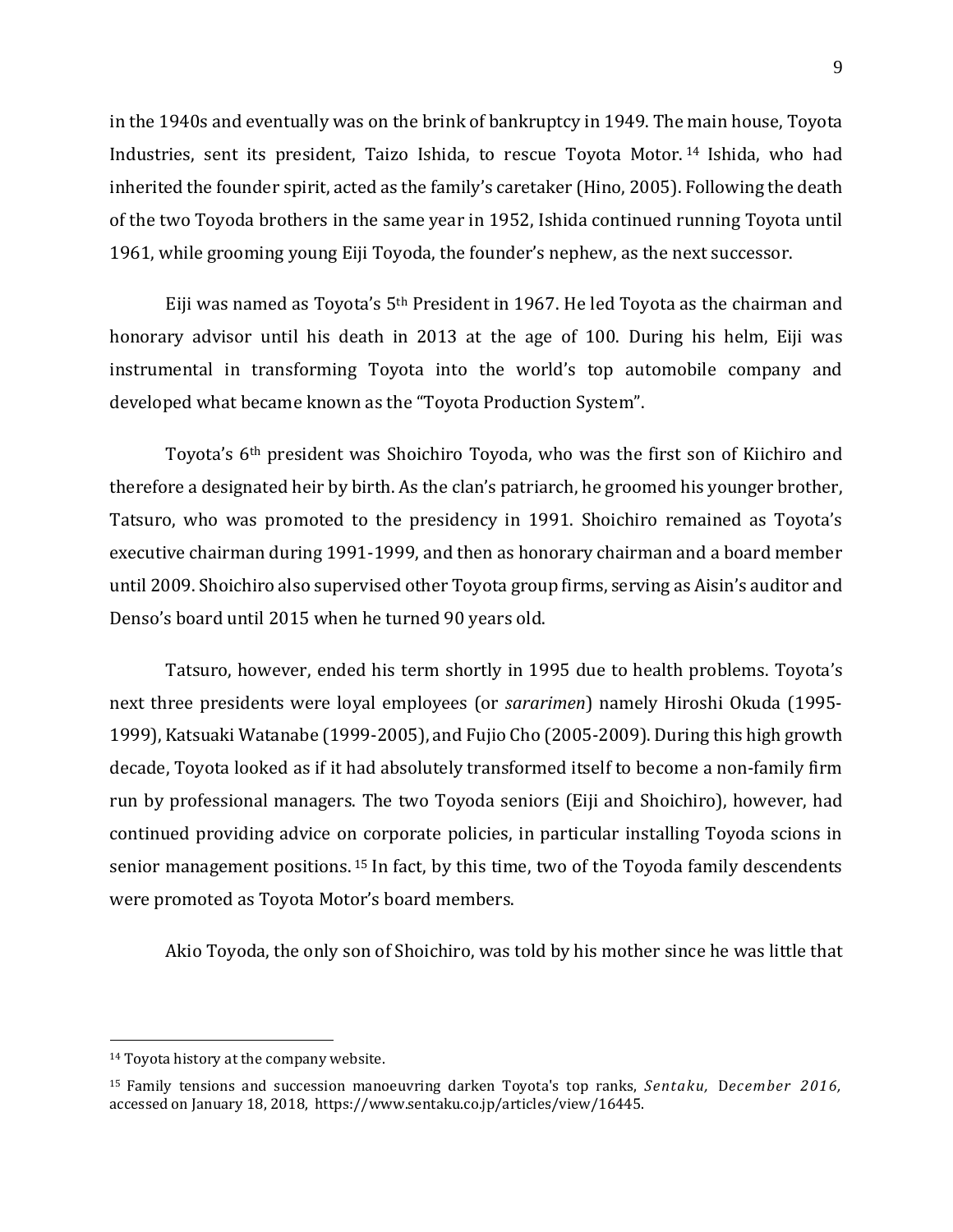in the 1940s and eventually was on the brink of bankruptcy in 1949. The main house, Toyota Industries, sent its president, Taizo Ishida, to rescue Toyota Motor.[14] Ishida, who had inherited the founder spirit, acted as the family's caretaker (Hino, 2005). Following the death of the two Toyoda brothers in the same year in 1952, Ishida continued running Toyota until 1961, while grooming young Eiji Toyoda, the founder's nephew, as the next successor.

Eiji was named as Toyota's 5th President in 1967. He led Toyota as the chairman and honorary advisor until his death in 2013 at the age of 100. During his helm, Eiji was instrumental in transforming Toyota into the world's top automobile company and developed what became known as the "Toyota Production System".

Toyota's 6th president was Shoichiro Toyoda, who was the first son of Kiichiro and therefore a designated heir by birth. As the clan's patriarch, he groomed his younger brother, Tatsuro, who was promoted to the presidency in 1991. Shoichiro remained as Toyota's executive chairman during 1991-1999, and then as honorary chairman and a board member until 2009. Shoichiro also supervised other Toyota group firms, serving as Aisin's auditor and Denso's board until 2015 when he turned 90 years old.

Tatsuro, however, ended his term shortly in 1995 due to health problems. Toyota's next three presidents were loyal employees (or *sararimen*) namely Hiroshi Okuda (1995-1999), Katsuaki Watanabe (1999-2005), and Fujio Cho (2005-2009). During this high growth decade, Toyota looked as if it had absolutely transformed itself to become a non-family firm run by professional managers. The two Toyoda seniors (Eiji and Shoichiro), however, had continued providing advice on corporate policies, in particular installing Toyoda scions in senior management positions.[15] In fact, by this time, two of the Toyoda family descendents were promoted as Toyota Motor's board members.

Akio Toyoda, the only son of Shoichiro, was told by his mother since he was little that

---

[14] Toyota history at the company website.

[15] Family tensions and succession manoeuvring darken Toyota's top ranks, *Sentaku, December 2016,* accessed on January 18, 2018, https://www.sentaku.co.jp/articles/view/16445.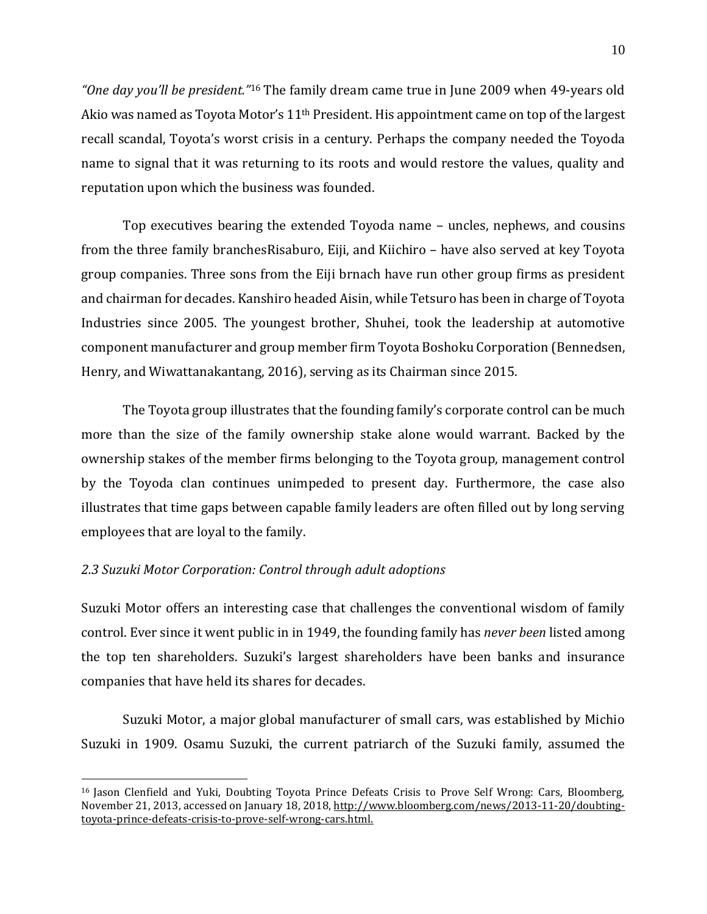*"One day you'll be president."*[16] The family dream came true in June 2009 when 49-years old Akio was named as Toyota Motor's 11th President. His appointment came on top of the largest recall scandal, Toyota's worst crisis in a century. Perhaps the company needed the Toyoda name to signal that it was returning to its roots and would restore the values, quality and reputation upon which the business was founded.

Top executives bearing the extended Toyoda name – uncles, nephews, and cousins from the three family branchesRisaburo, Eiji, and Kiichiro – have also served at key Toyota group companies. Three sons from the Eiji brnach have run other group firms as president and chairman for decades. Kanshiro headed Aisin, while Tetsuro has been in charge of Toyota Industries since 2005. The youngest brother, Shuhei, took the leadership at automotive component manufacturer and group member firm Toyota Boshoku Corporation (Bennedsen, Henry, and Wiwattanakantang, 2016), serving as its Chairman since 2015.

The Toyota group illustrates that the founding family's corporate control can be much more than the size of the family ownership stake alone would warrant. Backed by the ownership stakes of the member firms belonging to the Toyota group, management control by the Toyoda clan continues unimpeded to present day. Furthermore, the case also illustrates that time gaps between capable family leaders are often filled out by long serving employees that are loyal to the family.

### *2.3 Suzuki Motor Corporation: Control through adult adoptions*

Suzuki Motor offers an interesting case that challenges the conventional wisdom of family control. Ever since it went public in in 1949, the founding family has *never been* listed among the top ten shareholders. Suzuki's largest shareholders have been banks and insurance companies that have held its shares for decades.

Suzuki Motor, a major global manufacturer of small cars, was established by Michio Suzuki in 1909. Osamu Suzuki, the current patriarch of the Suzuki family, assumed the

---

[16] Jason Clenfield and Yuki, Doubting Toyota Prince Defeats Crisis to Prove Self Wrong: Cars, Bloomberg, November 21, 2013, accessed on January 18, 2018, http://www.bloomberg.com/news/2013-11-20/doubting-toyota-prince-defeats-crisis-to-prove-self-wrong-cars.html.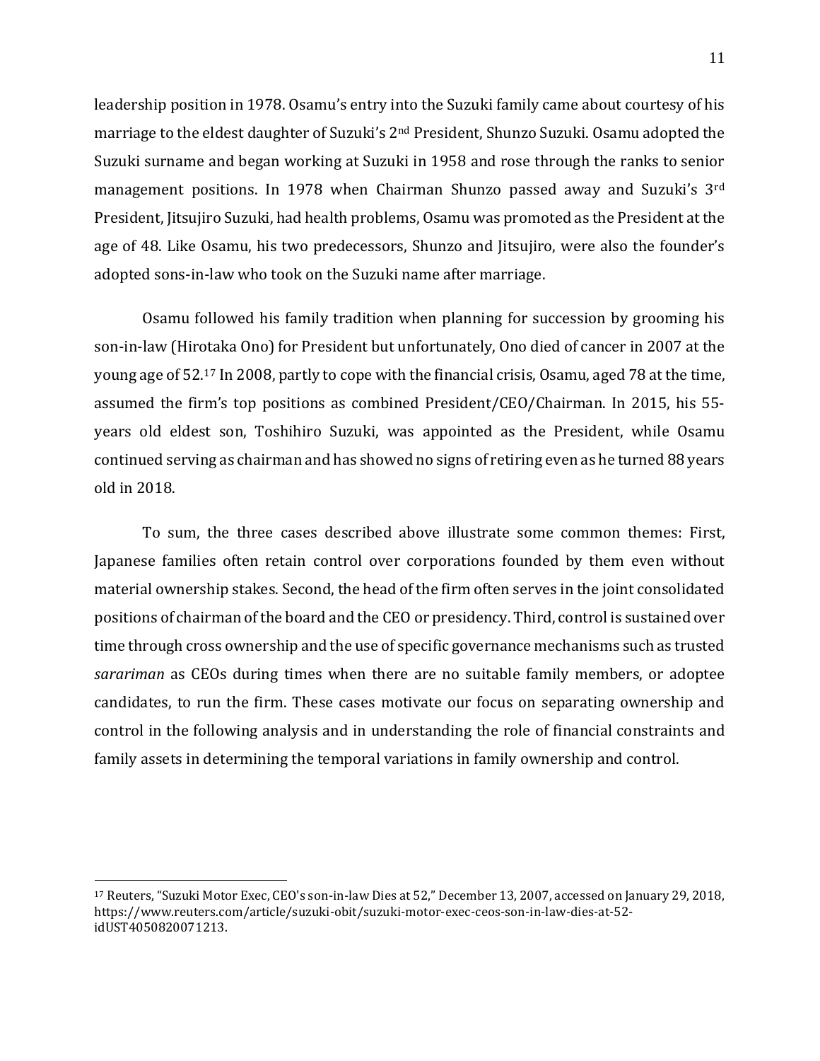leadership position in 1978. Osamu's entry into the Suzuki family came about courtesy of his marriage to the eldest daughter of Suzuki's 2nd President, Shunzo Suzuki. Osamu adopted the Suzuki surname and began working at Suzuki in 1958 and rose through the ranks to senior management positions. In 1978 when Chairman Shunzo passed away and Suzuki's 3rd President, Jitsujiro Suzuki, had health problems, Osamu was promoted as the President at the age of 48. Like Osamu, his two predecessors, Shunzo and Jitsujiro, were also the founder's adopted sons-in-law who took on the Suzuki name after marriage.

Osamu followed his family tradition when planning for succession by grooming his son-in-law (Hirotaka Ono) for President but unfortunately, Ono died of cancer in 2007 at the young age of 52.[17] In 2008, partly to cope with the financial crisis, Osamu, aged 78 at the time, assumed the firm's top positions as combined President/CEO/Chairman. In 2015, his 55-years old eldest son, Toshihiro Suzuki, was appointed as the President, while Osamu continued serving as chairman and has showed no signs of retiring even as he turned 88 years old in 2018.

To sum, the three cases described above illustrate some common themes: First, Japanese families often retain control over corporations founded by them even without material ownership stakes. Second, the head of the firm often serves in the joint consolidated positions of chairman of the board and the CEO or presidency. Third, control is sustained over time through cross ownership and the use of specific governance mechanisms such as trusted *sarariman* as CEOs during times when there are no suitable family members, or adoptee candidates, to run the firm. These cases motivate our focus on separating ownership and control in the following analysis and in understanding the role of financial constraints and family assets in determining the temporal variations in family ownership and control.

---

[17] Reuters, "Suzuki Motor Exec, CEO's son-in-law Dies at 52," December 13, 2007, accessed on January 29, 2018, https://www.reuters.com/article/suzuki-obit/suzuki-motor-exec-ceos-son-in-law-dies-at-52-idUST4050820071213.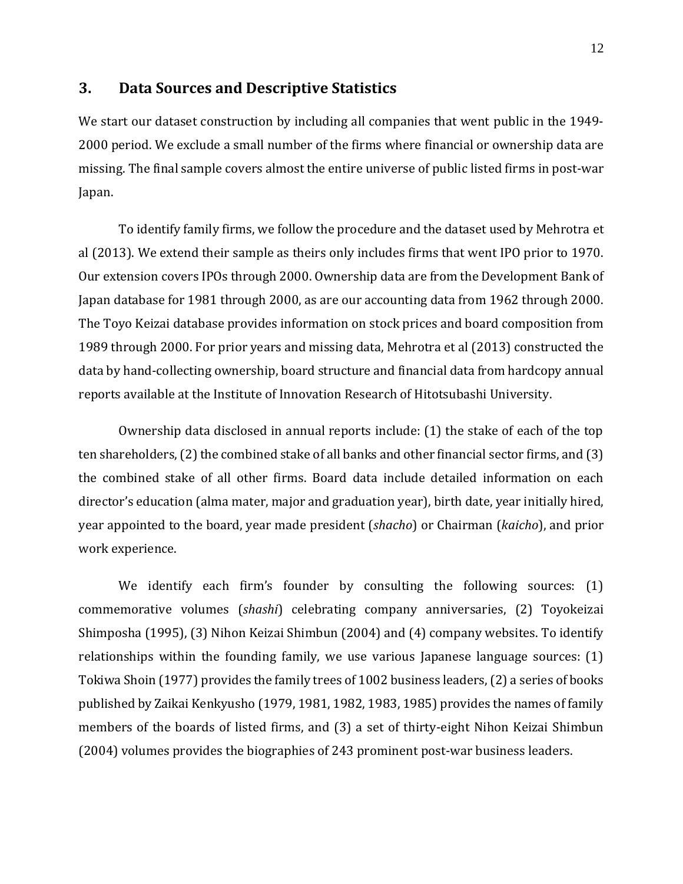## 3. Data Sources and Descriptive Statistics

We start our dataset construction by including all companies that went public in the 1949-2000 period. We exclude a small number of the firms where financial or ownership data are missing. The final sample covers almost the entire universe of public listed firms in post-war Japan.

To identify family firms, we follow the procedure and the dataset used by Mehrotra et al (2013). We extend their sample as theirs only includes firms that went IPO prior to 1970. Our extension covers IPOs through 2000. Ownership data are from the Development Bank of Japan database for 1981 through 2000, as are our accounting data from 1962 through 2000. The Toyo Keizai database provides information on stock prices and board composition from 1989 through 2000. For prior years and missing data, Mehrotra et al (2013) constructed the data by hand-collecting ownership, board structure and financial data from hardcopy annual reports available at the Institute of Innovation Research of Hitotsubashi University.

Ownership data disclosed in annual reports include: (1) the stake of each of the top ten shareholders, (2) the combined stake of all banks and other financial sector firms, and (3) the combined stake of all other firms. Board data include detailed information on each director's education (alma mater, major and graduation year), birth date, year initially hired, year appointed to the board, year made president (*shacho*) or Chairman (*kaicho*), and prior work experience.

We identify each firm's founder by consulting the following sources: (1) commemorative volumes (*shashi*) celebrating company anniversaries, (2) Toyokeizai Shimposha (1995), (3) Nihon Keizai Shimbun (2004) and (4) company websites. To identify relationships within the founding family, we use various Japanese language sources: (1) Tokiwa Shoin (1977) provides the family trees of 1002 business leaders, (2) a series of books published by Zaikai Kenkyusho (1979, 1981, 1982, 1983, 1985) provides the names of family members of the boards of listed firms, and (3) a set of thirty-eight Nihon Keizai Shimbun (2004) volumes provides the biographies of 243 prominent post-war business leaders.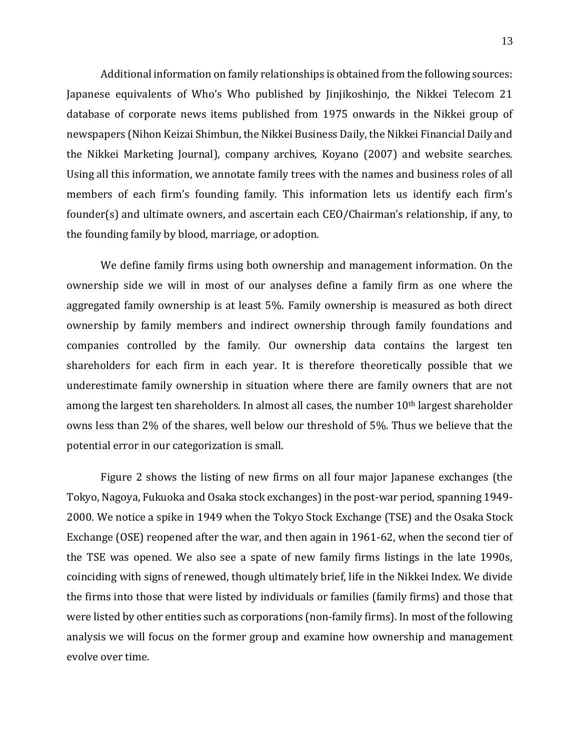Additional information on family relationships is obtained from the following sources: Japanese equivalents of Who's Who published by Jinjikoshinjo, the Nikkei Telecom 21 database of corporate news items published from 1975 onwards in the Nikkei group of newspapers (Nihon Keizai Shimbun, the Nikkei Business Daily, the Nikkei Financial Daily and the Nikkei Marketing Journal), company archives, Koyano (2007) and website searches. Using all this information, we annotate family trees with the names and business roles of all members of each firm's founding family. This information lets us identify each firm's founder(s) and ultimate owners, and ascertain each CEO/Chairman's relationship, if any, to the founding family by blood, marriage, or adoption.

We define family firms using both ownership and management information. On the ownership side we will in most of our analyses define a family firm as one where the aggregated family ownership is at least 5%. Family ownership is measured as both direct ownership by family members and indirect ownership through family foundations and companies controlled by the family. Our ownership data contains the largest ten shareholders for each firm in each year. It is therefore theoretically possible that we underestimate family ownership in situation where there are family owners that are not among the largest ten shareholders. In almost all cases, the number 10$^{th}$ largest shareholder owns less than 2% of the shares, well below our threshold of 5%. Thus we believe that the potential error in our categorization is small.

Figure 2 shows the listing of new firms on all four major Japanese exchanges (the Tokyo, Nagoya, Fukuoka and Osaka stock exchanges) in the post-war period, spanning 1949-2000. We notice a spike in 1949 when the Tokyo Stock Exchange (TSE) and the Osaka Stock Exchange (OSE) reopened after the war, and then again in 1961-62, when the second tier of the TSE was opened. We also see a spate of new family firms listings in the late 1990s, coinciding with signs of renewed, though ultimately brief, life in the Nikkei Index. We divide the firms into those that were listed by individuals or families (family firms) and those that were listed by other entities such as corporations (non-family firms). In most of the following analysis we will focus on the former group and examine how ownership and management evolve over time.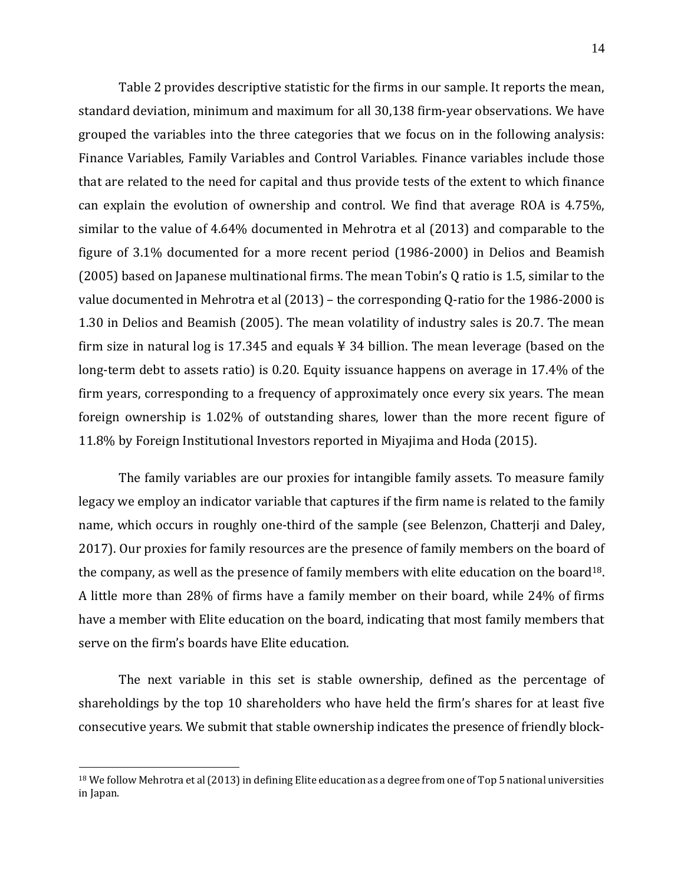Table 2 provides descriptive statistic for the firms in our sample. It reports the mean, standard deviation, minimum and maximum for all 30,138 firm-year observations. We have grouped the variables into the three categories that we focus on in the following analysis: Finance Variables, Family Variables and Control Variables. Finance variables include those that are related to the need for capital and thus provide tests of the extent to which finance can explain the evolution of ownership and control. We find that average ROA is 4.75%, similar to the value of 4.64% documented in Mehrotra et al (2013) and comparable to the figure of 3.1% documented for a more recent period (1986-2000) in Delios and Beamish (2005) based on Japanese multinational firms. The mean Tobin's Q ratio is 1.5, similar to the value documented in Mehrotra et al (2013) – the corresponding Q-ratio for the 1986-2000 is 1.30 in Delios and Beamish (2005). The mean volatility of industry sales is 20.7. The mean firm size in natural log is 17.345 and equals ¥ 34 billion. The mean leverage (based on the long-term debt to assets ratio) is 0.20. Equity issuance happens on average in 17.4% of the firm years, corresponding to a frequency of approximately once every six years. The mean foreign ownership is 1.02% of outstanding shares, lower than the more recent figure of 11.8% by Foreign Institutional Investors reported in Miyajima and Hoda (2015).

The family variables are our proxies for intangible family assets. To measure family legacy we employ an indicator variable that captures if the firm name is related to the family name, which occurs in roughly one-third of the sample (see Belenzon, Chatterji and Daley, 2017). Our proxies for family resources are the presence of family members on the board of the company, as well as the presence of family members with elite education on the board[18]. A little more than 28% of firms have a family member on their board, while 24% of firms have a member with Elite education on the board, indicating that most family members that serve on the firm's boards have Elite education.

The next variable in this set is stable ownership, defined as the percentage of shareholdings by the top 10 shareholders who have held the firm's shares for at least five consecutive years. We submit that stable ownership indicates the presence of friendly block-

[18] We follow Mehrotra et al (2013) in defining Elite education as a degree from one of Top 5 national universities in Japan.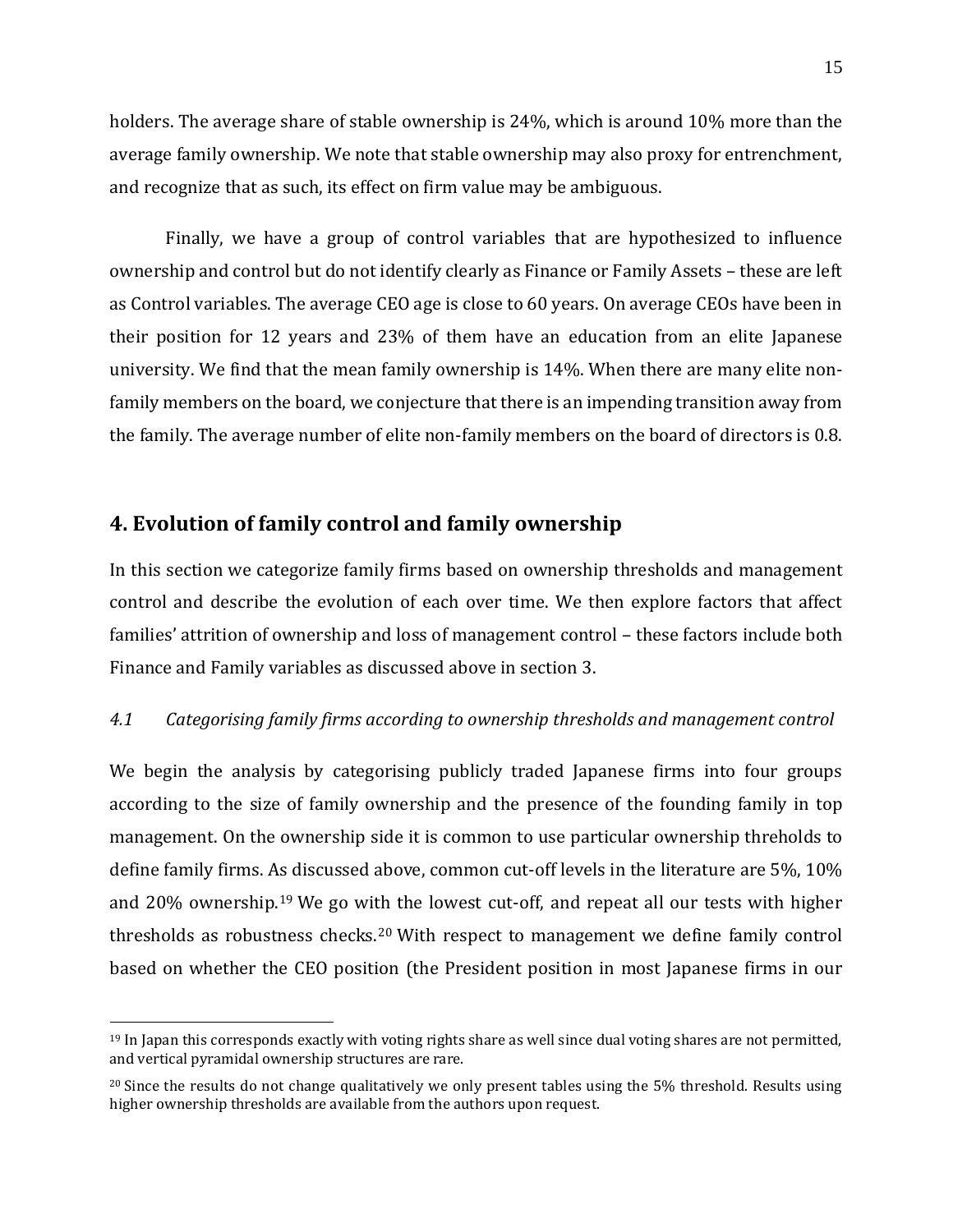holders. The average share of stable ownership is 24%, which is around 10% more than the average family ownership. We note that stable ownership may also proxy for entrenchment, and recognize that as such, its effect on firm value may be ambiguous.

Finally, we have a group of control variables that are hypothesized to influence ownership and control but do not identify clearly as Finance or Family Assets – these are left as Control variables. The average CEO age is close to 60 years. On average CEOs have been in their position for 12 years and 23% of them have an education from an elite Japanese university. We find that the mean family ownership is 14%. When there are many elite non-family members on the board, we conjecture that there is an impending transition away from the family. The average number of elite non-family members on the board of directors is 0.8.

## 4. Evolution of family control and family ownership

In this section we categorize family firms based on ownership thresholds and management control and describe the evolution of each over time. We then explore factors that affect families' attrition of ownership and loss of management control – these factors include both Finance and Family variables as discussed above in section 3.

### *4.1 Categorising family firms according to ownership thresholds and management control*

We begin the analysis by categorising publicly traded Japanese firms into four groups according to the size of family ownership and the presence of the founding family in top management. On the ownership side it is common to use particular ownership threholds to define family firms. As discussed above, common cut-off levels in the literature are 5%, 10% and 20% ownership.[19] We go with the lowest cut-off, and repeat all our tests with higher thresholds as robustness checks.[20] With respect to management we define family control based on whether the CEO position (the President position in most Japanese firms in our

[19] In Japan this corresponds exactly with voting rights share as well since dual voting shares are not permitted, and vertical pyramidal ownership structures are rare.

[20] Since the results do not change qualitatively we only present tables using the 5% threshold. Results using higher ownership thresholds are available from the authors upon request.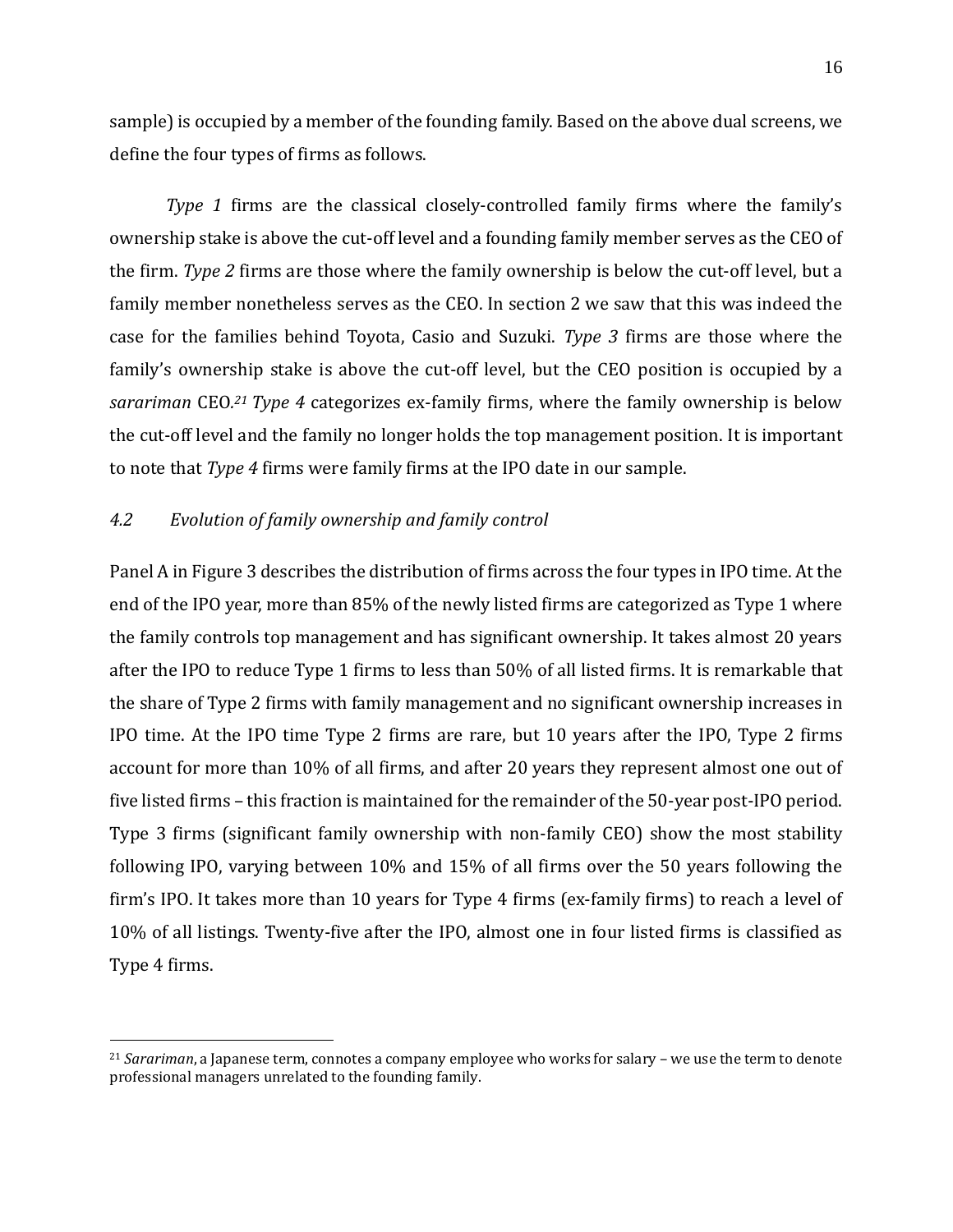sample) is occupied by a member of the founding family. Based on the above dual screens, we define the four types of firms as follows.

*Type 1* firms are the classical closely-controlled family firms where the family's ownership stake is above the cut-off level and a founding family member serves as the CEO of the firm. *Type 2* firms are those where the family ownership is below the cut-off level, but a family member nonetheless serves as the CEO. In section 2 we saw that this was indeed the case for the families behind Toyota, Casio and Suzuki. *Type 3* firms are those where the family's ownership stake is above the cut-off level, but the CEO position is occupied by a *sarariman* CEO.[21] *Type 4* categorizes ex-family firms, where the family ownership is below the cut-off level and the family no longer holds the top management position. It is important to note that *Type 4* firms were family firms at the IPO date in our sample.

### *4.2 Evolution of family ownership and family control*

Panel A in Figure 3 describes the distribution of firms across the four types in IPO time. At the end of the IPO year, more than 85% of the newly listed firms are categorized as Type 1 where the family controls top management and has significant ownership. It takes almost 20 years after the IPO to reduce Type 1 firms to less than 50% of all listed firms. It is remarkable that the share of Type 2 firms with family management and no significant ownership increases in IPO time. At the IPO time Type 2 firms are rare, but 10 years after the IPO, Type 2 firms account for more than 10% of all firms, and after 20 years they represent almost one out of five listed firms – this fraction is maintained for the remainder of the 50-year post-IPO period. Type 3 firms (significant family ownership with non-family CEO) show the most stability following IPO, varying between 10% and 15% of all firms over the 50 years following the firm's IPO. It takes more than 10 years for Type 4 firms (ex-family firms) to reach a level of 10% of all listings. Twenty-five after the IPO, almost one in four listed firms is classified as Type 4 firms.

[21] *Sarariman*, a Japanese term, connotes a company employee who works for salary – we use the term to denote professional managers unrelated to the founding family.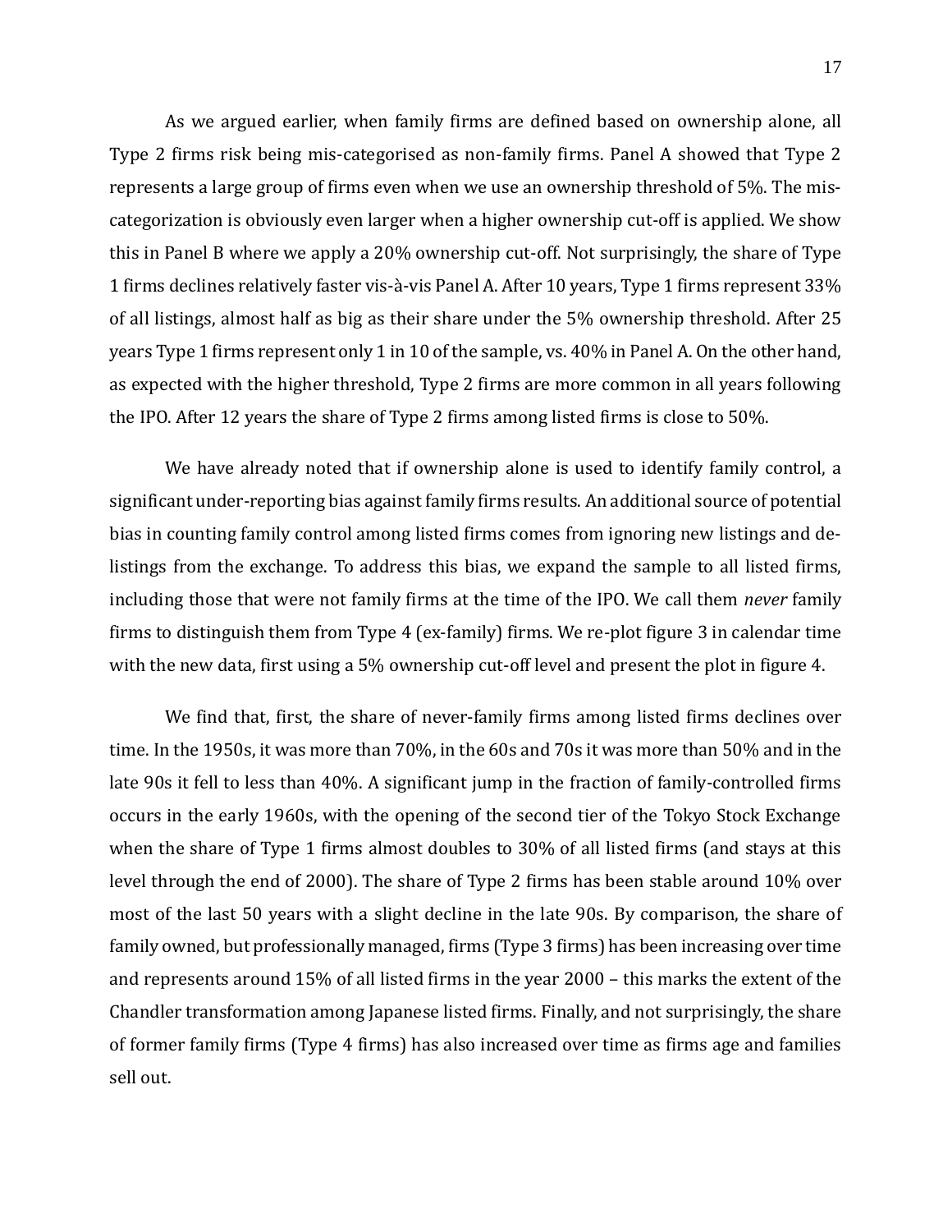As we argued earlier, when family firms are defined based on ownership alone, all Type 2 firms risk being mis-categorised as non-family firms. Panel A showed that Type 2 represents a large group of firms even when we use an ownership threshold of 5%. The mis-categorization is obviously even larger when a higher ownership cut-off is applied. We show this in Panel B where we apply a 20% ownership cut-off. Not surprisingly, the share of Type 1 firms declines relatively faster vis-à-vis Panel A. After 10 years, Type 1 firms represent 33% of all listings, almost half as big as their share under the 5% ownership threshold. After 25 years Type 1 firms represent only 1 in 10 of the sample, vs. 40% in Panel A. On the other hand, as expected with the higher threshold, Type 2 firms are more common in all years following the IPO. After 12 years the share of Type 2 firms among listed firms is close to 50%.

We have already noted that if ownership alone is used to identify family control, a significant under-reporting bias against family firms results. An additional source of potential bias in counting family control among listed firms comes from ignoring new listings and de-listings from the exchange. To address this bias, we expand the sample to all listed firms, including those that were not family firms at the time of the IPO. We call them *never* family firms to distinguish them from Type 4 (ex-family) firms. We re-plot figure 3 in calendar time with the new data, first using a 5% ownership cut-off level and present the plot in figure 4.

We find that, first, the share of never-family firms among listed firms declines over time. In the 1950s, it was more than 70%, in the 60s and 70s it was more than 50% and in the late 90s it fell to less than 40%. A significant jump in the fraction of family-controlled firms occurs in the early 1960s, with the opening of the second tier of the Tokyo Stock Exchange when the share of Type 1 firms almost doubles to 30% of all listed firms (and stays at this level through the end of 2000). The share of Type 2 firms has been stable around 10% over most of the last 50 years with a slight decline in the late 90s. By comparison, the share of family owned, but professionally managed, firms (Type 3 firms) has been increasing over time and represents around 15% of all listed firms in the year 2000 – this marks the extent of the Chandler transformation among Japanese listed firms. Finally, and not surprisingly, the share of former family firms (Type 4 firms) has also increased over time as firms age and families sell out.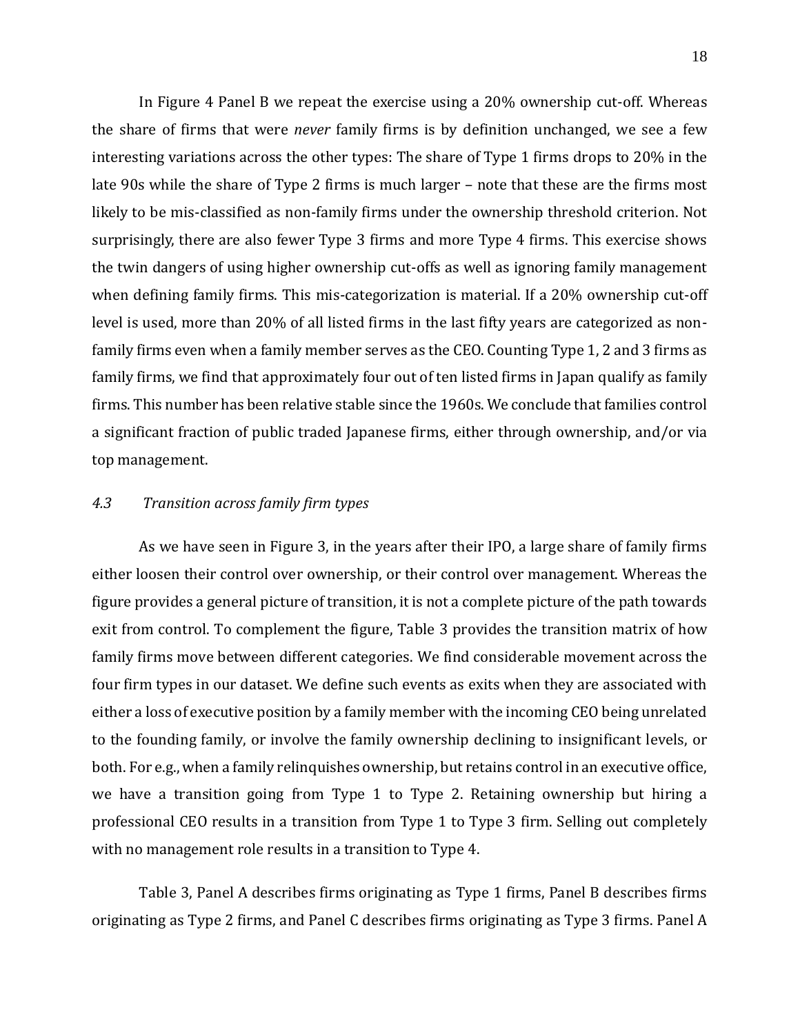In Figure 4 Panel B we repeat the exercise using a 20% ownership cut-off. Whereas the share of firms that were *never* family firms is by definition unchanged, we see a few interesting variations across the other types: The share of Type 1 firms drops to 20% in the late 90s while the share of Type 2 firms is much larger – note that these are the firms most likely to be mis-classified as non-family firms under the ownership threshold criterion. Not surprisingly, there are also fewer Type 3 firms and more Type 4 firms. This exercise shows the twin dangers of using higher ownership cut-offs as well as ignoring family management when defining family firms. This mis-categorization is material. If a 20% ownership cut-off level is used, more than 20% of all listed firms in the last fifty years are categorized as non-family firms even when a family member serves as the CEO. Counting Type 1, 2 and 3 firms as family firms, we find that approximately four out of ten listed firms in Japan qualify as family firms. This number has been relative stable since the 1960s. We conclude that families control a significant fraction of public traded Japanese firms, either through ownership, and/or via top management.

### *4.3 Transition across family firm types*

As we have seen in Figure 3, in the years after their IPO, a large share of family firms either loosen their control over ownership, or their control over management. Whereas the figure provides a general picture of transition, it is not a complete picture of the path towards exit from control. To complement the figure, Table 3 provides the transition matrix of how family firms move between different categories. We find considerable movement across the four firm types in our dataset. We define such events as exits when they are associated with either a loss of executive position by a family member with the incoming CEO being unrelated to the founding family, or involve the family ownership declining to insignificant levels, or both. For e.g., when a family relinquishes ownership, but retains control in an executive office, we have a transition going from Type 1 to Type 2. Retaining ownership but hiring a professional CEO results in a transition from Type 1 to Type 3 firm. Selling out completely with no management role results in a transition to Type 4.

Table 3, Panel A describes firms originating as Type 1 firms, Panel B describes firms originating as Type 2 firms, and Panel C describes firms originating as Type 3 firms. Panel A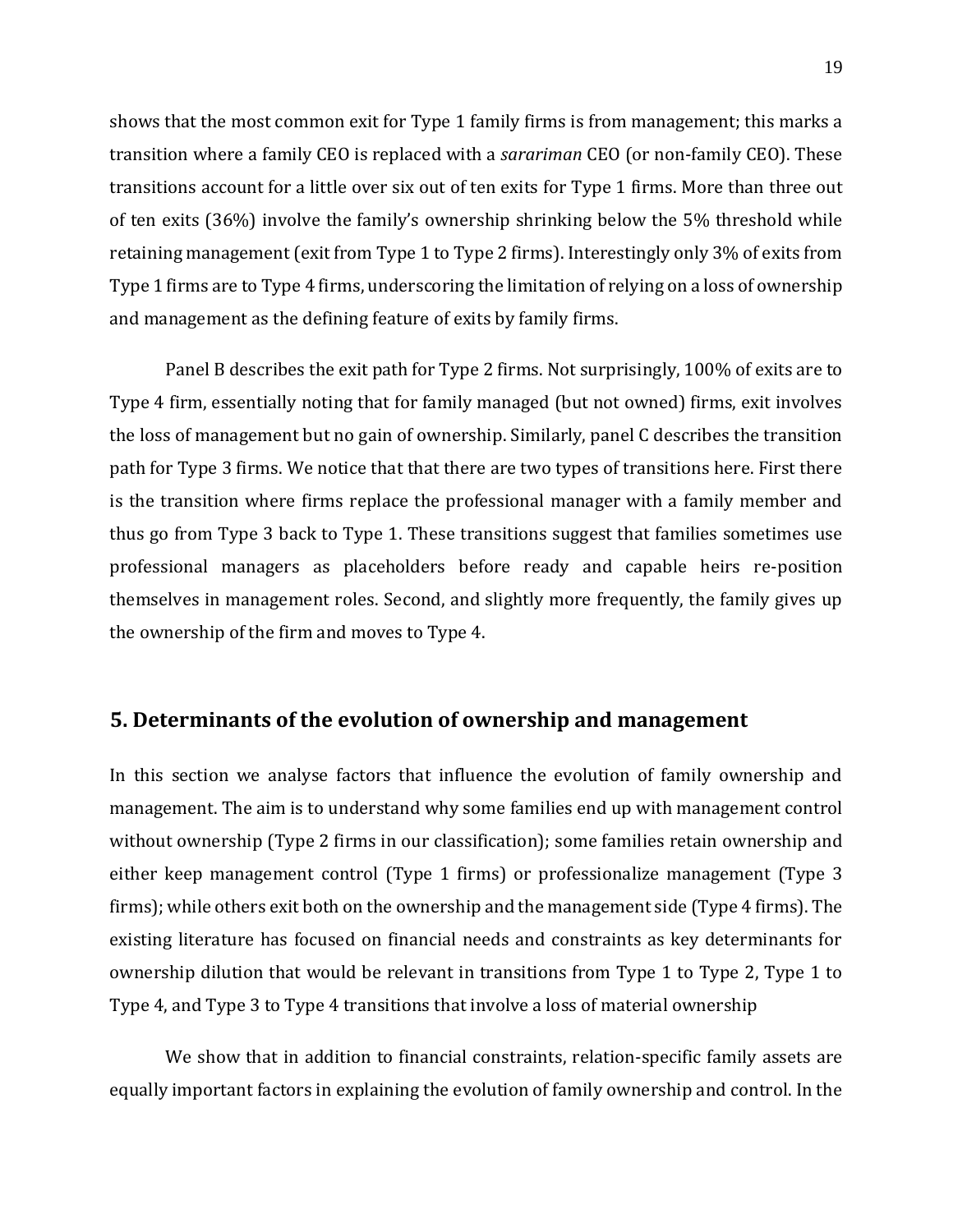shows that the most common exit for Type 1 family firms is from management; this marks a transition where a family CEO is replaced with a *sarariman* CEO (or non-family CEO). These transitions account for a little over six out of ten exits for Type 1 firms. More than three out of ten exits (36%) involve the family's ownership shrinking below the 5% threshold while retaining management (exit from Type 1 to Type 2 firms). Interestingly only 3% of exits from Type 1 firms are to Type 4 firms, underscoring the limitation of relying on a loss of ownership and management as the defining feature of exits by family firms.

Panel B describes the exit path for Type 2 firms. Not surprisingly, 100% of exits are to Type 4 firm, essentially noting that for family managed (but not owned) firms, exit involves the loss of management but no gain of ownership. Similarly, panel C describes the transition path for Type 3 firms. We notice that that there are two types of transitions here. First there is the transition where firms replace the professional manager with a family member and thus go from Type 3 back to Type 1. These transitions suggest that families sometimes use professional managers as placeholders before ready and capable heirs re-position themselves in management roles. Second, and slightly more frequently, the family gives up the ownership of the firm and moves to Type 4.

## 5. Determinants of the evolution of ownership and management

In this section we analyse factors that influence the evolution of family ownership and management. The aim is to understand why some families end up with management control without ownership (Type 2 firms in our classification); some families retain ownership and either keep management control (Type 1 firms) or professionalize management (Type 3 firms); while others exit both on the ownership and the management side (Type 4 firms). The existing literature has focused on financial needs and constraints as key determinants for ownership dilution that would be relevant in transitions from Type 1 to Type 2, Type 1 to Type 4, and Type 3 to Type 4 transitions that involve a loss of material ownership

We show that in addition to financial constraints, relation-specific family assets are equally important factors in explaining the evolution of family ownership and control. In the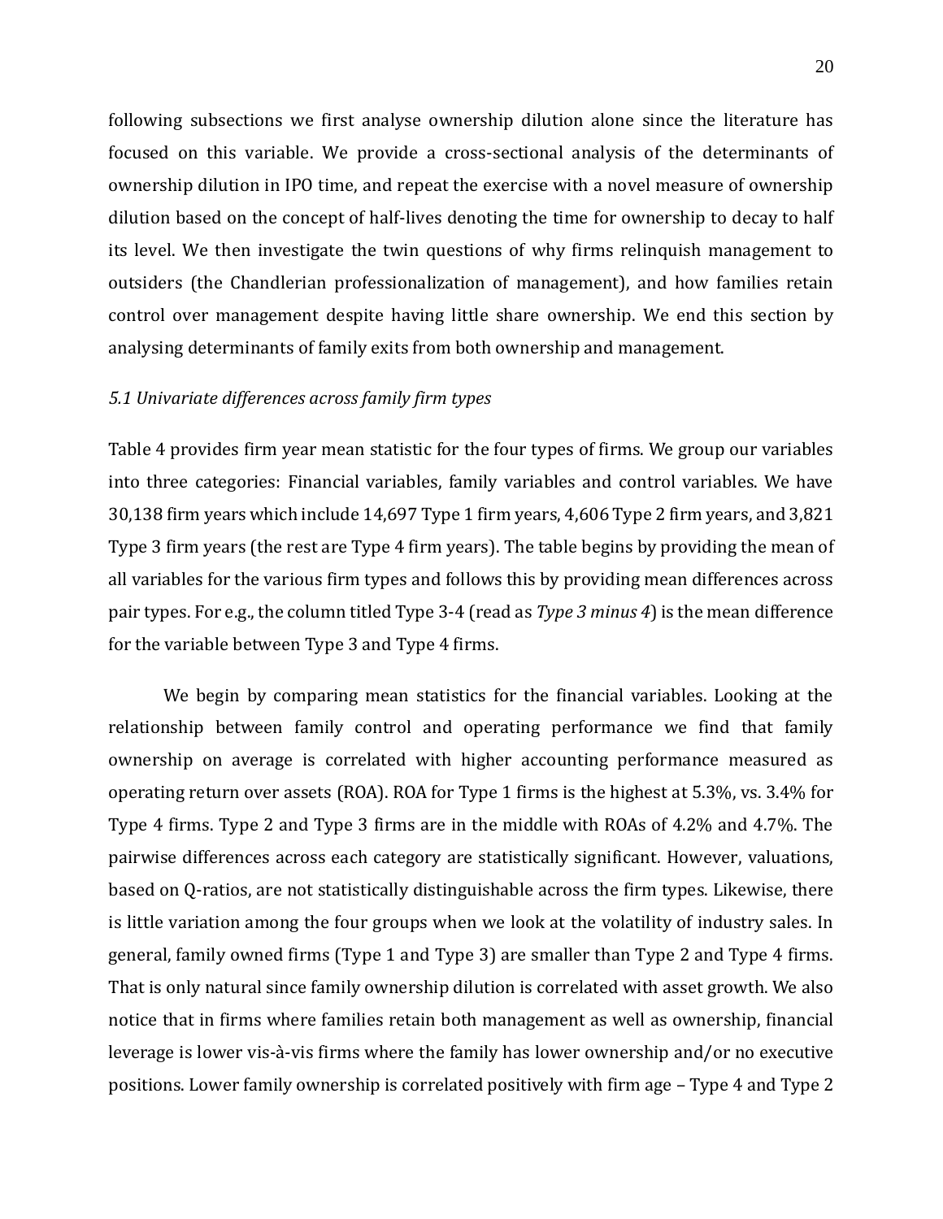following subsections we first analyse ownership dilution alone since the literature has focused on this variable. We provide a cross-sectional analysis of the determinants of ownership dilution in IPO time, and repeat the exercise with a novel measure of ownership dilution based on the concept of half-lives denoting the time for ownership to decay to half its level. We then investigate the twin questions of why firms relinquish management to outsiders (the Chandlerian professionalization of management), and how families retain control over management despite having little share ownership. We end this section by analysing determinants of family exits from both ownership and management.

### *5.1 Univariate differences across family firm types*

Table 4 provides firm year mean statistic for the four types of firms. We group our variables into three categories: Financial variables, family variables and control variables. We have 30,138 firm years which include 14,697 Type 1 firm years, 4,606 Type 2 firm years, and 3,821 Type 3 firm years (the rest are Type 4 firm years). The table begins by providing the mean of all variables for the various firm types and follows this by providing mean differences across pair types. For e.g., the column titled Type 3-4 (read as *Type 3 minus 4*) is the mean difference for the variable between Type 3 and Type 4 firms.

We begin by comparing mean statistics for the financial variables. Looking at the relationship between family control and operating performance we find that family ownership on average is correlated with higher accounting performance measured as operating return over assets (ROA). ROA for Type 1 firms is the highest at 5.3%, vs. 3.4% for Type 4 firms. Type 2 and Type 3 firms are in the middle with ROAs of 4.2% and 4.7%. The pairwise differences across each category are statistically significant. However, valuations, based on Q-ratios, are not statistically distinguishable across the firm types. Likewise, there is little variation among the four groups when we look at the volatility of industry sales. In general, family owned firms (Type 1 and Type 3) are smaller than Type 2 and Type 4 firms. That is only natural since family ownership dilution is correlated with asset growth. We also notice that in firms where families retain both management as well as ownership, financial leverage is lower vis-à-vis firms where the family has lower ownership and/or no executive positions. Lower family ownership is correlated positively with firm age – Type 4 and Type 2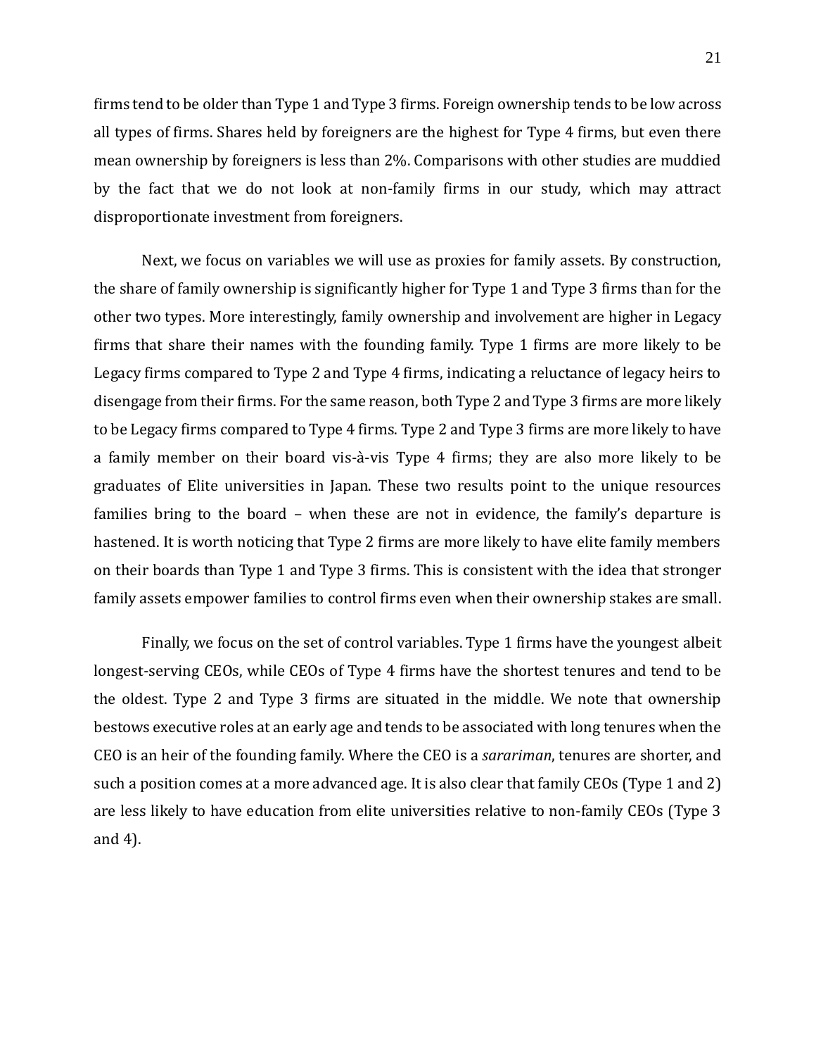firms tend to be older than Type 1 and Type 3 firms. Foreign ownership tends to be low across all types of firms. Shares held by foreigners are the highest for Type 4 firms, but even there mean ownership by foreigners is less than 2%. Comparisons with other studies are muddied by the fact that we do not look at non-family firms in our study, which may attract disproportionate investment from foreigners.

Next, we focus on variables we will use as proxies for family assets. By construction, the share of family ownership is significantly higher for Type 1 and Type 3 firms than for the other two types. More interestingly, family ownership and involvement are higher in Legacy firms that share their names with the founding family. Type 1 firms are more likely to be Legacy firms compared to Type 2 and Type 4 firms, indicating a reluctance of legacy heirs to disengage from their firms. For the same reason, both Type 2 and Type 3 firms are more likely to be Legacy firms compared to Type 4 firms. Type 2 and Type 3 firms are more likely to have a family member on their board vis-à-vis Type 4 firms; they are also more likely to be graduates of Elite universities in Japan. These two results point to the unique resources families bring to the board – when these are not in evidence, the family's departure is hastened. It is worth noticing that Type 2 firms are more likely to have elite family members on their boards than Type 1 and Type 3 firms. This is consistent with the idea that stronger family assets empower families to control firms even when their ownership stakes are small.

Finally, we focus on the set of control variables. Type 1 firms have the youngest albeit longest-serving CEOs, while CEOs of Type 4 firms have the shortest tenures and tend to be the oldest. Type 2 and Type 3 firms are situated in the middle. We note that ownership bestows executive roles at an early age and tends to be associated with long tenures when the CEO is an heir of the founding family. Where the CEO is a *sarariman*, tenures are shorter, and such a position comes at a more advanced age. It is also clear that family CEOs (Type 1 and 2) are less likely to have education from elite universities relative to non-family CEOs (Type 3 and 4).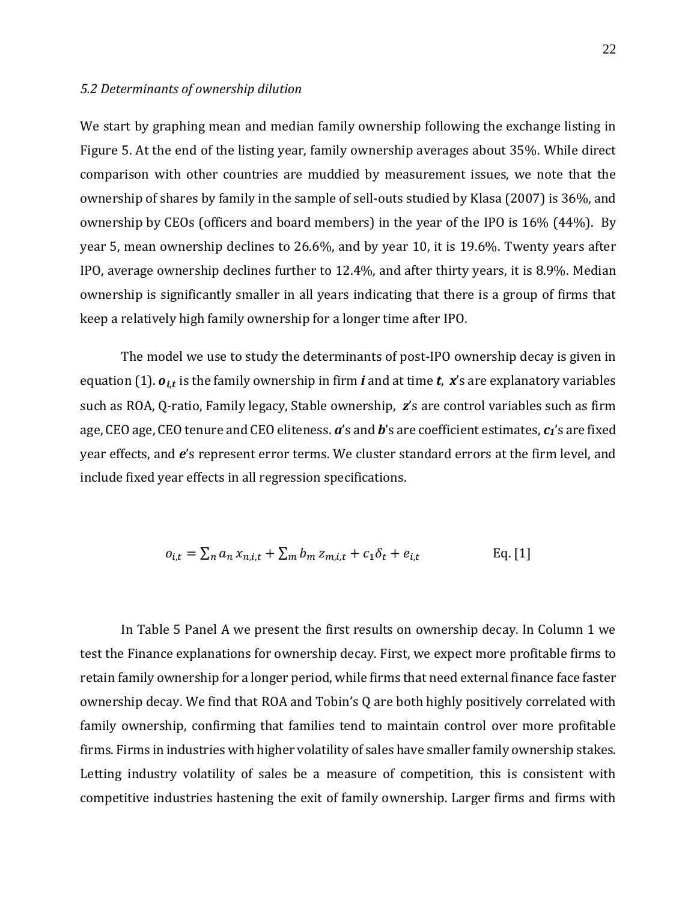*5.2 Determinants of ownership dilution*

We start by graphing mean and median family ownership following the exchange listing in Figure 5. At the end of the listing year, family ownership averages about 35%. While direct comparison with other countries are muddied by measurement issues, we note that the ownership of shares by family in the sample of sell-outs studied by Klasa (2007) is 36%, and ownership by CEOs (officers and board members) in the year of the IPO is 16% (44%). By year 5, mean ownership declines to 26.6%, and by year 10, it is 19.6%. Twenty years after IPO, average ownership declines further to 12.4%, and after thirty years, it is 8.9%. Median ownership is significantly smaller in all years indicating that there is a group of firms that keep a relatively high family ownership for a longer time after IPO.

The model we use to study the determinants of post-IPO ownership decay is given in equation (1). $\boldsymbol{o_{i,t}}$ is the family ownership in firm $\boldsymbol{i}$ and at time $\boldsymbol{t}$, $\boldsymbol{x}$'s are explanatory variables such as ROA, Q-ratio, Family legacy, Stable ownership, $\boldsymbol{z}$'s are control variables such as firm age, CEO age, CEO tenure and CEO eliteness. $\boldsymbol{a}$'s and $\boldsymbol{b}$'s are coefficient estimates, $\boldsymbol{c_1}$'s are fixed year effects, and $\boldsymbol{e}$'s represent error terms. We cluster standard errors at the firm level, and include fixed year effects in all regression specifications.

$$o_{i,t} = \sum_n a_n \, x_{n,i,t} + \sum_m b_m \, z_{m,i,t} + c_1 \delta_t + e_{i,t} \qquad \text{Eq. [1]}$$

In Table 5 Panel A we present the first results on ownership decay. In Column 1 we test the Finance explanations for ownership decay. First, we expect more profitable firms to retain family ownership for a longer period, while firms that need external finance face faster ownership decay. We find that ROA and Tobin's Q are both highly positively correlated with family ownership, confirming that families tend to maintain control over more profitable firms. Firms in industries with higher volatility of sales have smaller family ownership stakes. Letting industry volatility of sales be a measure of competition, this is consistent with competitive industries hastening the exit of family ownership. Larger firms and firms with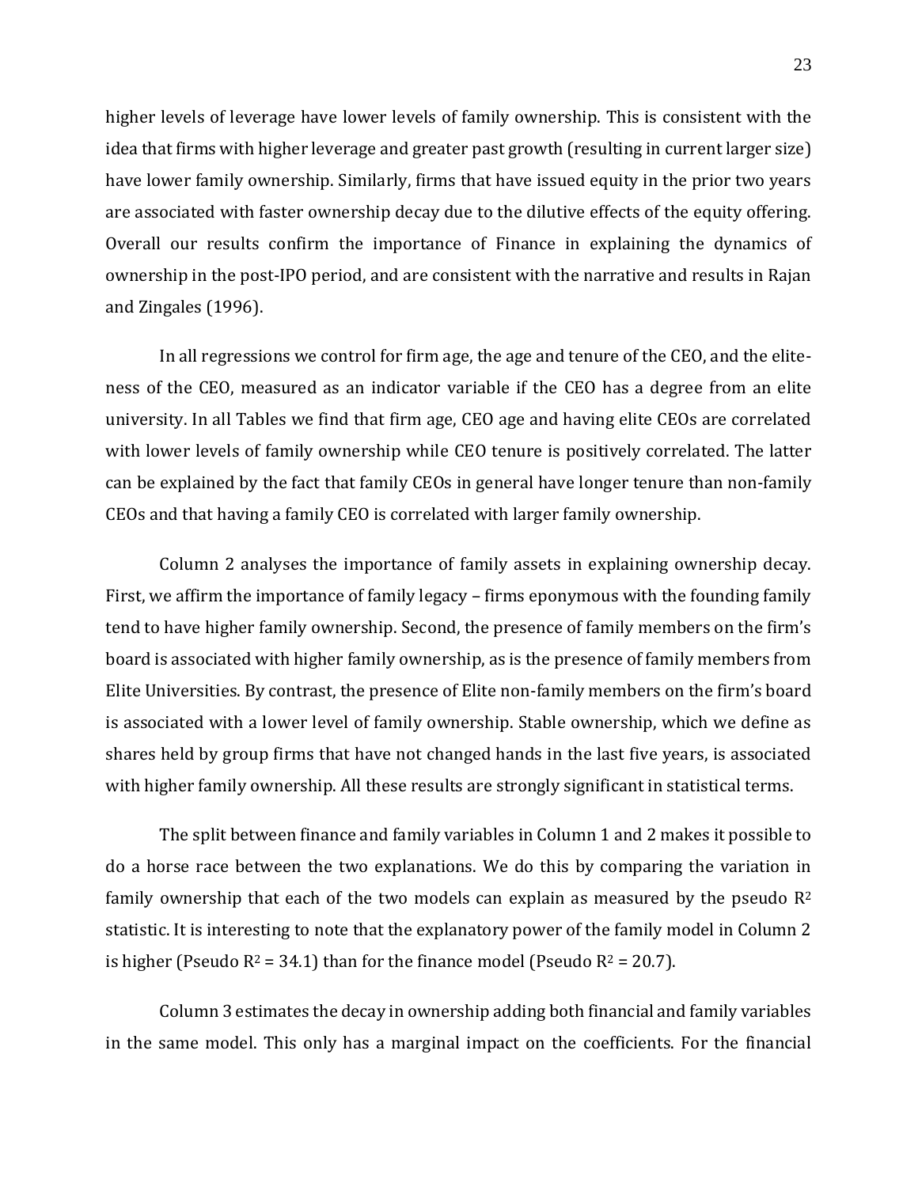higher levels of leverage have lower levels of family ownership. This is consistent with the idea that firms with higher leverage and greater past growth (resulting in current larger size) have lower family ownership. Similarly, firms that have issued equity in the prior two years are associated with faster ownership decay due to the dilutive effects of the equity offering. Overall our results confirm the importance of Finance in explaining the dynamics of ownership in the post-IPO period, and are consistent with the narrative and results in Rajan and Zingales (1996).

In all regressions we control for firm age, the age and tenure of the CEO, and the elite-ness of the CEO, measured as an indicator variable if the CEO has a degree from an elite university. In all Tables we find that firm age, CEO age and having elite CEOs are correlated with lower levels of family ownership while CEO tenure is positively correlated. The latter can be explained by the fact that family CEOs in general have longer tenure than non-family CEOs and that having a family CEO is correlated with larger family ownership.

Column 2 analyses the importance of family assets in explaining ownership decay. First, we affirm the importance of family legacy – firms eponymous with the founding family tend to have higher family ownership. Second, the presence of family members on the firm's board is associated with higher family ownership, as is the presence of family members from Elite Universities. By contrast, the presence of Elite non-family members on the firm's board is associated with a lower level of family ownership. Stable ownership, which we define as shares held by group firms that have not changed hands in the last five years, is associated with higher family ownership. All these results are strongly significant in statistical terms.

The split between finance and family variables in Column 1 and 2 makes it possible to do a horse race between the two explanations. We do this by comparing the variation in family ownership that each of the two models can explain as measured by the pseudo $R^2$ statistic. It is interesting to note that the explanatory power of the family model in Column 2 is higher (Pseudo $R^2$ = 34.1) than for the finance model (Pseudo $R^2$ = 20.7).

Column 3 estimates the decay in ownership adding both financial and family variables in the same model. This only has a marginal impact on the coefficients. For the financial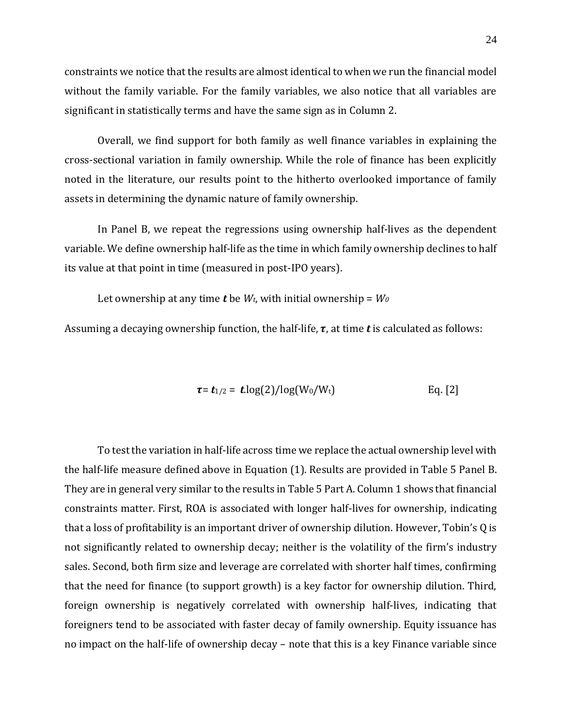constraints we notice that the results are almost identical to when we run the financial model without the family variable. For the family variables, we also notice that all variables are significant in statistically terms and have the same sign as in Column 2.

Overall, we find support for both family as well finance variables in explaining the cross-sectional variation in family ownership. While the role of finance has been explicitly noted in the literature, our results point to the hitherto overlooked importance of family assets in determining the dynamic nature of family ownership.

In Panel B, we repeat the regressions using ownership half-lives as the dependent variable. We define ownership half-life as the time in which family ownership declines to half its value at that point in time (measured in post-IPO years).

Let ownership at any time $\boldsymbol{t}$ be $W_t$, with initial ownership = $W_0$

Assuming a decaying ownership function, the half-life, $\boldsymbol{\tau}$, at time $\boldsymbol{t}$ is calculated as follows:

$$\boldsymbol{\tau} = \boldsymbol{t}_{1/2} = \boldsymbol{t}.\log(2)/\log(W_0/W_t) \qquad \text{Eq. [2]}$$

To test the variation in half-life across time we replace the actual ownership level with the half-life measure defined above in Equation (1). Results are provided in Table 5 Panel B. They are in general very similar to the results in Table 5 Part A. Column 1 shows that financial constraints matter. First, ROA is associated with longer half-lives for ownership, indicating that a loss of profitability is an important driver of ownership dilution. However, Tobin's Q is not significantly related to ownership decay; neither is the volatility of the firm's industry sales. Second, both firm size and leverage are correlated with shorter half times, confirming that the need for finance (to support growth) is a key factor for ownership dilution. Third, foreign ownership is negatively correlated with ownership half-lives, indicating that foreigners tend to be associated with faster decay of family ownership. Equity issuance has no impact on the half-life of ownership decay – note that this is a key Finance variable since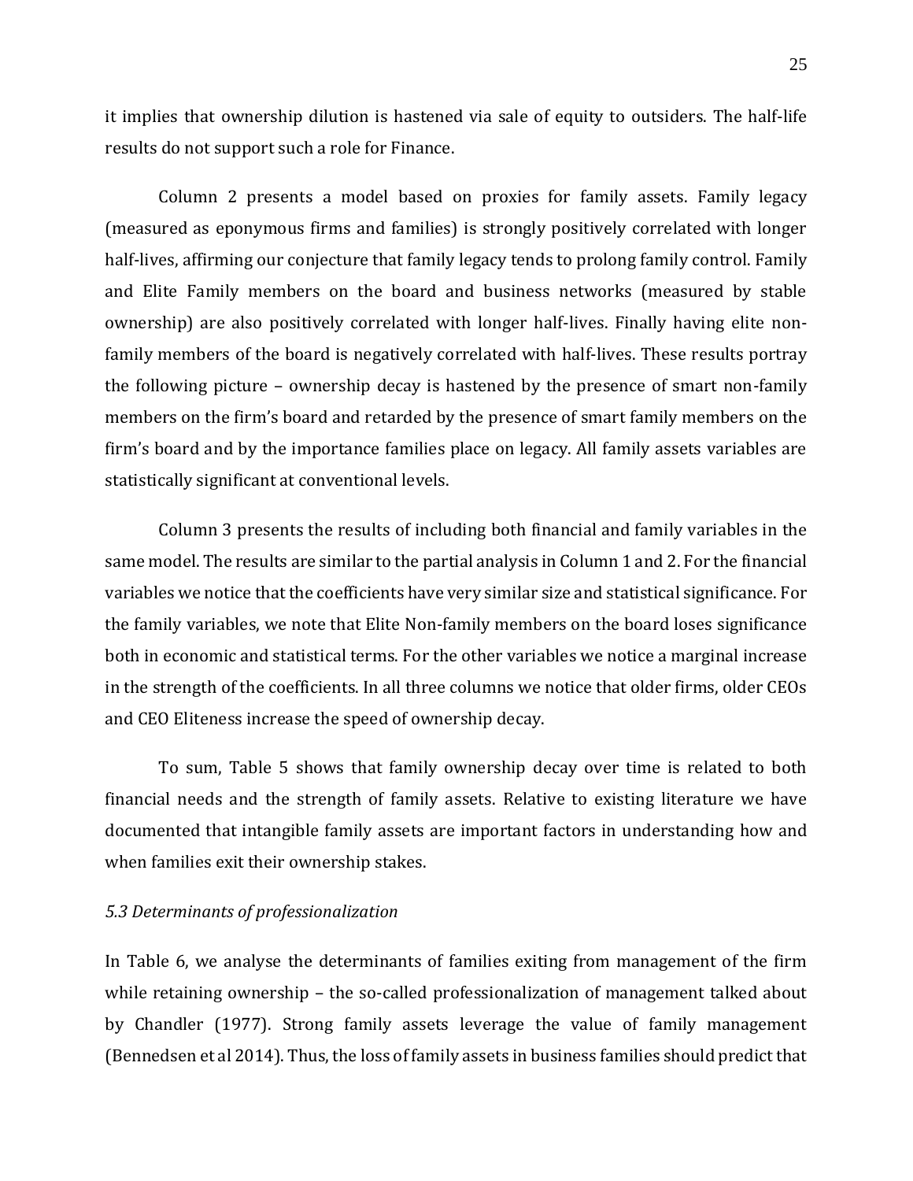it implies that ownership dilution is hastened via sale of equity to outsiders. The half-life results do not support such a role for Finance.

Column 2 presents a model based on proxies for family assets. Family legacy (measured as eponymous firms and families) is strongly positively correlated with longer half-lives, affirming our conjecture that family legacy tends to prolong family control. Family and Elite Family members on the board and business networks (measured by stable ownership) are also positively correlated with longer half-lives. Finally having elite non-family members of the board is negatively correlated with half-lives. These results portray the following picture – ownership decay is hastened by the presence of smart non-family members on the firm's board and retarded by the presence of smart family members on the firm's board and by the importance families place on legacy. All family assets variables are statistically significant at conventional levels.

Column 3 presents the results of including both financial and family variables in the same model. The results are similar to the partial analysis in Column 1 and 2. For the financial variables we notice that the coefficients have very similar size and statistical significance. For the family variables, we note that Elite Non-family members on the board loses significance both in economic and statistical terms. For the other variables we notice a marginal increase in the strength of the coefficients. In all three columns we notice that older firms, older CEOs and CEO Eliteness increase the speed of ownership decay.

To sum, Table 5 shows that family ownership decay over time is related to both financial needs and the strength of family assets. Relative to existing literature we have documented that intangible family assets are important factors in understanding how and when families exit their ownership stakes.

### *5.3 Determinants of professionalization*

In Table 6, we analyse the determinants of families exiting from management of the firm while retaining ownership – the so-called professionalization of management talked about by Chandler (1977). Strong family assets leverage the value of family management (Bennedsen et al 2014). Thus, the loss of family assets in business families should predict that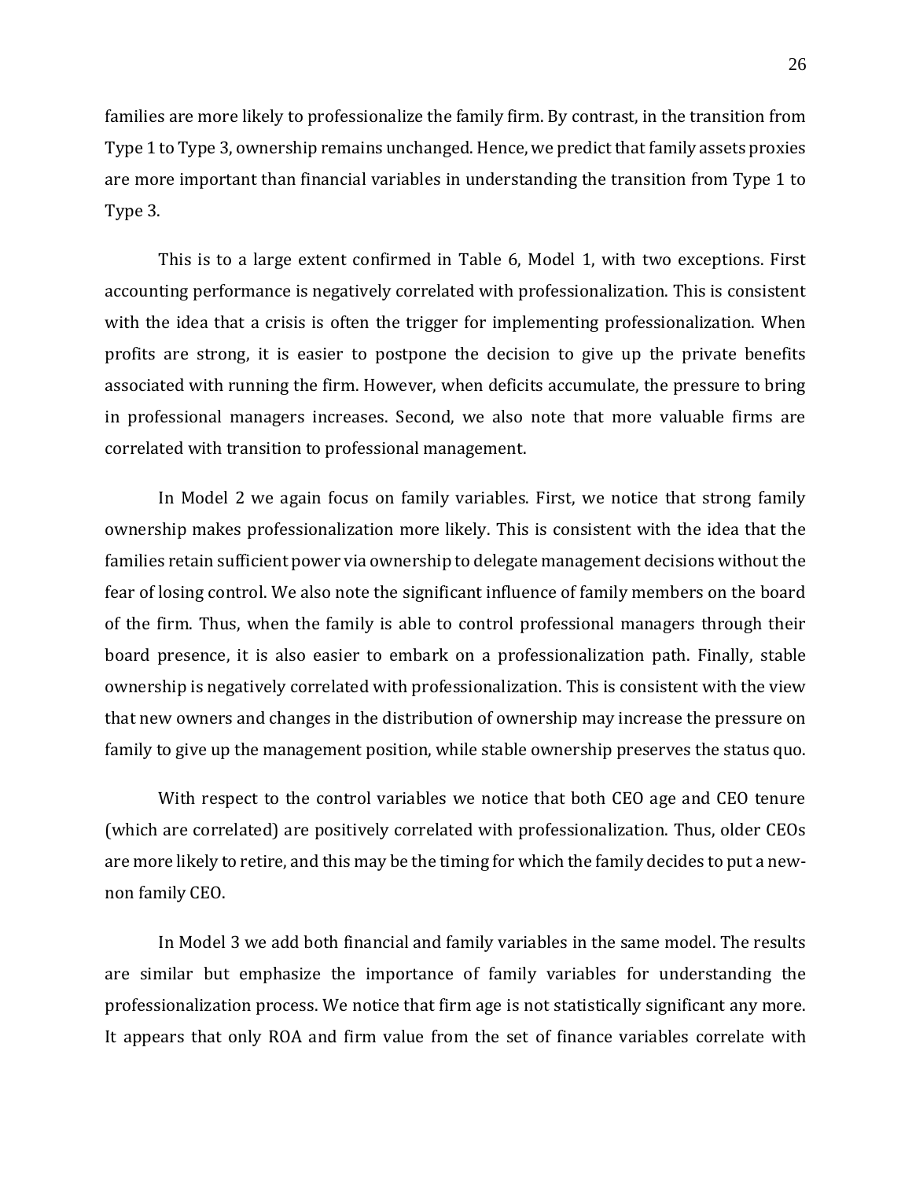families are more likely to professionalize the family firm. By contrast, in the transition from Type 1 to Type 3, ownership remains unchanged. Hence, we predict that family assets proxies are more important than financial variables in understanding the transition from Type 1 to Type 3.

This is to a large extent confirmed in Table 6, Model 1, with two exceptions. First accounting performance is negatively correlated with professionalization. This is consistent with the idea that a crisis is often the trigger for implementing professionalization. When profits are strong, it is easier to postpone the decision to give up the private benefits associated with running the firm. However, when deficits accumulate, the pressure to bring in professional managers increases. Second, we also note that more valuable firms are correlated with transition to professional management.

In Model 2 we again focus on family variables. First, we notice that strong family ownership makes professionalization more likely. This is consistent with the idea that the families retain sufficient power via ownership to delegate management decisions without the fear of losing control. We also note the significant influence of family members on the board of the firm. Thus, when the family is able to control professional managers through their board presence, it is also easier to embark on a professionalization path. Finally, stable ownership is negatively correlated with professionalization. This is consistent with the view that new owners and changes in the distribution of ownership may increase the pressure on family to give up the management position, while stable ownership preserves the status quo.

With respect to the control variables we notice that both CEO age and CEO tenure (which are correlated) are positively correlated with professionalization. Thus, older CEOs are more likely to retire, and this may be the timing for which the family decides to put a new-non family CEO.

In Model 3 we add both financial and family variables in the same model. The results are similar but emphasize the importance of family variables for understanding the professionalization process. We notice that firm age is not statistically significant any more. It appears that only ROA and firm value from the set of finance variables correlate with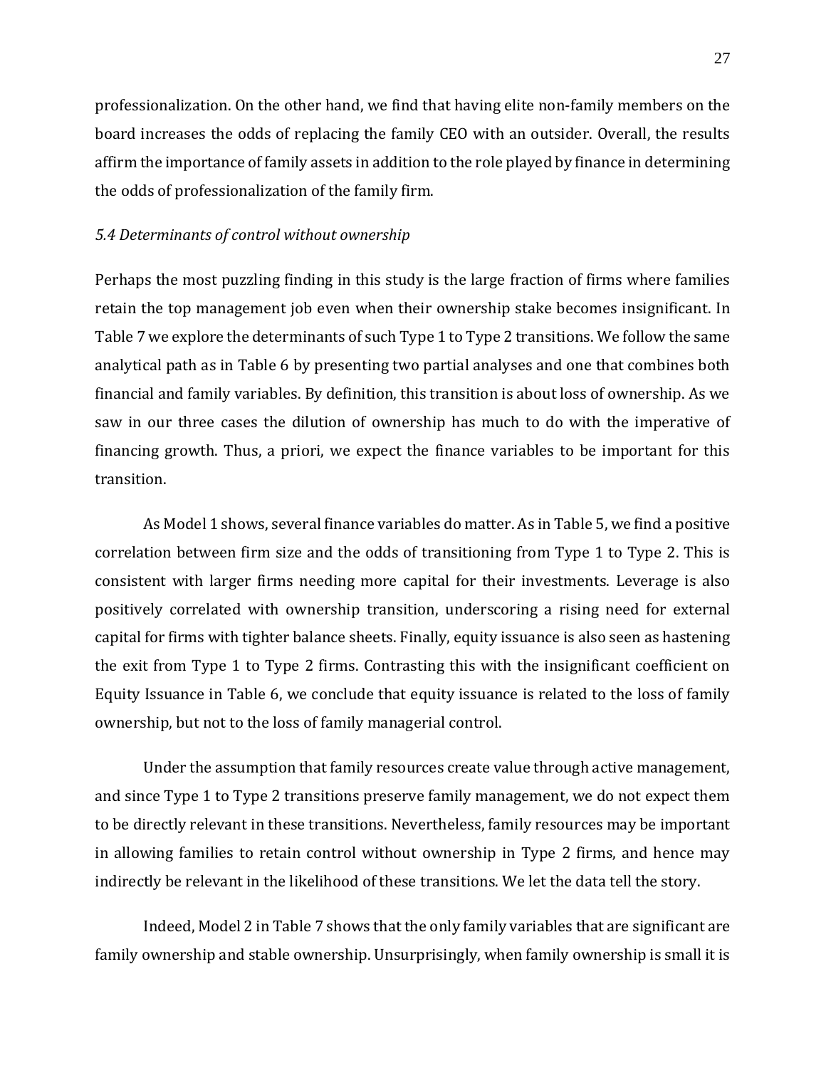professionalization. On the other hand, we find that having elite non-family members on the board increases the odds of replacing the family CEO with an outsider. Overall, the results affirm the importance of family assets in addition to the role played by finance in determining the odds of professionalization of the family firm.

### *5.4 Determinants of control without ownership*

Perhaps the most puzzling finding in this study is the large fraction of firms where families retain the top management job even when their ownership stake becomes insignificant. In Table 7 we explore the determinants of such Type 1 to Type 2 transitions. We follow the same analytical path as in Table 6 by presenting two partial analyses and one that combines both financial and family variables. By definition, this transition is about loss of ownership. As we saw in our three cases the dilution of ownership has much to do with the imperative of financing growth. Thus, a priori, we expect the finance variables to be important for this transition.

As Model 1 shows, several finance variables do matter. As in Table 5, we find a positive correlation between firm size and the odds of transitioning from Type 1 to Type 2. This is consistent with larger firms needing more capital for their investments. Leverage is also positively correlated with ownership transition, underscoring a rising need for external capital for firms with tighter balance sheets. Finally, equity issuance is also seen as hastening the exit from Type 1 to Type 2 firms. Contrasting this with the insignificant coefficient on Equity Issuance in Table 6, we conclude that equity issuance is related to the loss of family ownership, but not to the loss of family managerial control.

Under the assumption that family resources create value through active management, and since Type 1 to Type 2 transitions preserve family management, we do not expect them to be directly relevant in these transitions. Nevertheless, family resources may be important in allowing families to retain control without ownership in Type 2 firms, and hence may indirectly be relevant in the likelihood of these transitions. We let the data tell the story.

Indeed, Model 2 in Table 7 shows that the only family variables that are significant are family ownership and stable ownership. Unsurprisingly, when family ownership is small it is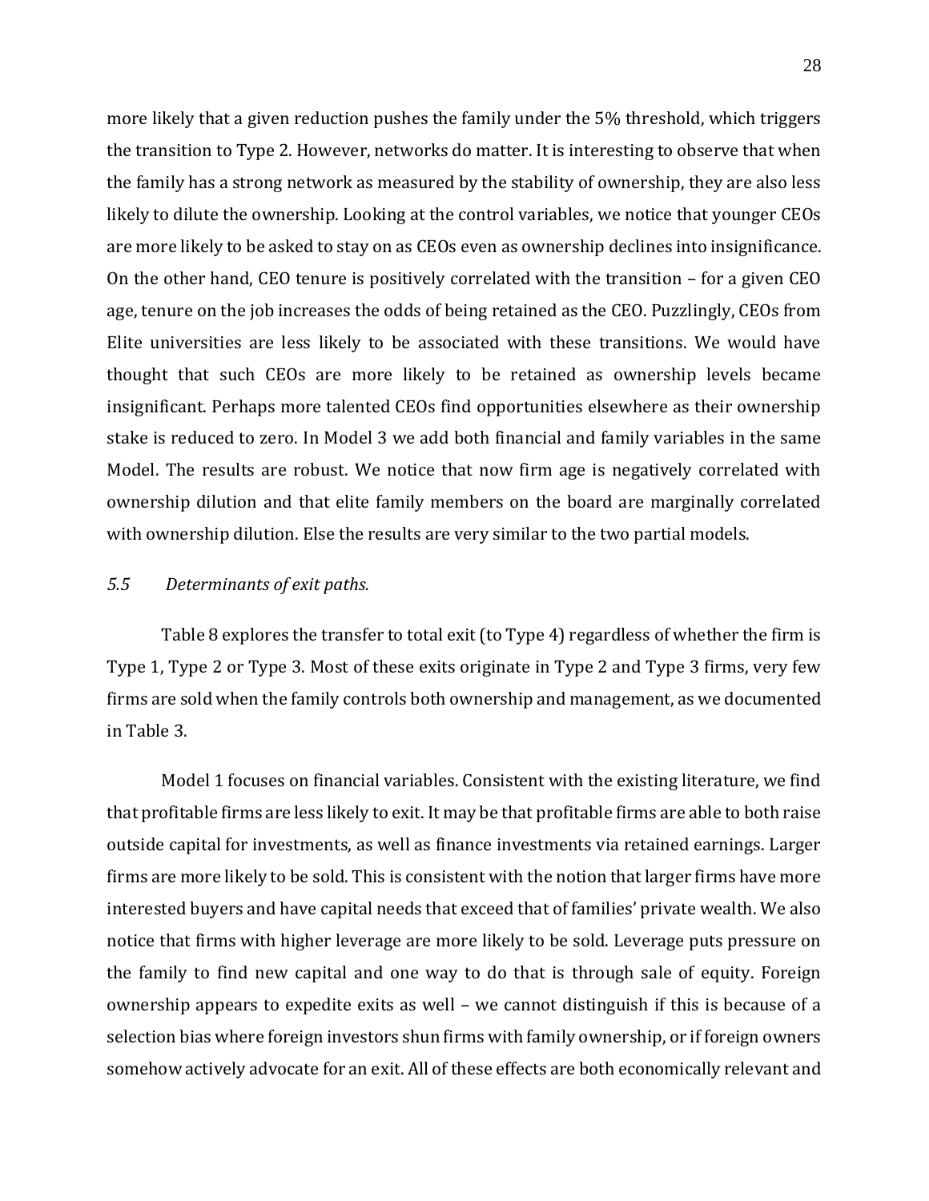more likely that a given reduction pushes the family under the 5% threshold, which triggers the transition to Type 2. However, networks do matter. It is interesting to observe that when the family has a strong network as measured by the stability of ownership, they are also less likely to dilute the ownership. Looking at the control variables, we notice that younger CEOs are more likely to be asked to stay on as CEOs even as ownership declines into insignificance. On the other hand, CEO tenure is positively correlated with the transition – for a given CEO age, tenure on the job increases the odds of being retained as the CEO. Puzzlingly, CEOs from Elite universities are less likely to be associated with these transitions. We would have thought that such CEOs are more likely to be retained as ownership levels became insignificant. Perhaps more talented CEOs find opportunities elsewhere as their ownership stake is reduced to zero. In Model 3 we add both financial and family variables in the same Model. The results are robust. We notice that now firm age is negatively correlated with ownership dilution and that elite family members on the board are marginally correlated with ownership dilution. Else the results are very similar to the two partial models.

### *5.5 Determinants of exit paths.*

Table 8 explores the transfer to total exit (to Type 4) regardless of whether the firm is Type 1, Type 2 or Type 3. Most of these exits originate in Type 2 and Type 3 firms, very few firms are sold when the family controls both ownership and management, as we documented in Table 3.

Model 1 focuses on financial variables. Consistent with the existing literature, we find that profitable firms are less likely to exit. It may be that profitable firms are able to both raise outside capital for investments, as well as finance investments via retained earnings. Larger firms are more likely to be sold. This is consistent with the notion that larger firms have more interested buyers and have capital needs that exceed that of families' private wealth. We also notice that firms with higher leverage are more likely to be sold. Leverage puts pressure on the family to find new capital and one way to do that is through sale of equity. Foreign ownership appears to expedite exits as well – we cannot distinguish if this is because of a selection bias where foreign investors shun firms with family ownership, or if foreign owners somehow actively advocate for an exit. All of these effects are both economically relevant and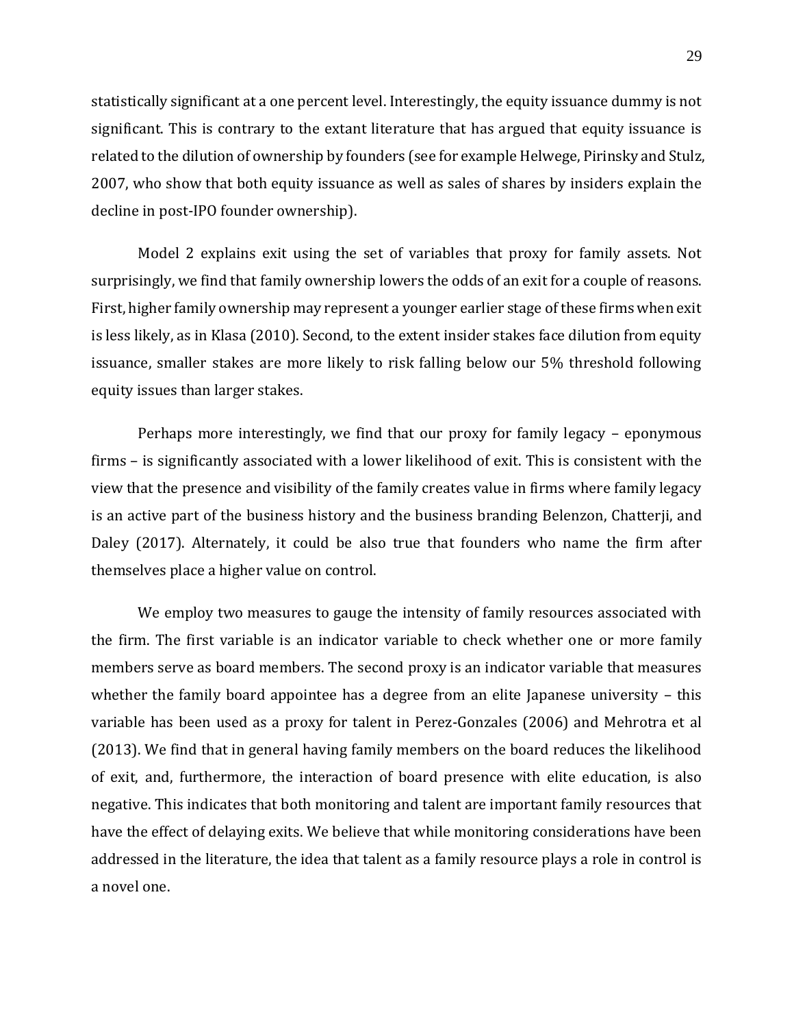statistically significant at a one percent level. Interestingly, the equity issuance dummy is not significant. This is contrary to the extant literature that has argued that equity issuance is related to the dilution of ownership by founders (see for example Helwege, Pirinsky and Stulz, 2007, who show that both equity issuance as well as sales of shares by insiders explain the decline in post-IPO founder ownership).

Model 2 explains exit using the set of variables that proxy for family assets. Not surprisingly, we find that family ownership lowers the odds of an exit for a couple of reasons. First, higher family ownership may represent a younger earlier stage of these firms when exit is less likely, as in Klasa (2010). Second, to the extent insider stakes face dilution from equity issuance, smaller stakes are more likely to risk falling below our 5% threshold following equity issues than larger stakes.

Perhaps more interestingly, we find that our proxy for family legacy – eponymous firms – is significantly associated with a lower likelihood of exit. This is consistent with the view that the presence and visibility of the family creates value in firms where family legacy is an active part of the business history and the business branding Belenzon, Chatterji, and Daley (2017). Alternately, it could be also true that founders who name the firm after themselves place a higher value on control.

We employ two measures to gauge the intensity of family resources associated with the firm. The first variable is an indicator variable to check whether one or more family members serve as board members. The second proxy is an indicator variable that measures whether the family board appointee has a degree from an elite Japanese university – this variable has been used as a proxy for talent in Perez-Gonzales (2006) and Mehrotra et al (2013). We find that in general having family members on the board reduces the likelihood of exit, and, furthermore, the interaction of board presence with elite education, is also negative. This indicates that both monitoring and talent are important family resources that have the effect of delaying exits. We believe that while monitoring considerations have been addressed in the literature, the idea that talent as a family resource plays a role in control is a novel one.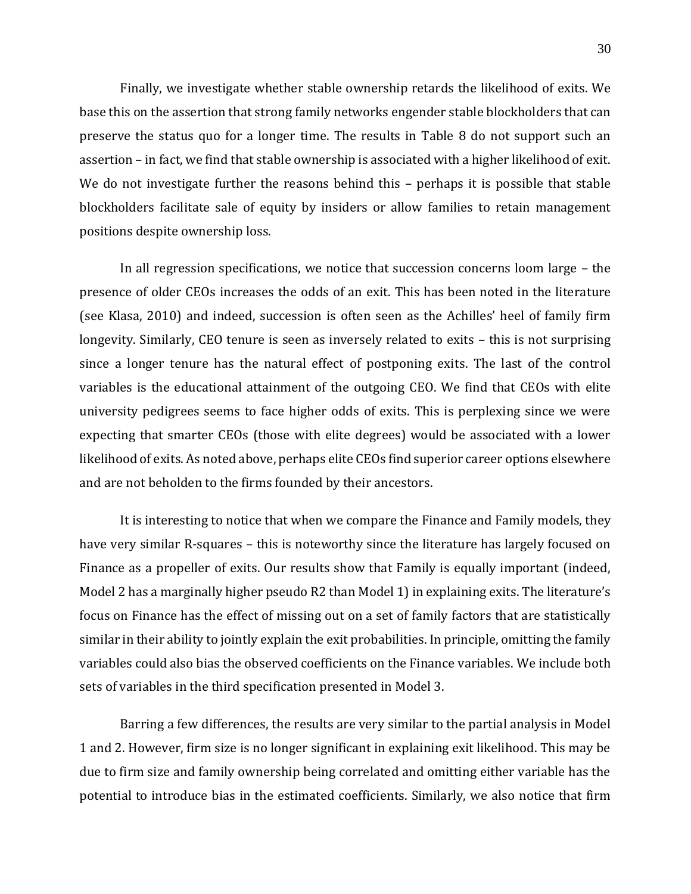Finally, we investigate whether stable ownership retards the likelihood of exits. We base this on the assertion that strong family networks engender stable blockholders that can preserve the status quo for a longer time. The results in Table 8 do not support such an assertion – in fact, we find that stable ownership is associated with a higher likelihood of exit. We do not investigate further the reasons behind this – perhaps it is possible that stable blockholders facilitate sale of equity by insiders or allow families to retain management positions despite ownership loss.

In all regression specifications, we notice that succession concerns loom large – the presence of older CEOs increases the odds of an exit. This has been noted in the literature (see Klasa, 2010) and indeed, succession is often seen as the Achilles' heel of family firm longevity. Similarly, CEO tenure is seen as inversely related to exits – this is not surprising since a longer tenure has the natural effect of postponing exits. The last of the control variables is the educational attainment of the outgoing CEO. We find that CEOs with elite university pedigrees seems to face higher odds of exits. This is perplexing since we were expecting that smarter CEOs (those with elite degrees) would be associated with a lower likelihood of exits. As noted above, perhaps elite CEOs find superior career options elsewhere and are not beholden to the firms founded by their ancestors.

It is interesting to notice that when we compare the Finance and Family models, they have very similar R-squares – this is noteworthy since the literature has largely focused on Finance as a propeller of exits. Our results show that Family is equally important (indeed, Model 2 has a marginally higher pseudo R2 than Model 1) in explaining exits. The literature's focus on Finance has the effect of missing out on a set of family factors that are statistically similar in their ability to jointly explain the exit probabilities. In principle, omitting the family variables could also bias the observed coefficients on the Finance variables. We include both sets of variables in the third specification presented in Model 3.

Barring a few differences, the results are very similar to the partial analysis in Model 1 and 2. However, firm size is no longer significant in explaining exit likelihood. This may be due to firm size and family ownership being correlated and omitting either variable has the potential to introduce bias in the estimated coefficients. Similarly, we also notice that firm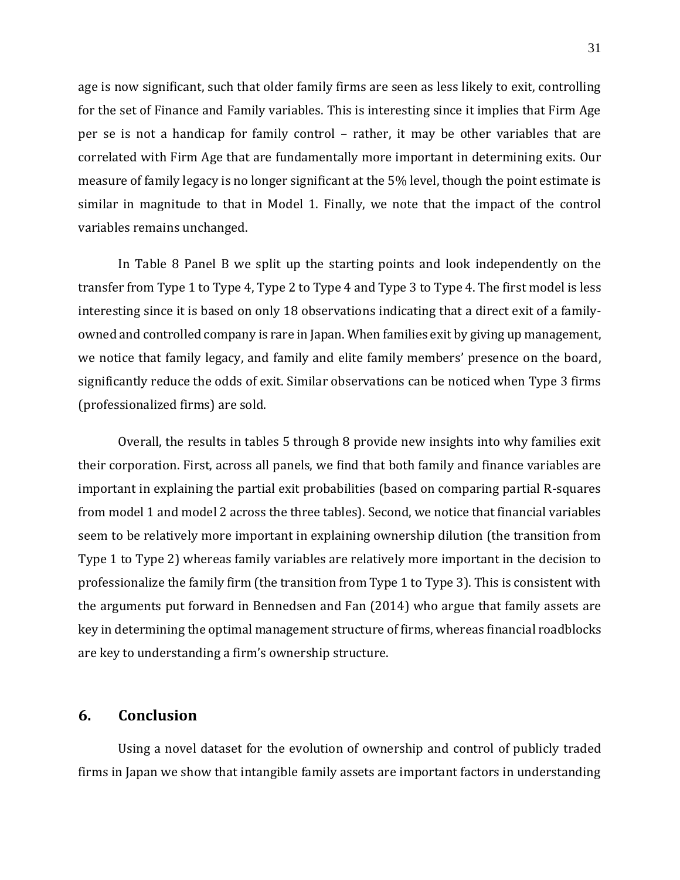age is now significant, such that older family firms are seen as less likely to exit, controlling for the set of Finance and Family variables. This is interesting since it implies that Firm Age per se is not a handicap for family control – rather, it may be other variables that are correlated with Firm Age that are fundamentally more important in determining exits. Our measure of family legacy is no longer significant at the 5% level, though the point estimate is similar in magnitude to that in Model 1. Finally, we note that the impact of the control variables remains unchanged.

In Table 8 Panel B we split up the starting points and look independently on the transfer from Type 1 to Type 4, Type 2 to Type 4 and Type 3 to Type 4. The first model is less interesting since it is based on only 18 observations indicating that a direct exit of a family-owned and controlled company is rare in Japan. When families exit by giving up management, we notice that family legacy, and family and elite family members' presence on the board, significantly reduce the odds of exit. Similar observations can be noticed when Type 3 firms (professionalized firms) are sold.

Overall, the results in tables 5 through 8 provide new insights into why families exit their corporation. First, across all panels, we find that both family and finance variables are important in explaining the partial exit probabilities (based on comparing partial R-squares from model 1 and model 2 across the three tables). Second, we notice that financial variables seem to be relatively more important in explaining ownership dilution (the transition from Type 1 to Type 2) whereas family variables are relatively more important in the decision to professionalize the family firm (the transition from Type 1 to Type 3). This is consistent with the arguments put forward in Bennedsen and Fan (2014) who argue that family assets are key in determining the optimal management structure of firms, whereas financial roadblocks are key to understanding a firm's ownership structure.

## 6. Conclusion

Using a novel dataset for the evolution of ownership and control of publicly traded firms in Japan we show that intangible family assets are important factors in understanding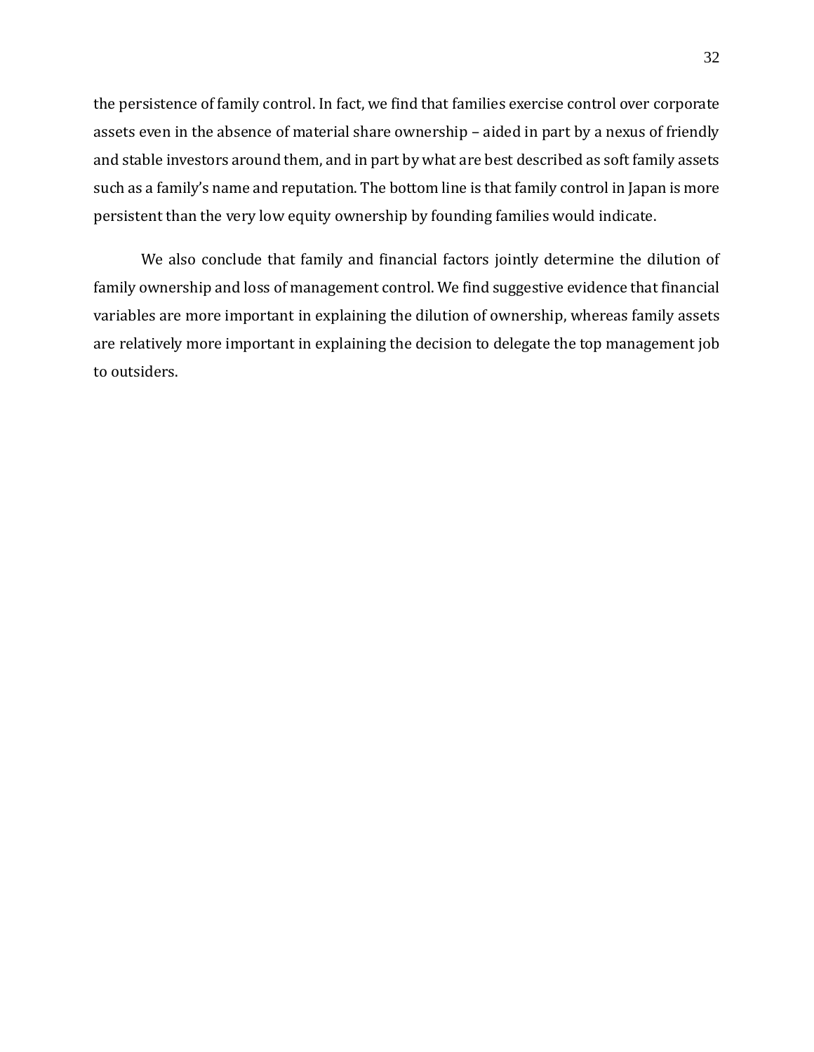the persistence of family control. In fact, we find that families exercise control over corporate assets even in the absence of material share ownership – aided in part by a nexus of friendly and stable investors around them, and in part by what are best described as soft family assets such as a family's name and reputation. The bottom line is that family control in Japan is more persistent than the very low equity ownership by founding families would indicate.

We also conclude that family and financial factors jointly determine the dilution of family ownership and loss of management control. We find suggestive evidence that financial variables are more important in explaining the dilution of ownership, whereas family assets are relatively more important in explaining the decision to delegate the top management job to outsiders.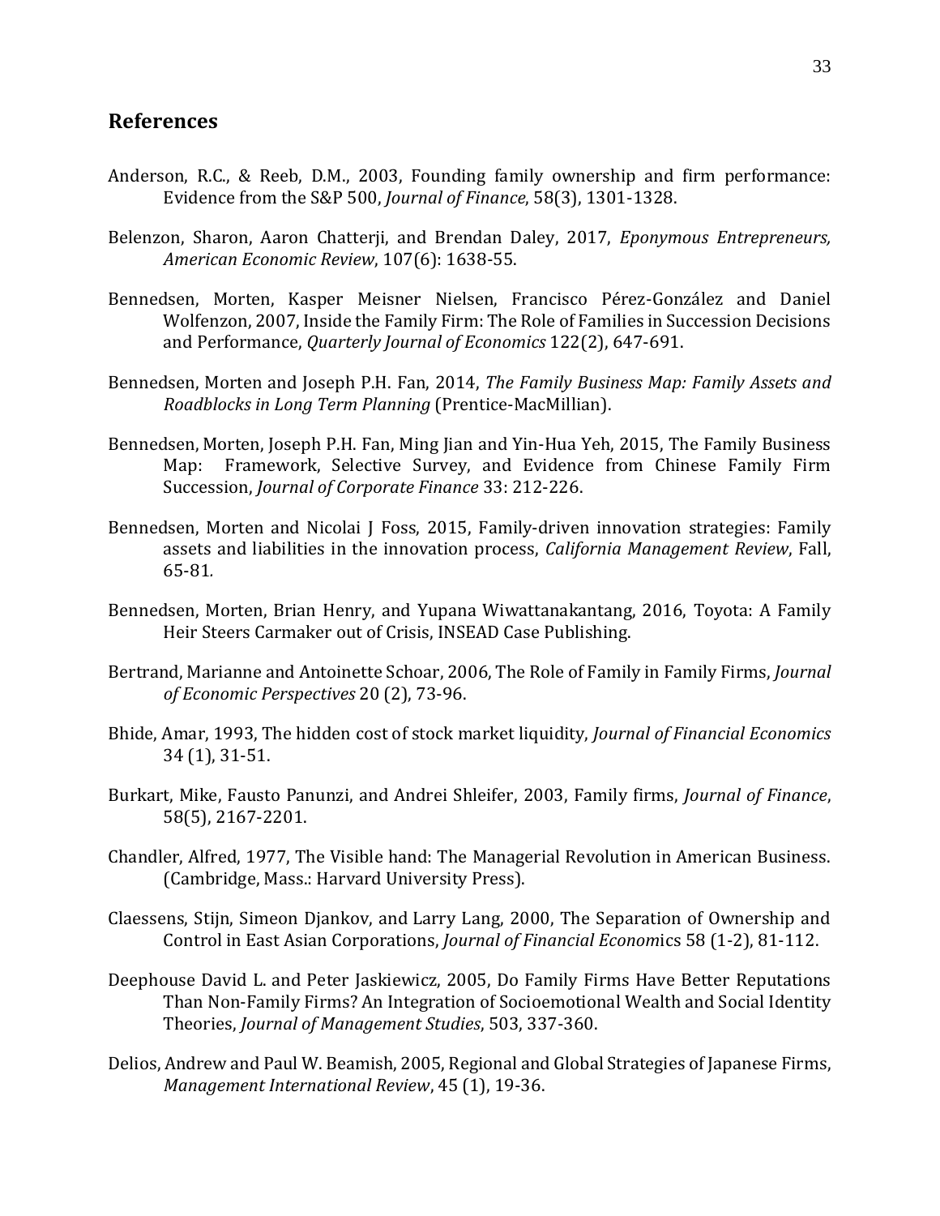## References

Anderson, R.C., & Reeb, D.M., 2003, Founding family ownership and firm performance: Evidence from the S&P 500, *Journal of Finance*, 58(3), 1301-1328.

Belenzon, Sharon, Aaron Chatterji, and Brendan Daley, 2017, *Eponymous Entrepreneurs, American Economic Review*, 107(6): 1638-55.

Bennedsen, Morten, Kasper Meisner Nielsen, Francisco Pérez-González and Daniel Wolfenzon, 2007, Inside the Family Firm: The Role of Families in Succession Decisions and Performance, *Quarterly Journal of Economics* 122(2), 647-691.

Bennedsen, Morten and Joseph P.H. Fan, 2014, *The Family Business Map: Family Assets and Roadblocks in Long Term Planning* (Prentice-MacMillian).

Bennedsen, Morten, Joseph P.H. Fan, Ming Jian and Yin-Hua Yeh, 2015, The Family Business Map: Framework, Selective Survey, and Evidence from Chinese Family Firm Succession, *Journal of Corporate Finance* 33: 212-226.

Bennedsen, Morten and Nicolai J Foss, 2015, Family-driven innovation strategies: Family assets and liabilities in the innovation process, *California Management Review*, Fall, 65-81.

Bennedsen, Morten, Brian Henry, and Yupana Wiwattanakantang, 2016, Toyota: A Family Heir Steers Carmaker out of Crisis, INSEAD Case Publishing.

Bertrand, Marianne and Antoinette Schoar, 2006, The Role of Family in Family Firms, *Journal of Economic Perspectives* 20 (2), 73-96.

Bhide, Amar, 1993, The hidden cost of stock market liquidity, *Journal of Financial Economics* 34 (1), 31-51.

Burkart, Mike, Fausto Panunzi, and Andrei Shleifer, 2003, Family firms, *Journal of Finance*, 58(5), 2167-2201.

Chandler, Alfred, 1977, The Visible hand: The Managerial Revolution in American Business. (Cambridge, Mass.: Harvard University Press).

Claessens, Stijn, Simeon Djankov, and Larry Lang, 2000, The Separation of Ownership and Control in East Asian Corporations, *Journal of Financial Economics* 58 (1-2), 81-112.

Deephouse David L. and Peter Jaskiewicz, 2005, Do Family Firms Have Better Reputations Than Non-Family Firms? An Integration of Socioemotional Wealth and Social Identity Theories, *Journal of Management Studies*, 503, 337-360.

Delios, Andrew and Paul W. Beamish, 2005, Regional and Global Strategies of Japanese Firms, *Management International Review*, 45 (1), 19-36.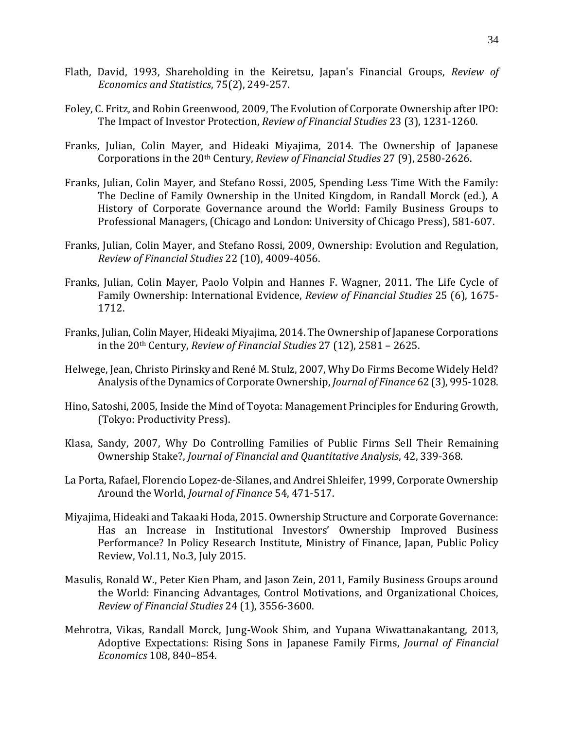Flath, David, 1993, Shareholding in the Keiretsu, Japan's Financial Groups, *Review of Economics and Statistics*, 75(2), 249-257.

Foley, C. Fritz, and Robin Greenwood, 2009, The Evolution of Corporate Ownership after IPO: The Impact of Investor Protection, *Review of Financial Studies* 23 (3), 1231-1260.

Franks, Julian, Colin Mayer, and Hideaki Miyajima, 2014. The Ownership of Japanese Corporations in the 20th Century, *Review of Financial Studies* 27 (9), 2580-2626.

Franks, Julian, Colin Mayer, and Stefano Rossi, 2005, Spending Less Time With the Family: The Decline of Family Ownership in the United Kingdom, in Randall Morck (ed.), A History of Corporate Governance around the World: Family Business Groups to Professional Managers, (Chicago and London: University of Chicago Press), 581-607.

Franks, Julian, Colin Mayer, and Stefano Rossi, 2009, Ownership: Evolution and Regulation, *Review of Financial Studies* 22 (10), 4009-4056.

Franks, Julian, Colin Mayer, Paolo Volpin and Hannes F. Wagner, 2011. The Life Cycle of Family Ownership: International Evidence, *Review of Financial Studies* 25 (6), 1675-1712.

Franks, Julian, Colin Mayer, Hideaki Miyajima, 2014. The Ownership of Japanese Corporations in the 20th Century, *Review of Financial Studies* 27 (12), 2581 – 2625.

Helwege, Jean, Christo Pirinsky and René M. Stulz, 2007, Why Do Firms Become Widely Held? Analysis of the Dynamics of Corporate Ownership, *Journal of Finance* 62 (3), 995-1028.

Hino, Satoshi, 2005, Inside the Mind of Toyota: Management Principles for Enduring Growth, (Tokyo: Productivity Press).

Klasa, Sandy, 2007, Why Do Controlling Families of Public Firms Sell Their Remaining Ownership Stake?, *Journal of Financial and Quantitative Analysis*, 42, 339-368.

La Porta, Rafael, Florencio Lopez-de-Silanes, and Andrei Shleifer, 1999, Corporate Ownership Around the World, *Journal of Finance* 54, 471-517.

Miyajima, Hideaki and Takaaki Hoda, 2015. Ownership Structure and Corporate Governance: Has an Increase in Institutional Investors' Ownership Improved Business Performance? In Policy Research Institute, Ministry of Finance, Japan, Public Policy Review, Vol.11, No.3, July 2015.

Masulis, Ronald W., Peter Kien Pham, and Jason Zein, 2011, Family Business Groups around the World: Financing Advantages, Control Motivations, and Organizational Choices, *Review of Financial Studies* 24 (1), 3556-3600.

Mehrotra, Vikas, Randall Morck, Jung-Wook Shim, and Yupana Wiwattanakantang, 2013, Adoptive Expectations: Rising Sons in Japanese Family Firms, *Journal of Financial Economics* 108, 840–854.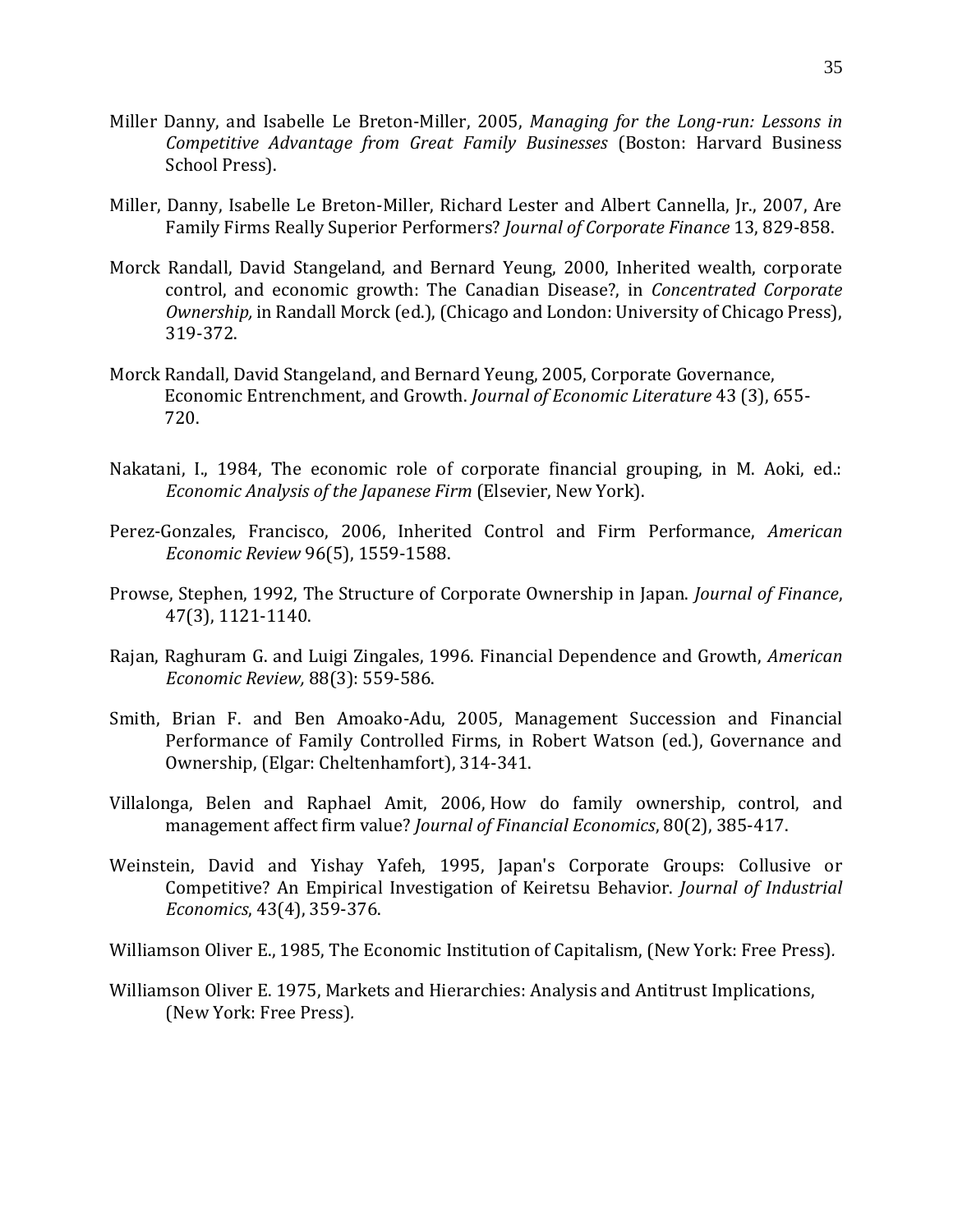Miller Danny, and Isabelle Le Breton-Miller, 2005, *Managing for the Long-run: Lessons in Competitive Advantage from Great Family Businesses* (Boston: Harvard Business School Press).

Miller, Danny, Isabelle Le Breton-Miller, Richard Lester and Albert Cannella, Jr., 2007, Are Family Firms Really Superior Performers? *Journal of Corporate Finance* 13, 829-858.

Morck Randall, David Stangeland, and Bernard Yeung, 2000, Inherited wealth, corporate control, and economic growth: The Canadian Disease?, in *Concentrated Corporate Ownership,* in Randall Morck (ed.), (Chicago and London: University of Chicago Press), 319-372.

Morck Randall, David Stangeland, and Bernard Yeung, 2005, Corporate Governance, Economic Entrenchment, and Growth. *Journal of Economic Literature* 43 (3), 655-720.

Nakatani, I., 1984, The economic role of corporate financial grouping, in M. Aoki, ed.: *Economic Analysis of the Japanese Firm* (Elsevier, New York).

Perez-Gonzales, Francisco, 2006, Inherited Control and Firm Performance, *American Economic Review* 96(5), 1559-1588.

Prowse, Stephen, 1992, The Structure of Corporate Ownership in Japan. *Journal of Finance*, 47(3), 1121-1140.

Rajan, Raghuram G. and Luigi Zingales, 1996. Financial Dependence and Growth, *American Economic Review,* 88(3): 559-586.

Smith, Brian F. and Ben Amoako-Adu, 2005, Management Succession and Financial Performance of Family Controlled Firms, in Robert Watson (ed.), Governance and Ownership, (Elgar: Cheltenhamfort), 314-341.

Villalonga, Belen and Raphael Amit, 2006, How do family ownership, control, and management affect firm value? *Journal of Financial Economics*, 80(2), 385-417.

Weinstein, David and Yishay Yafeh, 1995, Japan's Corporate Groups: Collusive or Competitive? An Empirical Investigation of Keiretsu Behavior. *Journal of Industrial Economics*, 43(4), 359-376.

Williamson Oliver E., 1985, The Economic Institution of Capitalism, (New York: Free Press).

Williamson Oliver E. 1975, Markets and Hierarchies: Analysis and Antitrust Implications, (New York: Free Press).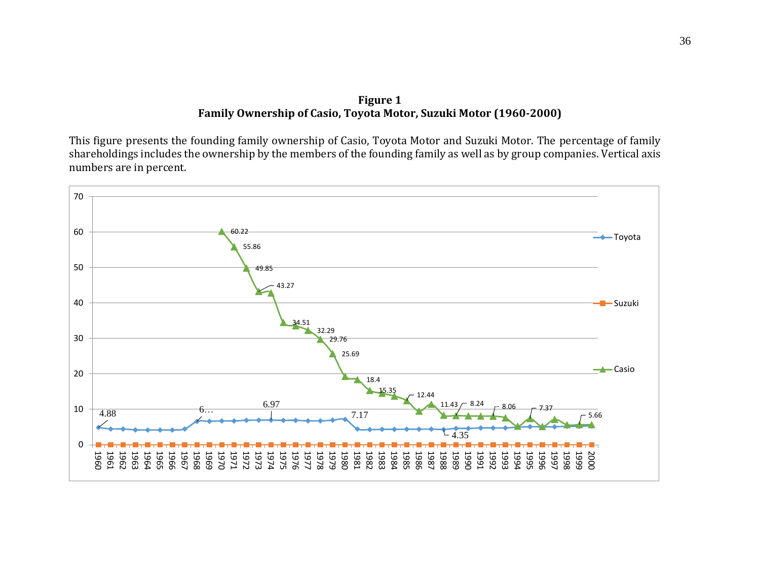**Figure 1**
**Family Ownership of Casio, Toyota Motor, Suzuki Motor (1960-2000)**

This figure presents the founding family ownership of Casio, Toyota Motor and Suzuki Motor. The percentage of family shareholdings includes the ownership by the members of the founding family as well as by group companies. Vertical axis numbers are in percent.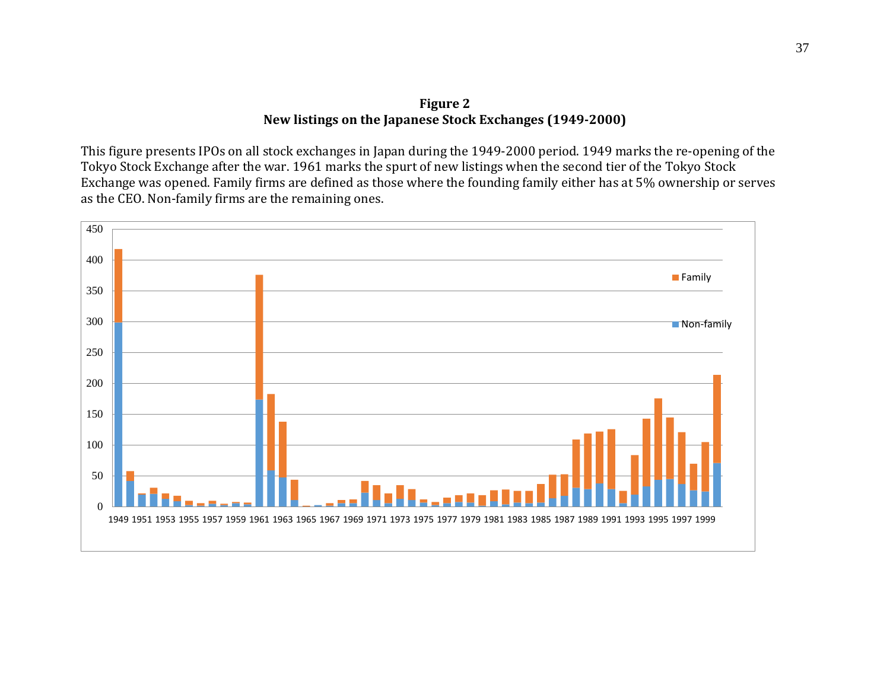**Figure 2**
**New listings on the Japanese Stock Exchanges (1949-2000)**

This figure presents IPOs on all stock exchanges in Japan during the 1949-2000 period. 1949 marks the re-opening of the Tokyo Stock Exchange after the war. 1961 marks the spurt of new listings when the second tier of the Tokyo Stock Exchange was opened. Family firms are defined as those where the founding family either has at 5% ownership or serves as the CEO. Non-family firms are the remaining ones.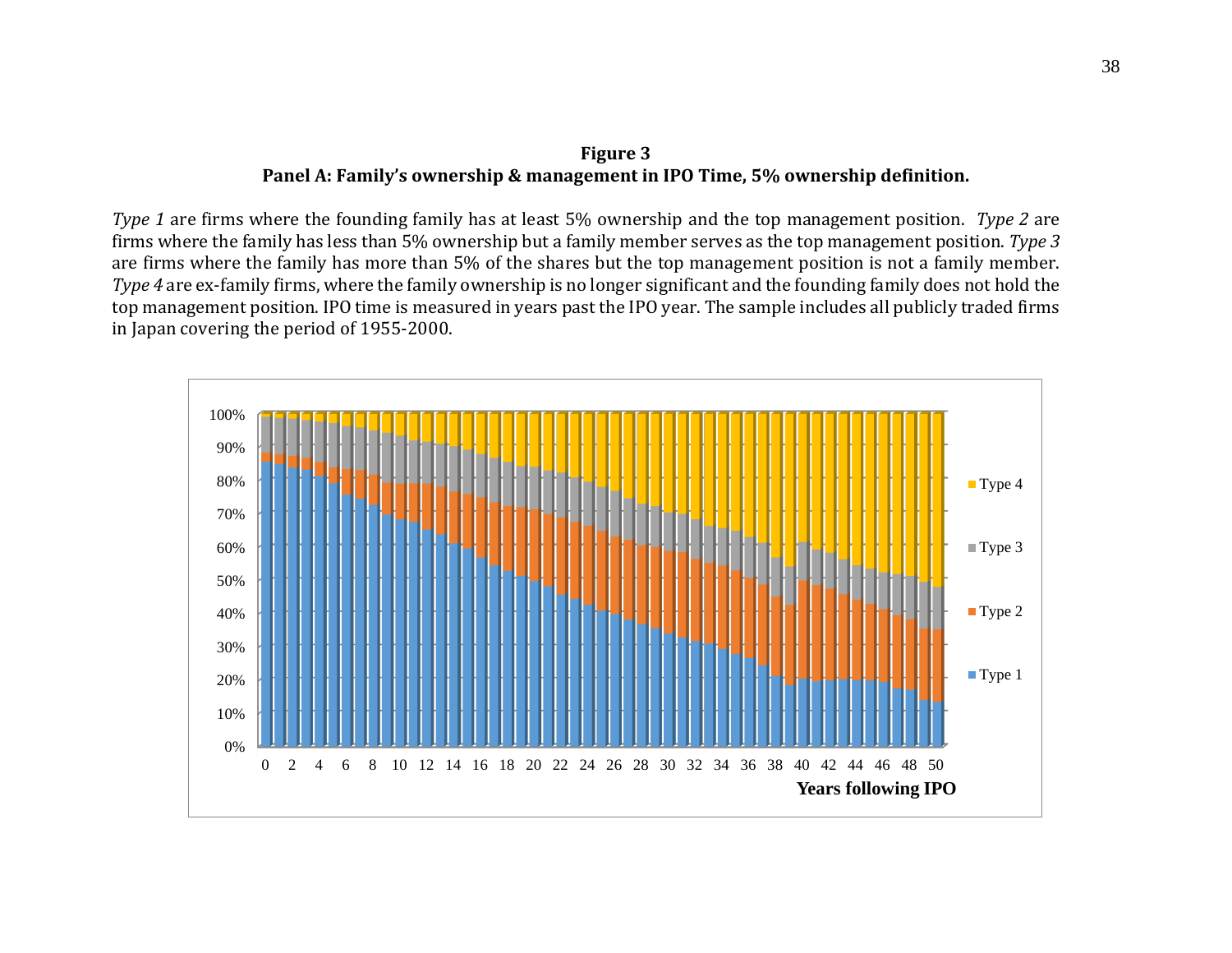**Figure 3**

**Panel A: Family's ownership & management in IPO Time, 5% ownership definition.**

*Type 1* are firms where the founding family has at least 5% ownership and the top management position. *Type 2* are firms where the family has less than 5% ownership but a family member serves as the top management position. *Type 3* are firms where the family has more than 5% of the shares but the top management position is not a family member. *Type 4* are ex-family firms, where the family ownership is no longer significant and the founding family does not hold the top management position. IPO time is measured in years past the IPO year. The sample includes all publicly traded firms in Japan covering the period of 1955-2000.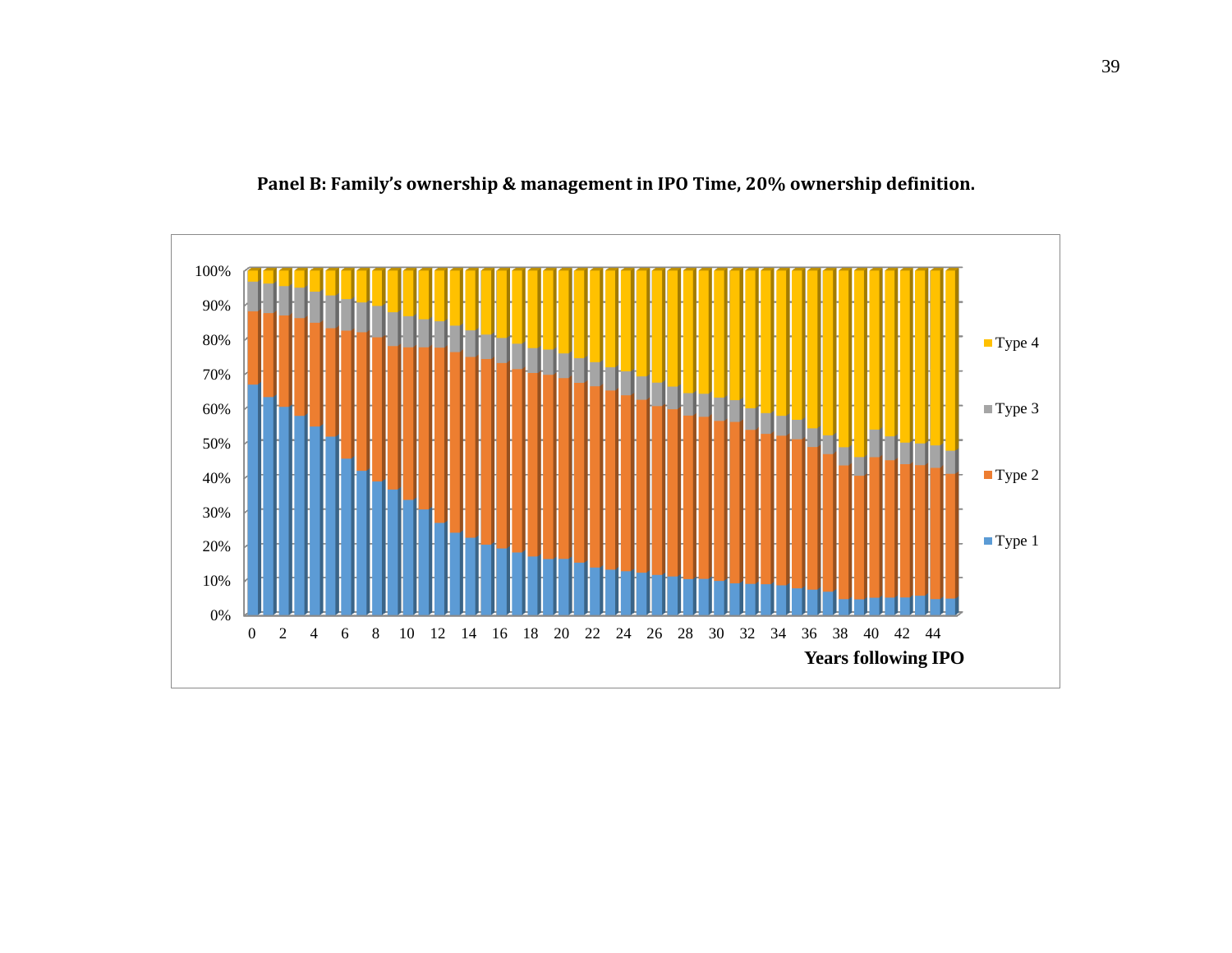**Panel B: Family's ownership & management in IPO Time, 20% ownership definition.**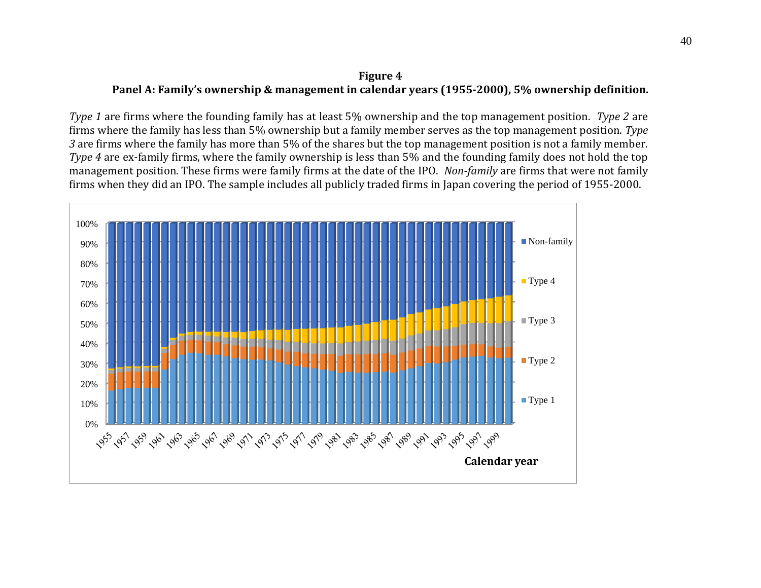**Figure 4**

**Panel A: Family's ownership & management in calendar years (1955-2000), 5% ownership definition.**

*Type 1* are firms where the founding family has at least 5% ownership and the top management position. *Type 2* are firms where the family has less than 5% ownership but a family member serves as the top management position. *Type 3* are firms where the family has more than 5% of the shares but the top management position is not a family member. *Type 4* are ex-family firms, where the family ownership is less than 5% and the founding family does not hold the top management position. These firms were family firms at the date of the IPO. *Non-family* are firms that were not family firms when they did an IPO. The sample includes all publicly traded firms in Japan covering the period of 1955-2000.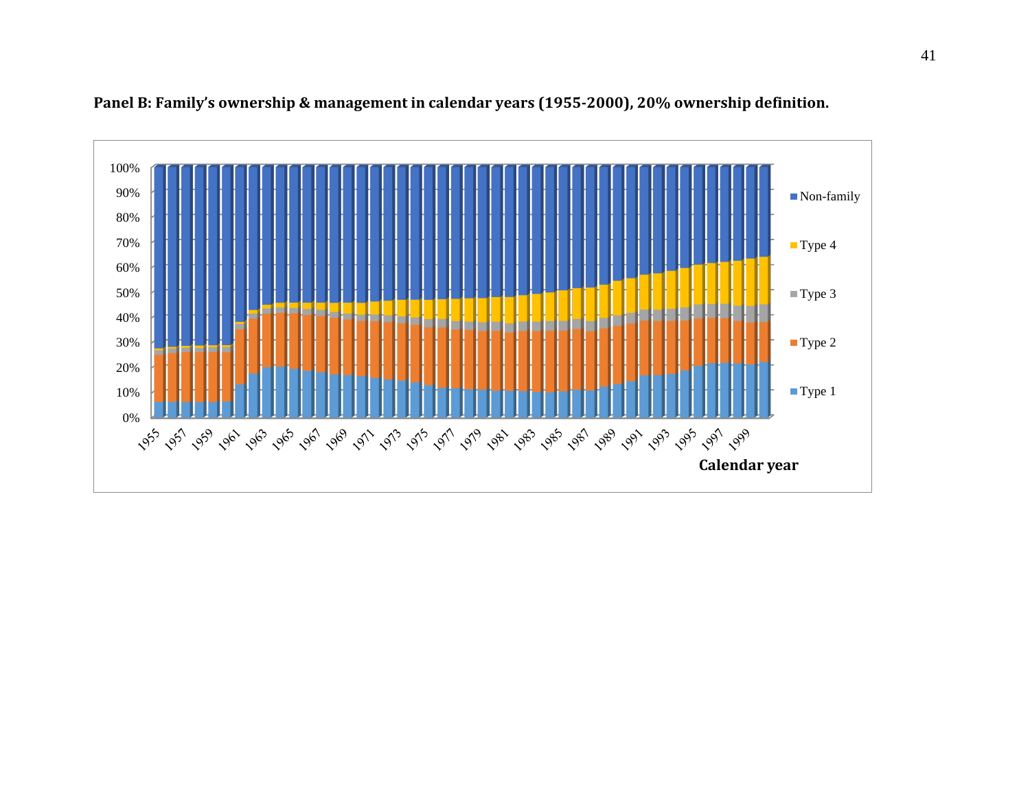**Panel B: Family's ownership & management in calendar years (1955-2000), 20% ownership definition.**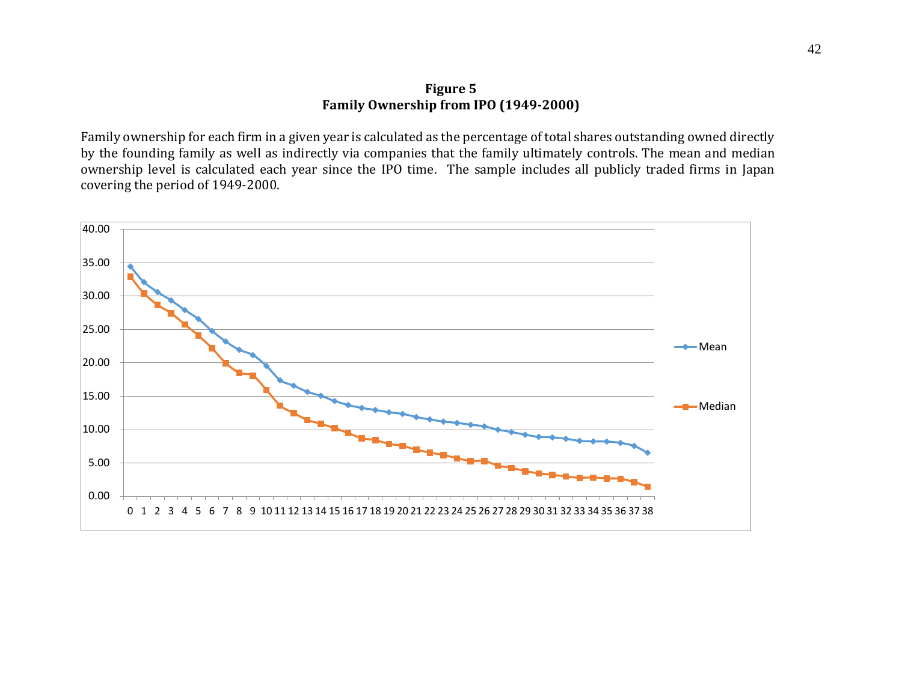**Figure 5**
**Family Ownership from IPO (1949-2000)**

Family ownership for each firm in a given year is calculated as the percentage of total shares outstanding owned directly by the founding family as well as indirectly via companies that the family ultimately controls. The mean and median ownership level is calculated each year since the IPO time. The sample includes all publicly traded firms in Japan covering the period of 1949-2000.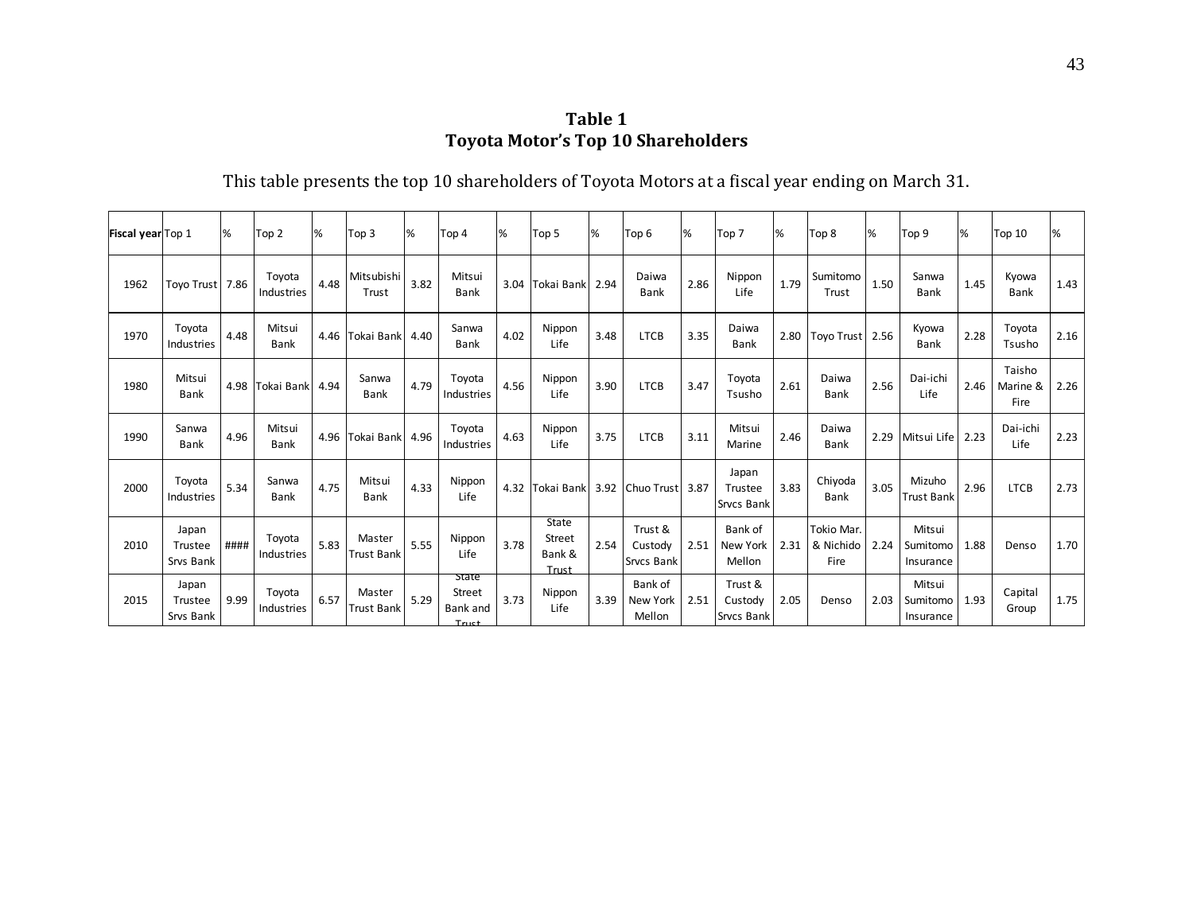**Table 1**
**Toyota Motor's Top 10 Shareholders**

This table presents the top 10 shareholders of Toyota Motors at a fiscal year ending on March 31.

| Fiscal year | Top 1 | % | Top 2 | % | Top 3 | % | Top 4 | % | Top 5 | % | Top 6 | % | Top 7 | % | Top 8 | % | Top 9 | % | Top 10 | % |
|---|---|---|---|---|---|---|---|---|---|---|---|---|---|---|---|---|---|---|---|---|
| 1962 | Toyo Trust | 7.86 | Toyota Industries | 4.48 | Mitsubishi Trust | 3.82 | Mitsui Bank | 3.04 | Tokai Bank | 2.94 | Daiwa Bank | 2.86 | Nippon Life | 1.79 | Sumitomo Trust | 1.50 | Sanwa Bank | 1.45 | Kyowa Bank | 1.43 |
| 1970 | Toyota Industries | 4.48 | Mitsui Bank | 4.46 | Tokai Bank | 4.40 | Sanwa Bank | 4.02 | Nippon Life | 3.48 | LTCB | 3.35 | Daiwa Bank | 2.80 | Toyo Trust | 2.56 | Kyowa Bank | 2.28 | Toyota Tsusho | 2.16 |
| 1980 | Mitsui Bank | 4.98 | Tokai Bank | 4.94 | Sanwa Bank | 4.79 | Toyota Industries | 4.56 | Nippon Life | 3.90 | LTCB | 3.47 | Toyota Tsusho | 2.61 | Daiwa Bank | 2.56 | Dai-ichi Life | 2.46 | Taisho Marine & Fire | 2.26 |
| 1990 | Sanwa Bank | 4.96 | Mitsui Bank | 4.96 | Tokai Bank | 4.96 | Toyota Industries | 4.63 | Nippon Life | 3.75 | LTCB | 3.11 | Mitsui Marine | 2.46 | Daiwa Bank | 2.29 | Mitsui Life | 2.23 | Dai-ichi Life | 2.23 |
| 2000 | Toyota Industries | 5.34 | Sanwa Bank | 4.75 | Mitsui Bank | 4.33 | Nippon Life | 4.32 | Tokai Bank | 3.92 | Chuo Trust | 3.87 | Japan Trustee Srvcs Bank | 3.83 | Chiyoda Bank | 3.05 | Mizuho Trust Bank | 2.96 | LTCB | 2.73 |
| 2010 | Japan Trustee Srvs Bank | #### | Toyota Industries | 5.83 | Master Trust Bank | 5.55 | Nippon Life | 3.78 | State Street Bank & Trust | 2.54 | Trust & Custody Srvcs Bank | 2.51 | Bank of New York Mellon | 2.31 | Tokio Mar. & Nichido Fire | 2.24 | Mitsui Sumitomo Insurance | 1.88 | Denso | 1.70 |
| 2015 | Japan Trustee Srvs Bank | 9.99 | Toyota Industries | 6.57 | Master Trust Bank | 5.29 | State Street Bank and Trust | 3.73 | Nippon Life | 3.39 | Bank of New York Mellon | 2.51 | Trust & Custody Srvcs Bank | 2.05 | Denso | 2.03 | Mitsui Sumitomo Insurance | 1.93 | Capital Group | 1.75 |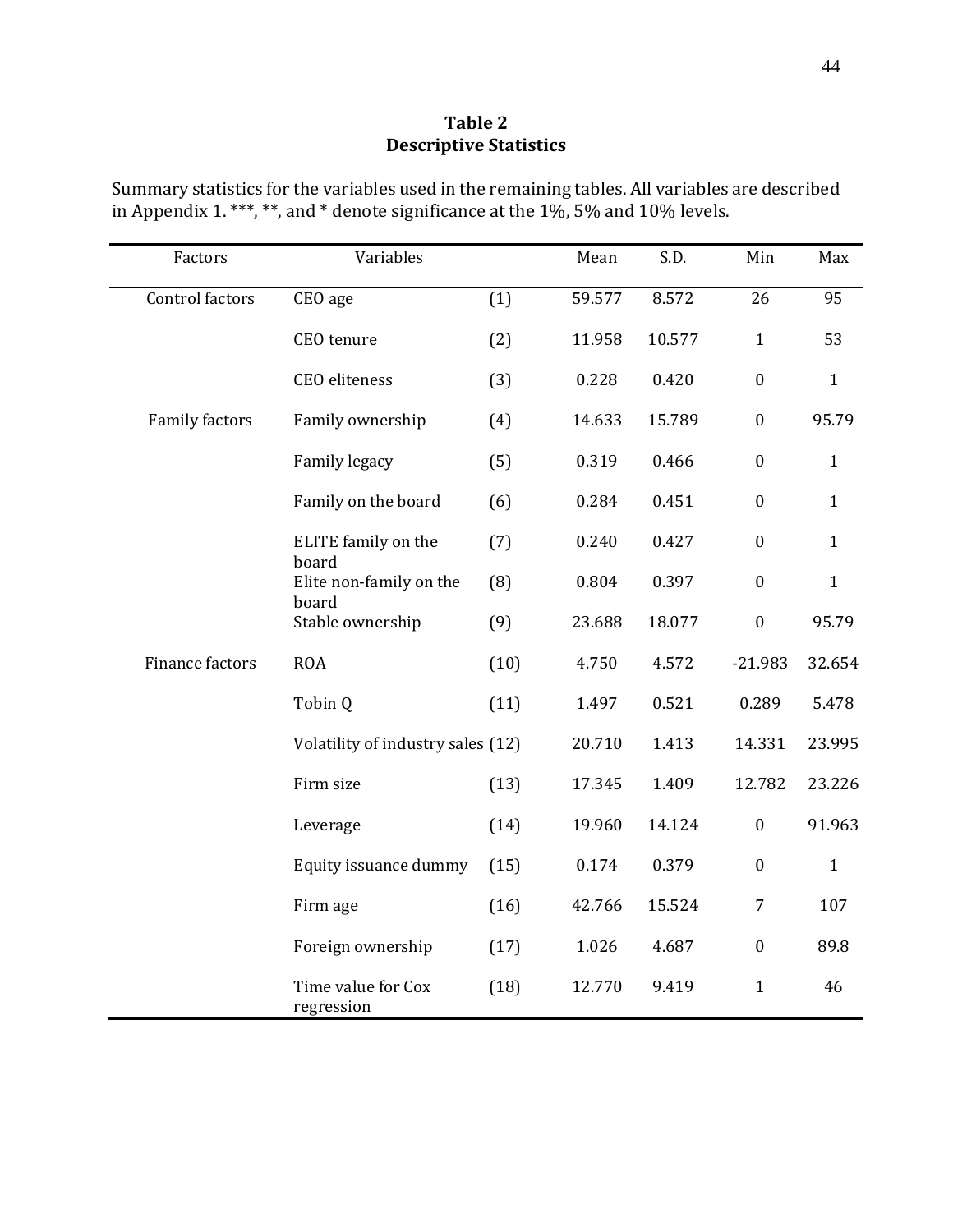**Table 2**
**Descriptive Statistics**

Summary statistics for the variables used in the remaining tables. All variables are described in Appendix 1. ***, **, and * denote significance at the 1%, 5% and 10% levels.

| Factors | Variables | | Mean | S.D. | Min | Max |
|---|---|---|---|---|---|---|
| Control factors | CEO age | (1) | 59.577 | 8.572 | 26 | 95 |
| | CEO tenure | (2) | 11.958 | 10.577 | 1 | 53 |
| | CEO eliteness | (3) | 0.228 | 0.420 | 0 | 1 |
| Family factors | Family ownership | (4) | 14.633 | 15.789 | 0 | 95.79 |
| | Family legacy | (5) | 0.319 | 0.466 | 0 | 1 |
| | Family on the board | (6) | 0.284 | 0.451 | 0 | 1 |
| | ELITE family on the board | (7) | 0.240 | 0.427 | 0 | 1 |
| | Elite non-family on the board | (8) | 0.804 | 0.397 | 0 | 1 |
| | Stable ownership | (9) | 23.688 | 18.077 | 0 | 95.79 |
| Finance factors | ROA | (10) | 4.750 | 4.572 | -21.983 | 32.654 |
| | Tobin Q | (11) | 1.497 | 0.521 | 0.289 | 5.478 |
| | Volatility of industry sales | (12) | 20.710 | 1.413 | 14.331 | 23.995 |
| | Firm size | (13) | 17.345 | 1.409 | 12.782 | 23.226 |
| | Leverage | (14) | 19.960 | 14.124 | 0 | 91.963 |
| | Equity issuance dummy | (15) | 0.174 | 0.379 | 0 | 1 |
| | Firm age | (16) | 42.766 | 15.524 | 7 | 107 |
| | Foreign ownership | (17) | 1.026 | 4.687 | 0 | 89.8 |
| | Time value for Cox regression | (18) | 12.770 | 9.419 | 1 | 46 |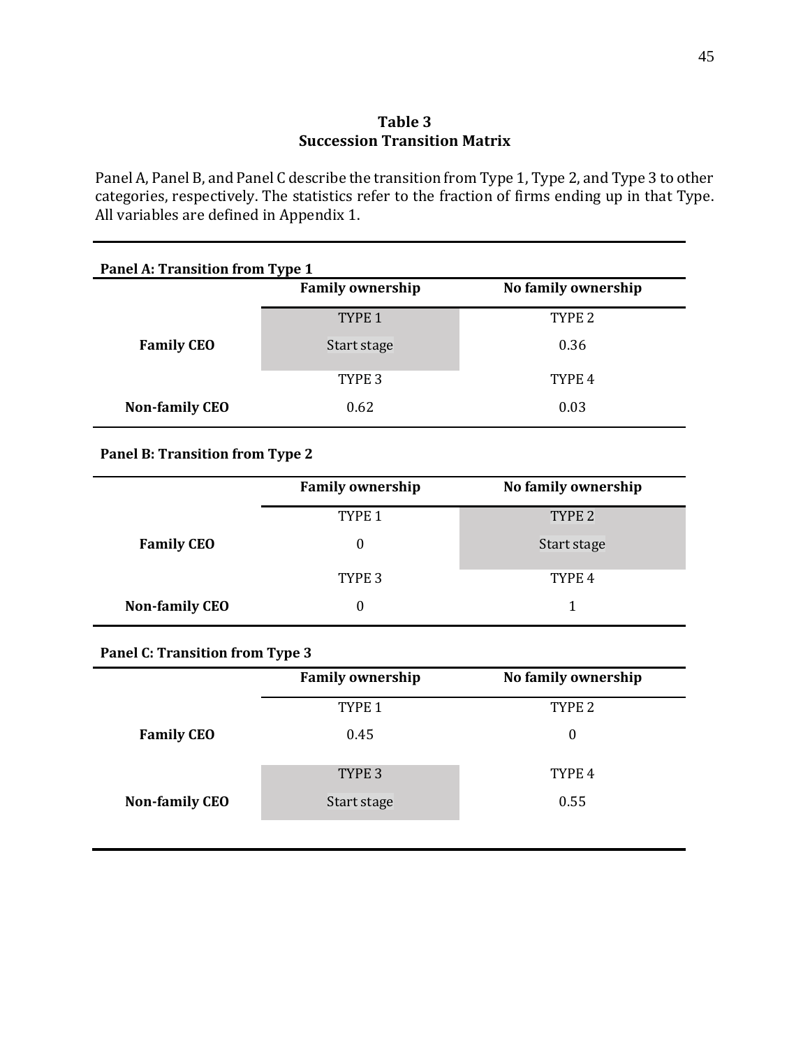**Table 3**
**Succession Transition Matrix**

Panel A, Panel B, and Panel C describe the transition from Type 1, Type 2, and Type 3 to other categories, respectively. The statistics refer to the fraction of firms ending up in that Type. All variables are defined in Appendix 1.

**Panel A: Transition from Type 1**

| | Family ownership | No family ownership |
|---|---|---|
| | TYPE 1 | TYPE 2 |
| **Family CEO** | Start stage | 0.36 |
| | TYPE 3 | TYPE 4 |
| **Non-family CEO** | 0.62 | 0.03 |

**Panel B: Transition from Type 2**

| | Family ownership | No family ownership |
|---|---|---|
| | TYPE 1 | TYPE 2 |
| **Family CEO** | 0 | Start stage |
| | TYPE 3 | TYPE 4 |
| **Non-family CEO** | 0 | 1 |

**Panel C: Transition from Type 3**

| | Family ownership | No family ownership |
|---|---|---|
| | TYPE 1 | TYPE 2 |
| **Family CEO** | 0.45 | 0 |
| | TYPE 3 | TYPE 4 |
| **Non-family CEO** | Start stage | 0.55 |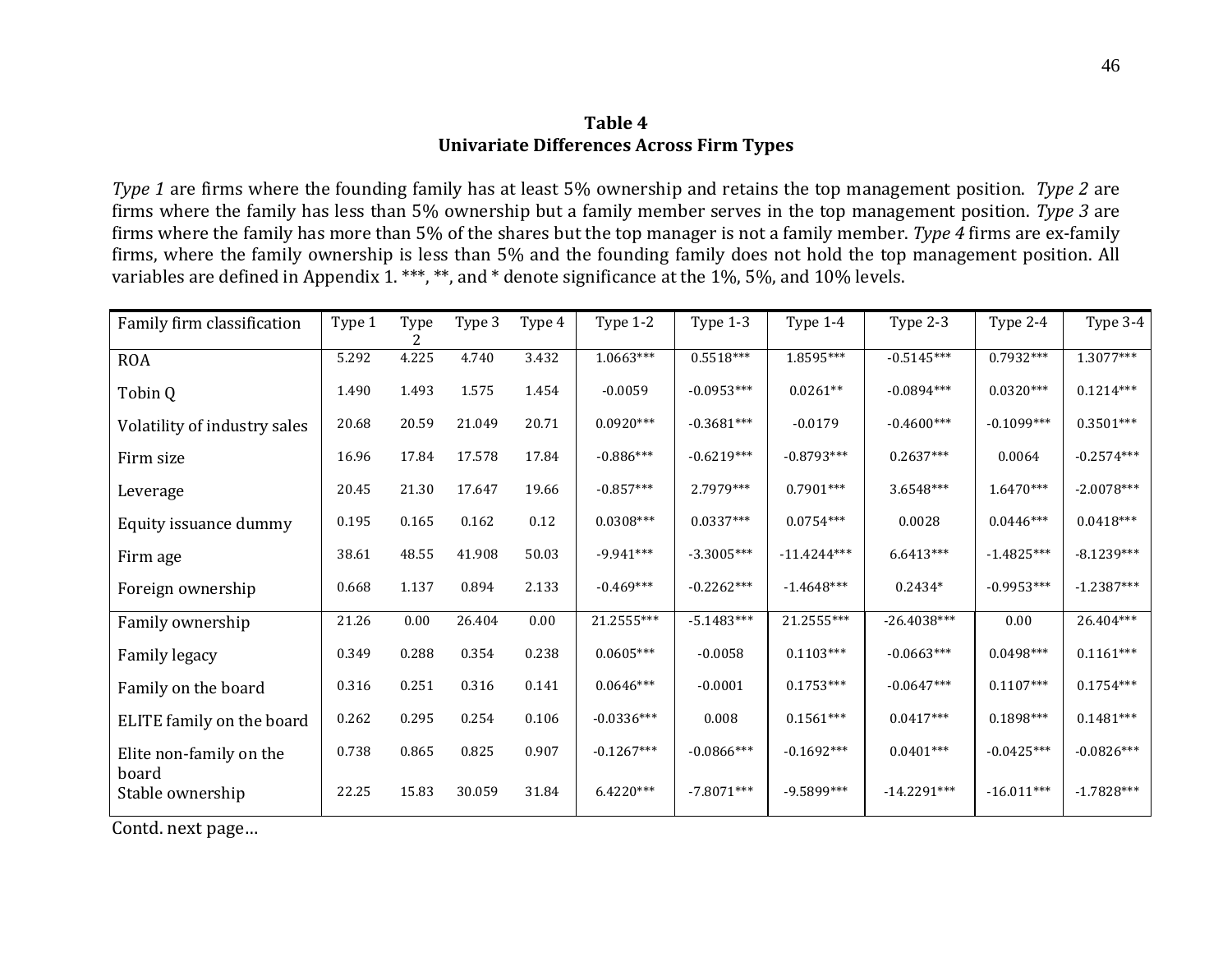**Table 4**
**Univariate Differences Across Firm Types**

*Type 1* are firms where the founding family has at least 5% ownership and retains the top management position. *Type 2* are firms where the family has less than 5% ownership but a family member serves in the top management position. *Type 3* are firms where the family has more than 5% of the shares but the top manager is not a family member. *Type 4* firms are ex-family firms, where the family ownership is less than 5% and the founding family does not hold the top management position. All variables are defined in Appendix 1. ***, **, and * denote significance at the 1%, 5%, and 10% levels.

| Family firm classification | Type 1 | Type 2 | Type 3 | Type 4 | Type 1-2 | Type 1-3 | Type 1-4 | Type 2-3 | Type 2-4 | Type 3-4 |
|---|---|---|---|---|---|---|---|---|---|---|
| ROA | 5.292 | 4.225 | 4.740 | 3.432 | 1.0663*** | 0.5518*** | 1.8595*** | -0.5145*** | 0.7932*** | 1.3077*** |
| Tobin Q | 1.490 | 1.493 | 1.575 | 1.454 | -0.0059 | -0.0953*** | 0.0261** | -0.0894*** | 0.0320*** | 0.1214*** |
| Volatility of industry sales | 20.68 | 20.59 | 21.049 | 20.71 | 0.0920*** | -0.3681*** | -0.0179 | -0.4600*** | -0.1099*** | 0.3501*** |
| Firm size | 16.96 | 17.84 | 17.578 | 17.84 | -0.886*** | -0.6219*** | -0.8793*** | 0.2637*** | 0.0064 | -0.2574*** |
| Leverage | 20.45 | 21.30 | 17.647 | 19.66 | -0.857*** | 2.7979*** | 0.7901*** | 3.6548*** | 1.6470*** | -2.0078*** |
| Equity issuance dummy | 0.195 | 0.165 | 0.162 | 0.12 | 0.0308*** | 0.0337*** | 0.0754*** | 0.0028 | 0.0446*** | 0.0418*** |
| Firm age | 38.61 | 48.55 | 41.908 | 50.03 | -9.941*** | -3.3005*** | -11.4244*** | 6.6413*** | -1.4825*** | -8.1239*** |
| Foreign ownership | 0.668 | 1.137 | 0.894 | 2.133 | -0.469*** | -0.2262*** | -1.4648*** | 0.2434* | -0.9953*** | -1.2387*** |
| Family ownership | 21.26 | 0.00 | 26.404 | 0.00 | 21.2555*** | -5.1483*** | 21.2555*** | -26.4038*** | 0.00 | 26.404*** |
| Family legacy | 0.349 | 0.288 | 0.354 | 0.238 | 0.0605*** | -0.0058 | 0.1103*** | -0.0663*** | 0.0498*** | 0.1161*** |
| Family on the board | 0.316 | 0.251 | 0.316 | 0.141 | 0.0646*** | -0.0001 | 0.1753*** | -0.0647*** | 0.1107*** | 0.1754*** |
| ELITE family on the board | 0.262 | 0.295 | 0.254 | 0.106 | -0.0336*** | 0.008 | 0.1561*** | 0.0417*** | 0.1898*** | 0.1481*** |
| Elite non-family on the board | 0.738 | 0.865 | 0.825 | 0.907 | -0.1267*** | -0.0866*** | -0.1692*** | 0.0401*** | -0.0425*** | -0.0826*** |
| Stable ownership | 22.25 | 15.83 | 30.059 | 31.84 | 6.4220*** | -7.8071*** | -9.5899*** | -14.2291*** | -16.011*** | -1.7828*** |

Contd. next page…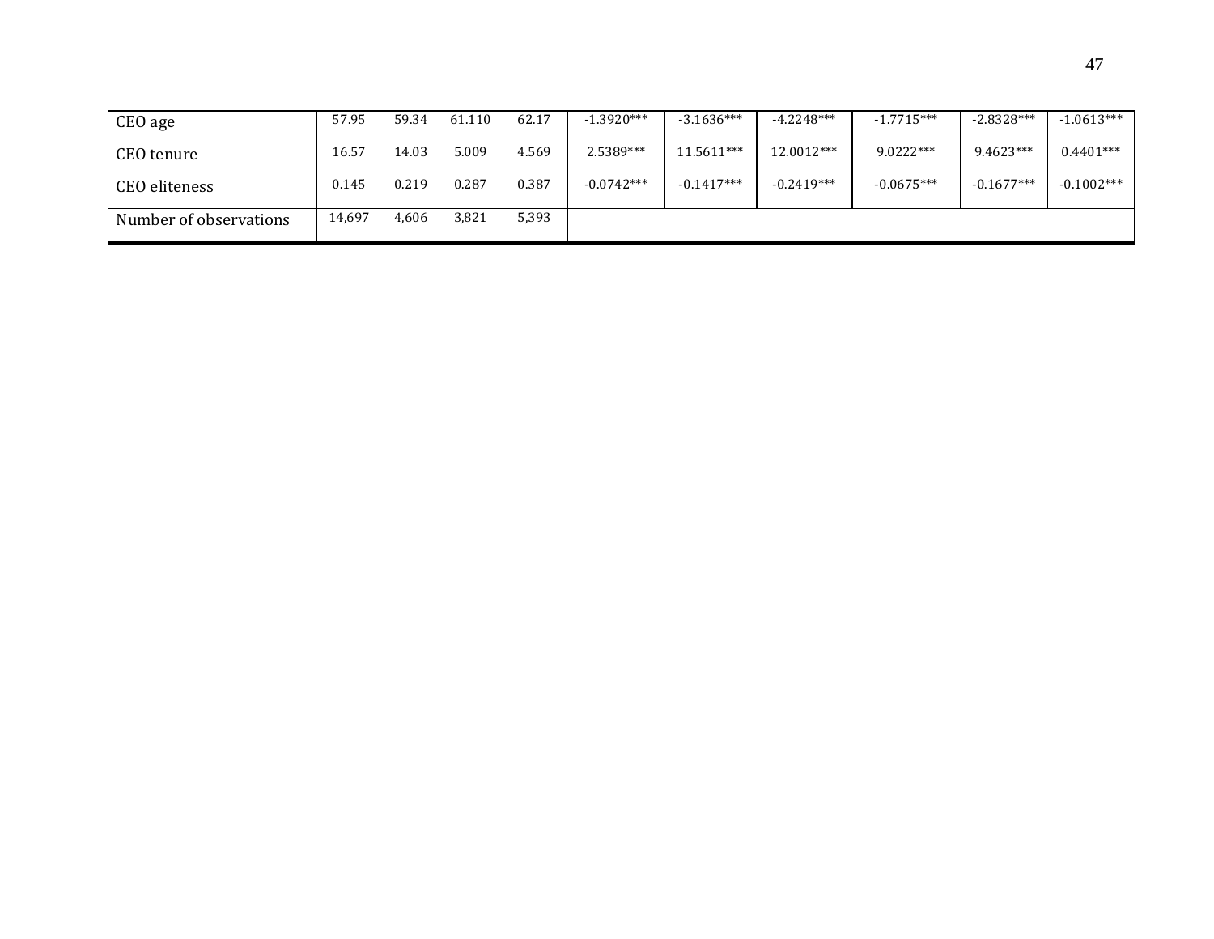| | | | | | | | | | | |
|---|---|---|---|---|---|---|---|---|---|---|
| CEO age | 57.95 | 59.34 | 61.110 | 62.17 | -1.3920*** | -3.1636*** | -4.2248*** | -1.7715*** | -2.8328*** | -1.0613*** |
| CEO tenure | 16.57 | 14.03 | 5.009 | 4.569 | 2.5389*** | 11.5611*** | 12.0012*** | 9.0222*** | 9.4623*** | 0.4401*** |
| CEO eliteness | 0.145 | 0.219 | 0.287 | 0.387 | -0.0742*** | -0.1417*** | -0.2419*** | -0.0675*** | -0.1677*** | -0.1002*** |
| Number of observations | 14,697 | 4,606 | 3,821 | 5,393 | | | | | | |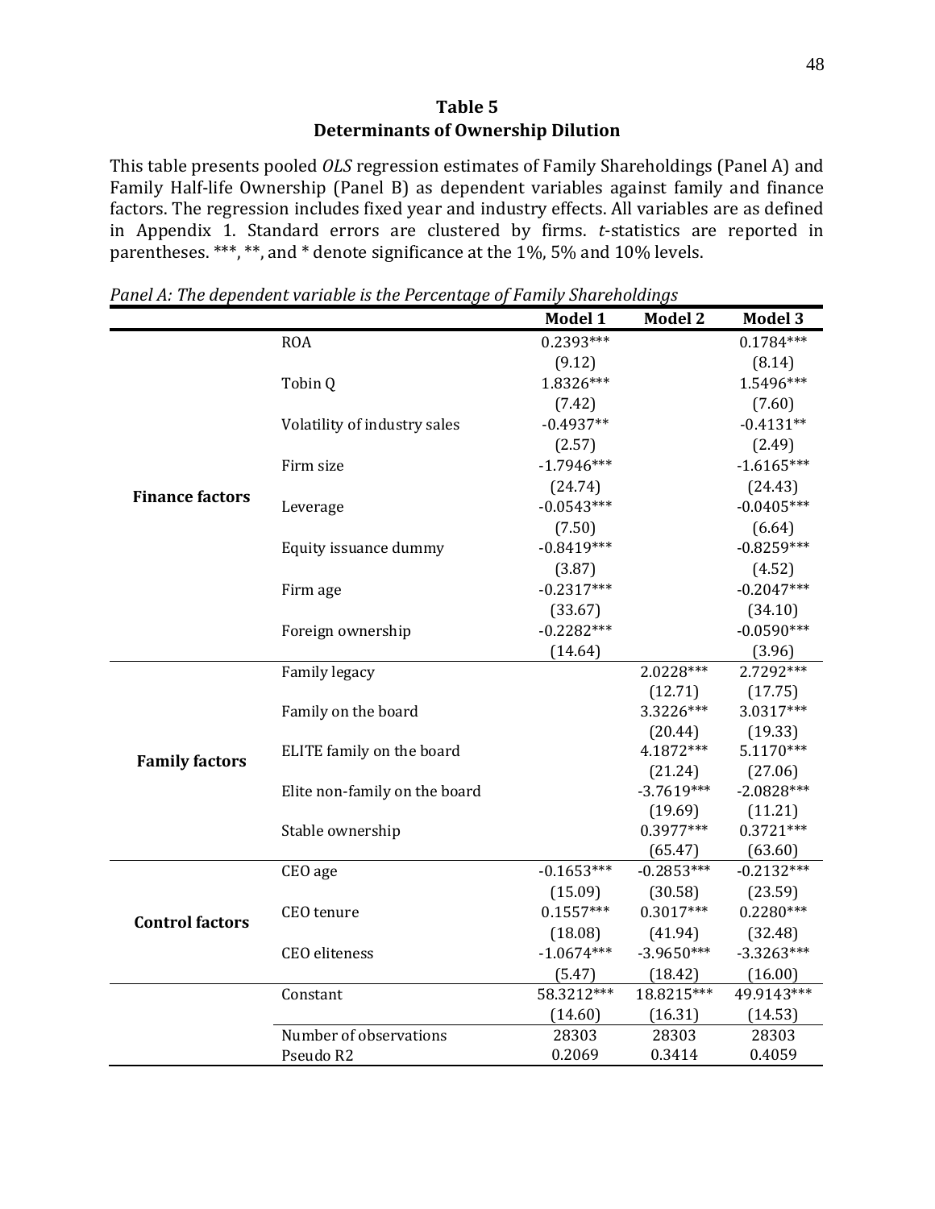# Table 5
## Determinants of Ownership Dilution

This table presents pooled *OLS* regression estimates of Family Shareholdings (Panel A) and Family Half-life Ownership (Panel B) as dependent variables against family and finance factors. The regression includes fixed year and industry effects. All variables are as defined in Appendix 1. Standard errors are clustered by firms. *t*-statistics are reported in parentheses. ***, **, and * denote significance at the 1%, 5% and 10% levels.

*Panel A: The dependent variable is the Percentage of Family Shareholdings*

| | | Model 1 | Model 2 | Model 3 |
|---|---|---|---|---|
| **Finance factors** | ROA | 0.2393*** | | 0.1784*** |
| | | (9.12) | | (8.14) |
| | Tobin Q | 1.8326*** | | 1.5496*** |
| | | (7.42) | | (7.60) |
| | Volatility of industry sales | -0.4937** | | -0.4131** |
| | | (2.57) | | (2.49) |
| | Firm size | -1.7946*** | | -1.6165*** |
| | | (24.74) | | (24.43) |
| | Leverage | -0.0543*** | | -0.0405*** |
| | | (7.50) | | (6.64) |
| | Equity issuance dummy | -0.8419*** | | -0.8259*** |
| | | (3.87) | | (4.52) |
| | Firm age | -0.2317*** | | -0.2047*** |
| | | (33.67) | | (34.10) |
| | Foreign ownership | -0.2282*** | | -0.0590*** |
| | | (14.64) | | (3.96) |
| **Family factors** | Family legacy | | 2.0228*** | 2.7292*** |
| | | | (12.71) | (17.75) |
| | Family on the board | | 3.3226*** | 3.0317*** |
| | | | (20.44) | (19.33) |
| | ELITE family on the board | | 4.1872*** | 5.1170*** |
| | | | (21.24) | (27.06) |
| | Elite non-family on the board | | -3.7619*** | -2.0828*** |
| | | | (19.69) | (11.21) |
| | Stable ownership | | 0.3977*** | 0.3721*** |
| | | | (65.47) | (63.60) |
| **Control factors** | CEO age | -0.1653*** | -0.2853*** | -0.2132*** |
| | | (15.09) | (30.58) | (23.59) |
| | CEO tenure | 0.1557*** | 0.3017*** | 0.2280*** |
| | | (18.08) | (41.94) | (32.48) |
| | CEO eliteness | -1.0674*** | -3.9650*** | -3.3263*** |
| | | (5.47) | (18.42) | (16.00) |
| | Constant | 58.3212*** | 18.8215*** | 49.9143*** |
| | | (14.60) | (16.31) | (14.53) |
| | Number of observations | 28303 | 28303 | 28303 |
| | Pseudo R2 | 0.2069 | 0.3414 | 0.4059 |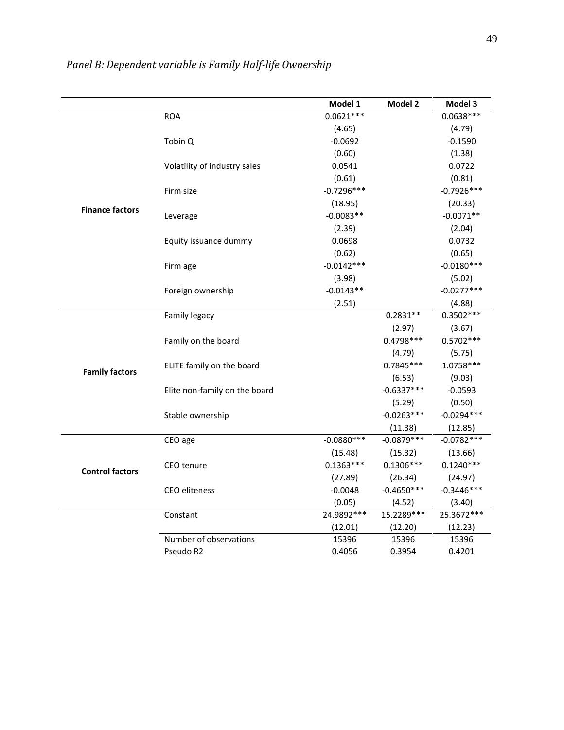*Panel B: Dependent variable is Family Half-life Ownership*

| | | Model 1 | Model 2 | Model 3 |
|---|---|---|---|---|
| **Finance factors** | ROA | 0.0621*** | | 0.0638*** |
| | | (4.65) | | (4.79) |
| | Tobin Q | -0.0692 | | -0.1590 |
| | | (0.60) | | (1.38) |
| | Volatility of industry sales | 0.0541 | | 0.0722 |
| | | (0.61) | | (0.81) |
| | Firm size | -0.7296*** | | -0.7926*** |
| | | (18.95) | | (20.33) |
| | Leverage | -0.0083** | | -0.0071** |
| | | (2.39) | | (2.04) |
| | Equity issuance dummy | 0.0698 | | 0.0732 |
| | | (0.62) | | (0.65) |
| | Firm age | -0.0142*** | | -0.0180*** |
| | | (3.98) | | (5.02) |
| | Foreign ownership | -0.0143** | | -0.0277*** |
| | | (2.51) | | (4.88) |
| **Family factors** | Family legacy | | 0.2831** | 0.3502*** |
| | | | (2.97) | (3.67) |
| | Family on the board | | 0.4798*** | 0.5702*** |
| | | | (4.79) | (5.75) |
| | ELITE family on the board | | 0.7845*** | 1.0758*** |
| | | | (6.53) | (9.03) |
| | Elite non-family on the board | | -0.6337*** | -0.0593 |
| | | | (5.29) | (0.50) |
| | Stable ownership | | -0.0263*** | -0.0294*** |
| | | | (11.38) | (12.85) |
| **Control factors** | CEO age | -0.0880*** | -0.0879*** | -0.0782*** |
| | | (15.48) | (15.32) | (13.66) |
| | CEO tenure | 0.1363*** | 0.1306*** | 0.1240*** |
| | | (27.89) | (26.34) | (24.97) |
| | CEO eliteness | -0.0048 | -0.4650*** | -0.3446*** |
| | | (0.05) | (4.52) | (3.40) |
| | Constant | 24.9892*** | 15.2289*** | 25.3672*** |
| | | (12.01) | (12.20) | (12.23) |
| | Number of observations | 15396 | 15396 | 15396 |
| | Pseudo R2 | 0.4056 | 0.3954 | 0.4201 |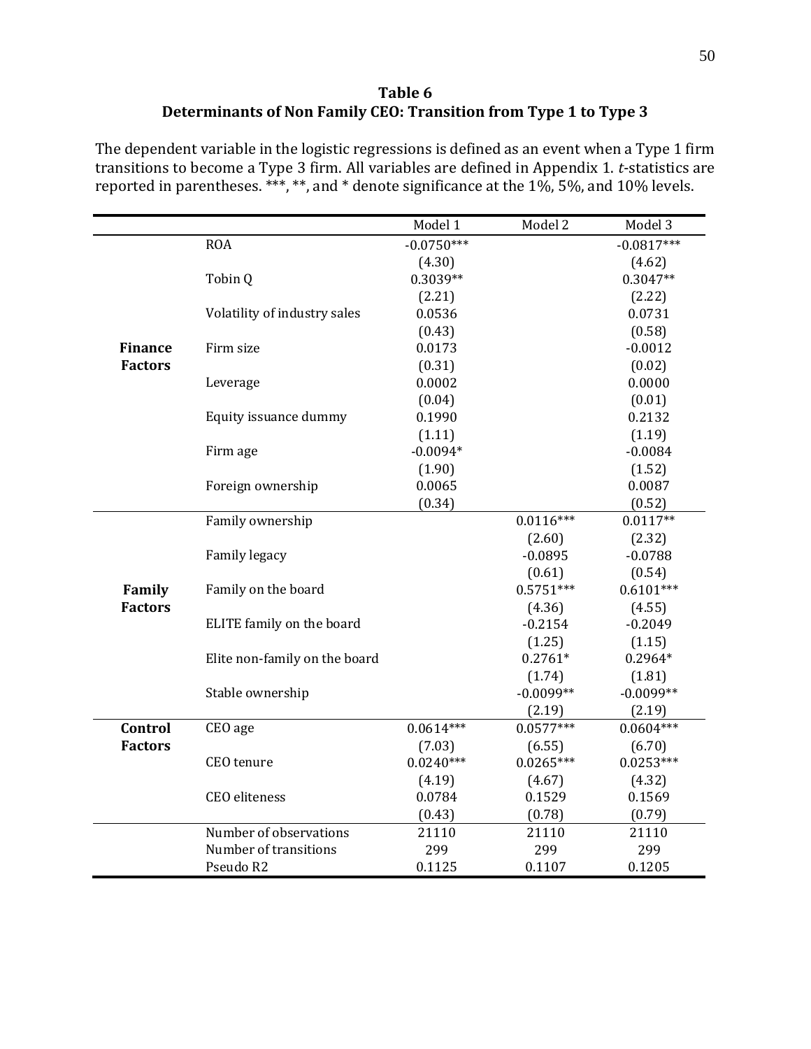**Table 6**
**Determinants of Non Family CEO: Transition from Type 1 to Type 3**

The dependent variable in the logistic regressions is defined as an event when a Type 1 firm transitions to become a Type 3 firm. All variables are defined in Appendix 1. *t*-statistics are reported in parentheses. ***, **, and * denote significance at the 1%, 5%, and 10% levels.

| | | Model 1 | Model 2 | Model 3 |
|---|---|---|---|---|
| **Finance Factors** | ROA | -0.0750*** | | -0.0817*** |
| | | (4.30) | | (4.62) |
| | Tobin Q | 0.3039** | | 0.3047** |
| | | (2.21) | | (2.22) |
| | Volatility of industry sales | 0.0536 | | 0.0731 |
| | | (0.43) | | (0.58) |
| | Firm size | 0.0173 | | -0.0012 |
| | | (0.31) | | (0.02) |
| | Leverage | 0.0002 | | 0.0000 |
| | | (0.04) | | (0.01) |
| | Equity issuance dummy | 0.1990 | | 0.2132 |
| | | (1.11) | | (1.19) |
| | Firm age | -0.0094* | | -0.0084 |
| | | (1.90) | | (1.52) |
| | Foreign ownership | 0.0065 | | 0.0087 |
| | | (0.34) | | (0.52) |
| **Family Factors** | Family ownership | | 0.0116*** | 0.0117** |
| | | | (2.60) | (2.32) |
| | Family legacy | | -0.0895 | -0.0788 |
| | | | (0.61) | (0.54) |
| | Family on the board | | 0.5751*** | 0.6101*** |
| | | | (4.36) | (4.55) |
| | ELITE family on the board | | -0.2154 | -0.2049 |
| | | | (1.25) | (1.15) |
| | Elite non-family on the board | | 0.2761* | 0.2964* |
| | | | (1.74) | (1.81) |
| | Stable ownership | | -0.0099** | -0.0099** |
| | | | (2.19) | (2.19) |
| **Control Factors** | CEO age | 0.0614*** | 0.0577*** | 0.0604*** |
| | | (7.03) | (6.55) | (6.70) |
| | CEO tenure | 0.0240*** | 0.0265*** | 0.0253*** |
| | | (4.19) | (4.67) | (4.32) |
| | CEO eliteness | 0.0784 | 0.1529 | 0.1569 |
| | | (0.43) | (0.78) | (0.79) |
| | Number of observations | 21110 | 21110 | 21110 |
| | Number of transitions | 299 | 299 | 299 |
| | Pseudo R2 | 0.1125 | 0.1107 | 0.1205 |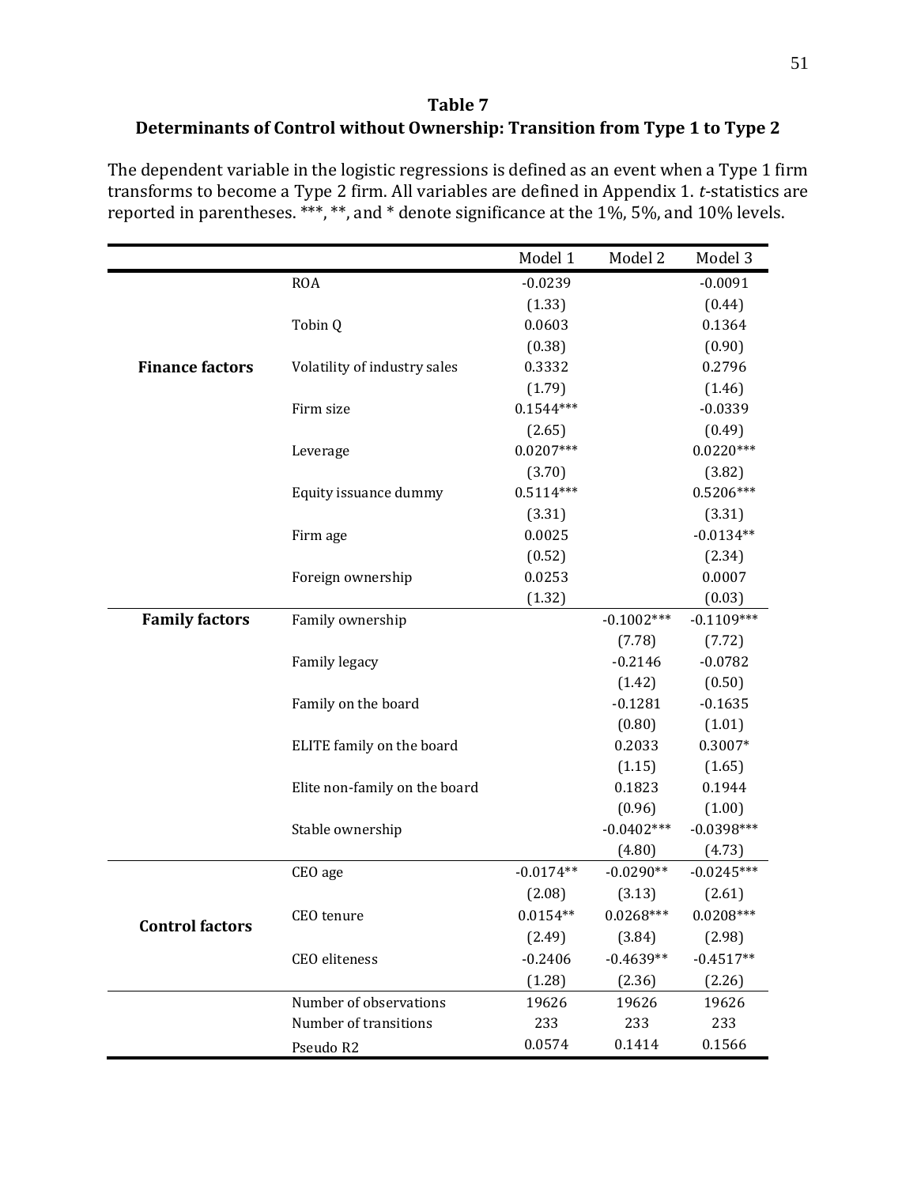**Table 7**

**Determinants of Control without Ownership: Transition from Type 1 to Type 2**

The dependent variable in the logistic regressions is defined as an event when a Type 1 firm transforms to become a Type 2 firm. All variables are defined in Appendix 1. *t*-statistics are reported in parentheses. ***, **, and * denote significance at the 1%, 5%, and 10% levels.

| | | Model 1 | Model 2 | Model 3 |
|---|---|---|---|---|
| **Finance factors** | ROA | -0.0239 | | -0.0091 |
| | | (1.33) | | (0.44) |
| | Tobin Q | 0.0603 | | 0.1364 |
| | | (0.38) | | (0.90) |
| | Volatility of industry sales | 0.3332 | | 0.2796 |
| | | (1.79) | | (1.46) |
| | Firm size | 0.1544*** | | -0.0339 |
| | | (2.65) | | (0.49) |
| | Leverage | 0.0207*** | | 0.0220*** |
| | | (3.70) | | (3.82) |
| | Equity issuance dummy | 0.5114*** | | 0.5206*** |
| | | (3.31) | | (3.31) |
| | Firm age | 0.0025 | | -0.0134** |
| | | (0.52) | | (2.34) |
| | Foreign ownership | 0.0253 | | 0.0007 |
| | | (1.32) | | (0.03) |
| **Family factors** | Family ownership | | -0.1002*** | -0.1109*** |
| | | | (7.78) | (7.72) |
| | Family legacy | | -0.2146 | -0.0782 |
| | | | (1.42) | (0.50) |
| | Family on the board | | -0.1281 | -0.1635 |
| | | | (0.80) | (1.01) |
| | ELITE family on the board | | 0.2033 | 0.3007* |
| | | | (1.15) | (1.65) |
| | Elite non-family on the board | | 0.1823 | 0.1944 |
| | | | (0.96) | (1.00) |
| | Stable ownership | | -0.0402*** | -0.0398*** |
| | | | (4.80) | (4.73) |
| **Control factors** | CEO age | -0.0174** | -0.0290** | -0.0245*** |
| | | (2.08) | (3.13) | (2.61) |
| | CEO tenure | 0.0154** | 0.0268*** | 0.0208*** |
| | | (2.49) | (3.84) | (2.98) |
| | CEO eliteness | -0.2406 | -0.4639** | -0.4517** |
| | | (1.28) | (2.36) | (2.26) |
| | Number of observations | 19626 | 19626 | 19626 |
| | Number of transitions | 233 | 233 | 233 |
| | Pseudo R2 | 0.0574 | 0.1414 | 0.1566 |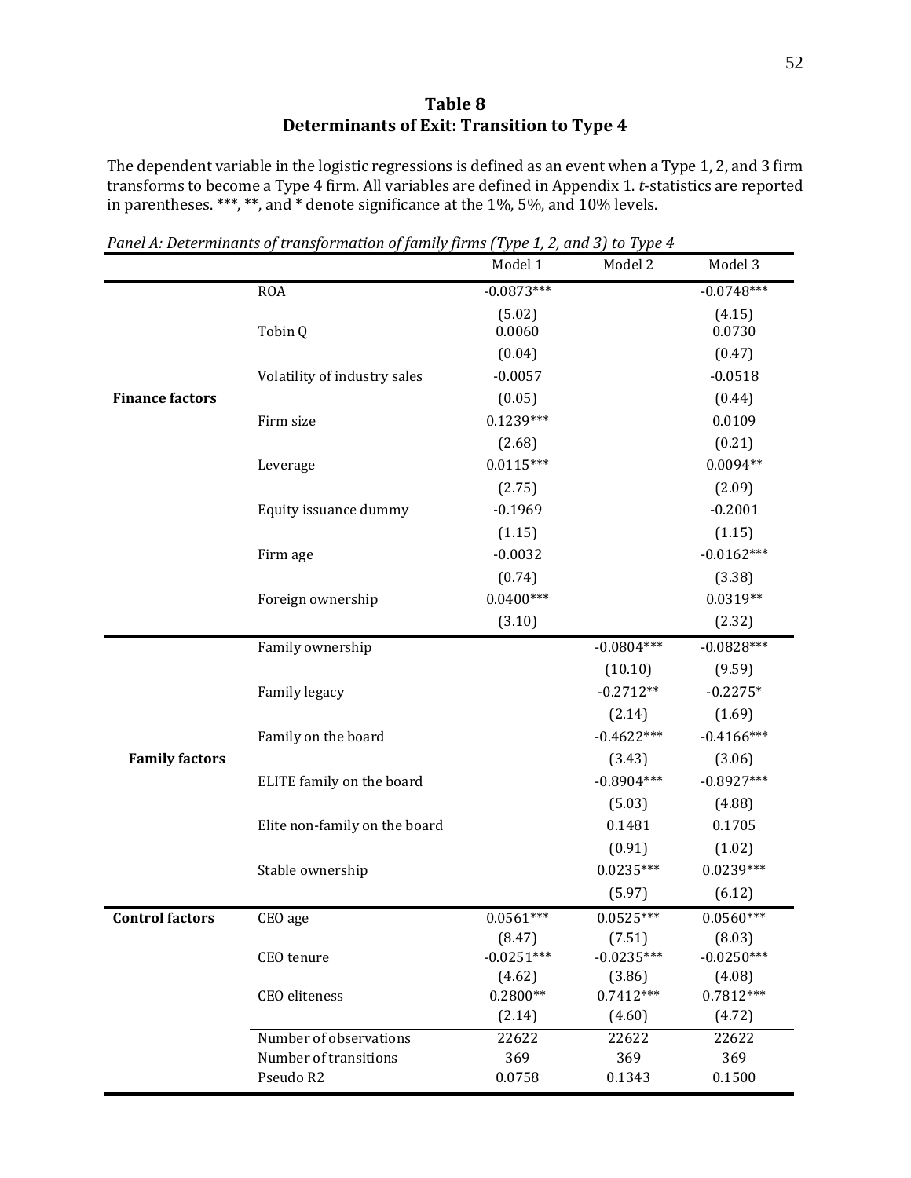# Table 8
## Determinants of Exit: Transition to Type 4

The dependent variable in the logistic regressions is defined as an event when a Type 1, 2, and 3 firm transforms to become a Type 4 firm. All variables are defined in Appendix 1. *t*-statistics are reported in parentheses. ***, **, and * denote significance at the 1%, 5%, and 10% levels.

*Panel A: Determinants of transformation of family firms (Type 1, 2, and 3) to Type 4*

| | | Model 1 | Model 2 | Model 3 |
|---|---|---|---|---|
| **Finance factors** | ROA | -0.0873*** | | -0.0748*** |
| | | (5.02) | | (4.15) |
| | Tobin Q | 0.0060 | | 0.0730 |
| | | (0.04) | | (0.47) |
| | Volatility of industry sales | -0.0057 | | -0.0518 |
| | | (0.05) | | (0.44) |
| | Firm size | 0.1239*** | | 0.0109 |
| | | (2.68) | | (0.21) |
| | Leverage | 0.0115*** | | 0.0094** |
| | | (2.75) | | (2.09) |
| | Equity issuance dummy | -0.1969 | | -0.2001 |
| | | (1.15) | | (1.15) |
| | Firm age | -0.0032 | | -0.0162*** |
| | | (0.74) | | (3.38) |
| | Foreign ownership | 0.0400*** | | 0.0319** |
| | | (3.10) | | (2.32) |
| **Family factors** | Family ownership | | -0.0804*** | -0.0828*** |
| | | | (10.10) | (9.59) |
| | Family legacy | | -0.2712** | -0.2275* |
| | | | (2.14) | (1.69) |
| | Family on the board | | -0.4622*** | -0.4166*** |
| | | | (3.43) | (3.06) |
| | ELITE family on the board | | -0.8904*** | -0.8927*** |
| | | | (5.03) | (4.88) |
| | Elite non-family on the board | | 0.1481 | 0.1705 |
| | | | (0.91) | (1.02) |
| | Stable ownership | | 0.0235*** | 0.0239*** |
| | | | (5.97) | (6.12) |
| **Control factors** | CEO age | 0.0561*** | 0.0525*** | 0.0560*** |
| | | (8.47) | (7.51) | (8.03) |
| | CEO tenure | -0.0251*** | -0.0235*** | -0.0250*** |
| | | (4.62) | (3.86) | (4.08) |
| | CEO eliteness | 0.2800** | 0.7412*** | 0.7812*** |
| | | (2.14) | (4.60) | (4.72) |
| | Number of observations | 22622 | 22622 | 22622 |
| | Number of transitions | 369 | 369 | 369 |
| | Pseudo R2 | 0.0758 | 0.1343 | 0.1500 |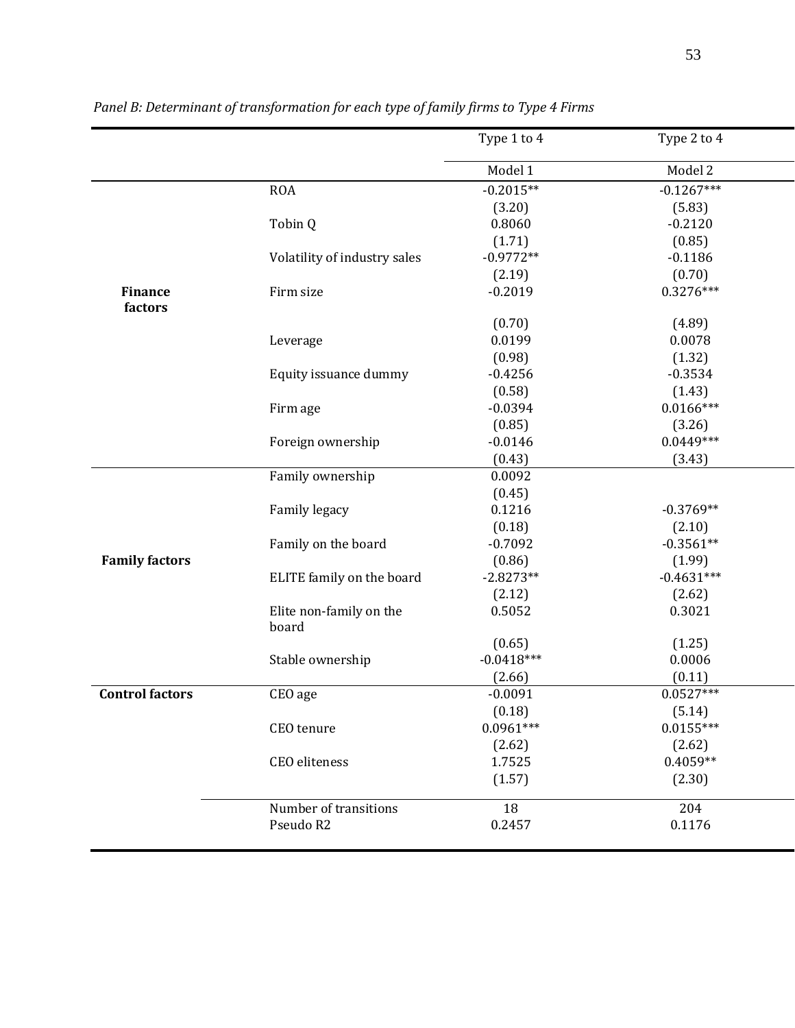*Panel B: Determinant of transformation for each type of family firms to Type 4 Firms*

| | | Type 1 to 4 | Type 2 to 4 |
|---|---|---|---|
| | | Model 1 | Model 2 |
| **Finance factors** | ROA | -0.2015** | -0.1267*** |
| | | (3.20) | (5.83) |
| | Tobin Q | 0.8060 | -0.2120 |
| | | (1.71) | (0.85) |
| | Volatility of industry sales | -0.9772** | -0.1186 |
| | | (2.19) | (0.70) |
| | Firm size | -0.2019 | 0.3276*** |
| | | (0.70) | (4.89) |
| | Leverage | 0.0199 | 0.0078 |
| | | (0.98) | (1.32) |
| | Equity issuance dummy | -0.4256 | -0.3534 |
| | | (0.58) | (1.43) |
| | Firm age | -0.0394 | 0.0166*** |
| | | (0.85) | (3.26) |
| | Foreign ownership | -0.0146 | 0.0449*** |
| | | (0.43) | (3.43) |
| **Family factors** | Family ownership | 0.0092 | |
| | | (0.45) | |
| | Family legacy | 0.1216 | -0.3769** |
| | | (0.18) | (2.10) |
| | Family on the board | -0.7092 | -0.3561** |
| | | (0.86) | (1.99) |
| | ELITE family on the board | -2.8273** | -0.4631*** |
| | | (2.12) | (2.62) |
| | Elite non-family on the board | 0.5052 | 0.3021 |
| | | (0.65) | (1.25) |
| | Stable ownership | -0.0418*** | 0.0006 |
| | | (2.66) | (0.11) |
| **Control factors** | CEO age | -0.0091 | 0.0527*** |
| | | (0.18) | (5.14) |
| | CEO tenure | 0.0961*** | 0.0155*** |
| | | (2.62) | (2.62) |
| | CEO eliteness | 1.7525 | 0.4059** |
| | | (1.57) | (2.30) |
| | Number of transitions | 18 | 204 |
| | Pseudo R2 | 0.2457 | 0.1176 |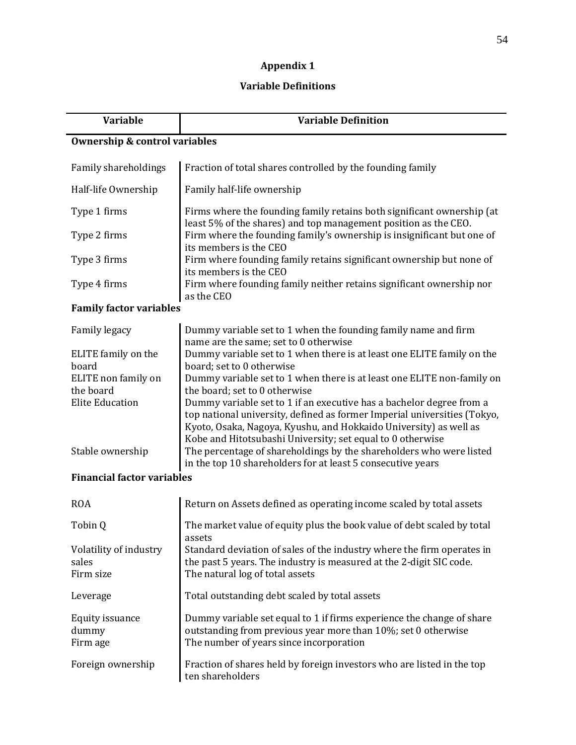## Appendix 1

### Variable Definitions

| Variable | Variable Definition |
|---|---|
| **Ownership & control variables** | |
| Family shareholdings | Fraction of total shares controlled by the founding family |
| Half-life Ownership | Family half-life ownership |
| Type 1 firms | Firms where the founding family retains both significant ownership (at least 5% of the shares) and top management position as the CEO. |
| Type 2 firms | Firm where the founding family's ownership is insignificant but one of its members is the CEO |
| Type 3 firms | Firm where founding family retains significant ownership but none of its members is the CEO |
| Type 4 firms | Firm where founding family neither retains significant ownership nor as the CEO |
| **Family factor variables** | |
| Family legacy | Dummy variable set to 1 when the founding family name and firm name are the same; set to 0 otherwise |
| ELITE family on the board | Dummy variable set to 1 when there is at least one ELITE family on the board; set to 0 otherwise |
| ELITE non family on the board | Dummy variable set to 1 when there is at least one ELITE non-family on the board; set to 0 otherwise |
| Elite Education | Dummy variable set to 1 if an executive has a bachelor degree from a top national university, defined as former Imperial universities (Tokyo, Kyoto, Osaka, Nagoya, Kyushu, and Hokkaido University) as well as Kobe and Hitotsubashi University; set equal to 0 otherwise |
| Stable ownership | The percentage of shareholdings by the shareholders who were listed in the top 10 shareholders for at least 5 consecutive years |
| **Financial factor variables** | |
| ROA | Return on Assets defined as operating income scaled by total assets |
| Tobin Q | The market value of equity plus the book value of debt scaled by total assets |
| Volatility of industry sales | Standard deviation of sales of the industry where the firm operates in the past 5 years. The industry is measured at the 2-digit SIC code. |
| Firm size | The natural log of total assets |
| Leverage | Total outstanding debt scaled by total assets |
| Equity issuance dummy | Dummy variable set equal to 1 if firms experience the change of share outstanding from previous year more than 10%; set 0 otherwise |
| Firm age | The number of years since incorporation |
| Foreign ownership | Fraction of shares held by foreign investors who are listed in the top ten shareholders |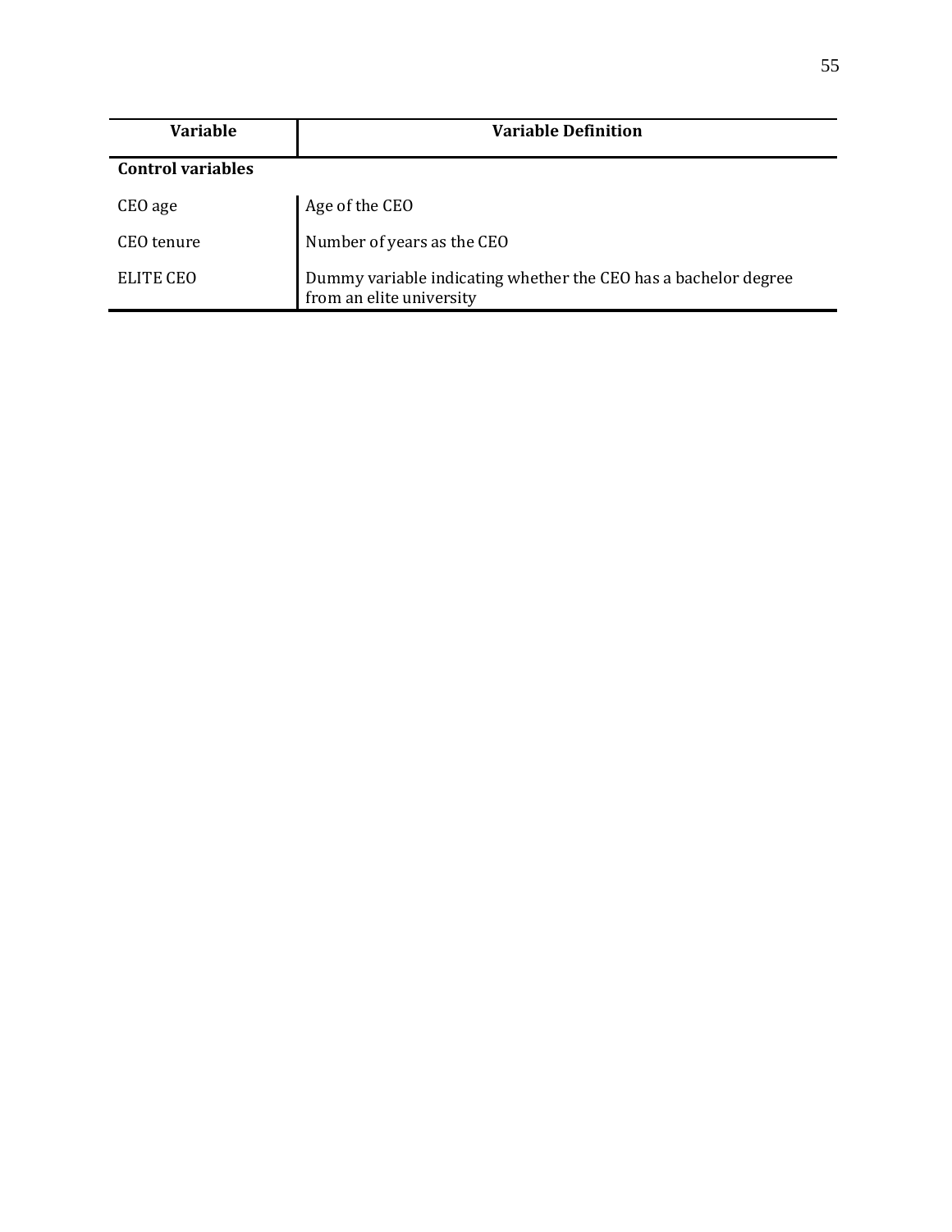| Variable | Variable Definition |
|---|---|
| **Control variables** | |
| CEO age | Age of the CEO |
| CEO tenure | Number of years as the CEO |
| ELITE CEO | Dummy variable indicating whether the CEO has a bachelor degree from an elite university |